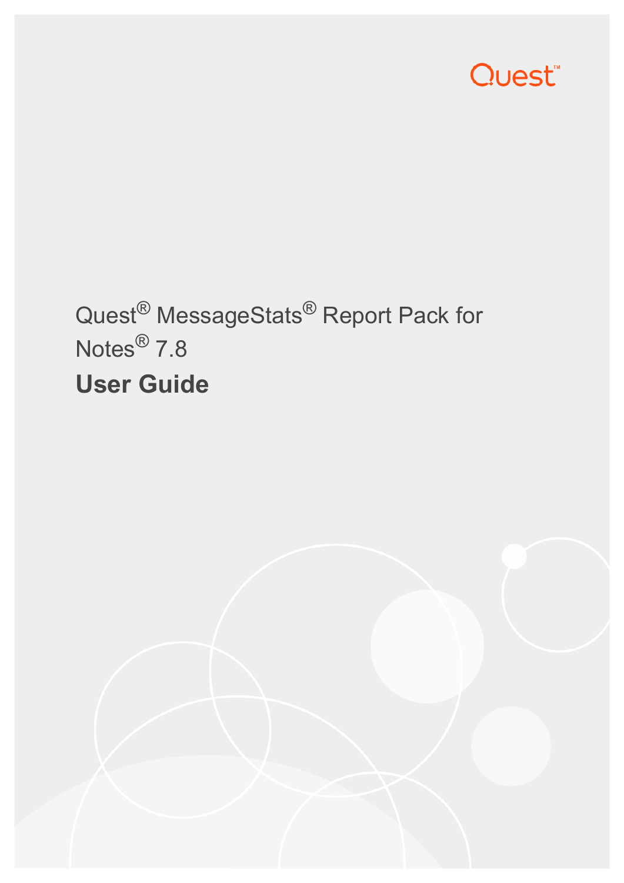Quest™

# Quest® MessageStats® Report Pack for Notes® 7.8

## User Guide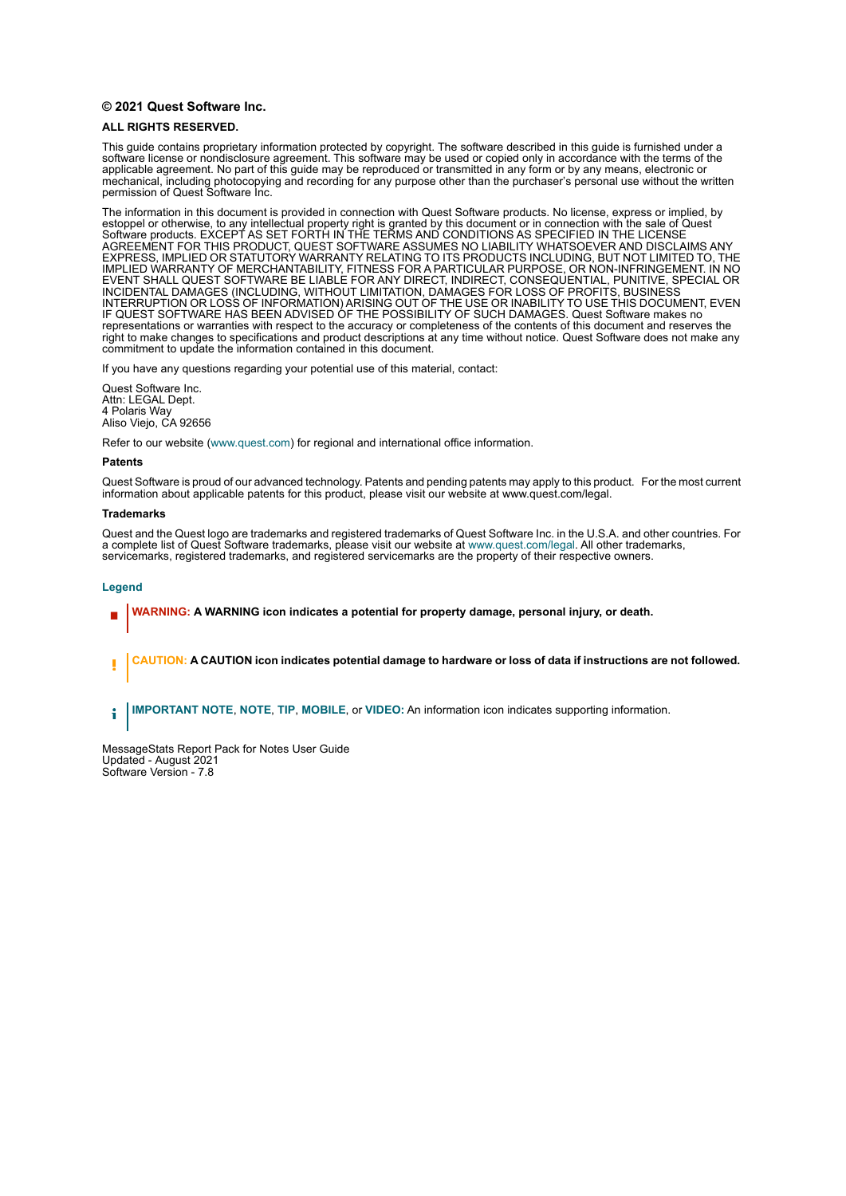**© 2021 Quest Software Inc.**

**ALL RIGHTS RESERVED.**

This guide contains proprietary information protected by copyright. The software described in this guide is furnished under a software license or nondisclosure agreement. This software may be used or copied only in accordance with the terms of the applicable agreement. No part of this guide may be reproduced or transmitted in any form or by any means, electronic or mechanical, including photocopying and recording for any purpose other than the purchaser's personal use without the written permission of Quest Software Inc.

The information in this document is provided in connection with Quest Software products. No license, express or implied, by estoppel or otherwise, to any intellectual property right is granted by this document or in connection with the sale of Quest Software products. EXCEPT AS SET FORTH IN THE TERMS AND CONDITIONS AS SPECIFIED IN THE LICENSE AGREEMENT FOR THIS PRODUCT, QUEST SOFTWARE ASSUMES NO LIABILITY WHATSOEVER AND DISCLAIMS ANY EXPRESS, IMPLIED OR STATUTORY WARRANTY RELATING TO ITS PRODUCTS INCLUDING, BUT NOT LIMITED TO, THE IMPLIED WARRANTY OF MERCHANTABILITY, FITNESS FOR A PARTICULAR PURPOSE, OR NON-INFRINGEMENT. IN NO EVENT SHALL QUEST SOFTWARE BE LIABLE FOR ANY DIRECT, INDIRECT, CONSEQUENTIAL, PUNITIVE, SPECIAL OR INCIDENTAL DAMAGES (INCLUDING, WITHOUT LIMITATION, DAMAGES FOR LOSS OF PROFITS, BUSINESS INTERRUPTION OR LOSS OF INFORMATION) ARISING OUT OF THE USE OR INABILITY TO USE THIS DOCUMENT, EVEN IF QUEST SOFTWARE HAS BEEN ADVISED OF THE POSSIBILITY OF SUCH DAMAGES. Quest Software makes no representations or warranties with respect to the accuracy or completeness of the contents of this document and reserves the right to make changes to specifications and product descriptions at any time without notice. Quest Software does not make any commitment to update the information contained in this document.

If you have any questions regarding your potential use of this material, contact:

Quest Software Inc.
Attn: LEGAL Dept.
4 Polaris Way
Aliso Viejo, CA 92656

Refer to our website (www.quest.com) for regional and international office information.

**Patents**

Quest Software is proud of our advanced technology. Patents and pending patents may apply to this product. For the most current information about applicable patents for this product, please visit our website at www.quest.com/legal.

**Trademarks**

Quest and the Quest logo are trademarks and registered trademarks of Quest Software Inc. in the U.S.A. and other countries. For a complete list of Quest Software trademarks, please visit our website at www.quest.com/legal. All other trademarks, servicemarks, registered trademarks, and registered servicemarks are the property of their respective owners.

**Legend**

**WARNING: A WARNING icon indicates a potential for property damage, personal injury, or death.**

**CAUTION: A CAUTION icon indicates potential damage to hardware or loss of data if instructions are not followed.**

**IMPORTANT NOTE**, **NOTE**, **TIP**, **MOBILE**, or **VIDEO:** An information icon indicates supporting information.

MessageStats Report Pack for Notes User Guide
Updated - August 2021
Software Version - 7.8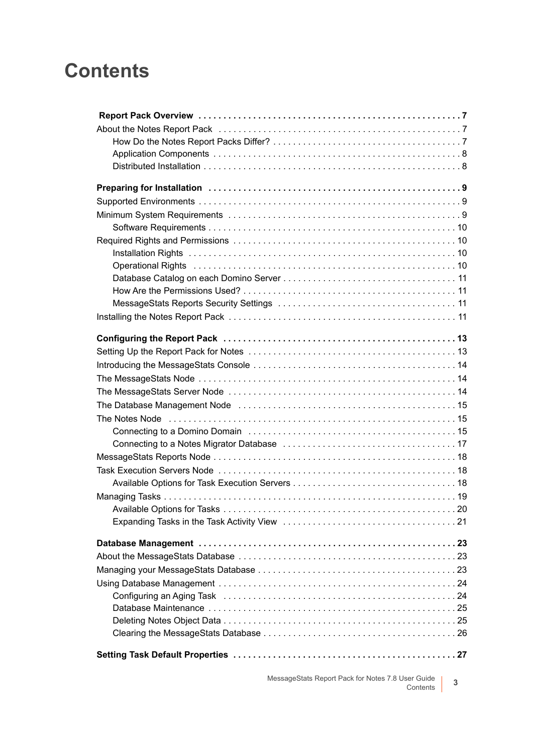# Contents

**Report Pack Overview** . . . . . . . . . . . . . . . . . . . . . . . . . . . . . . . . . . . . . . . . . . . . . . . . . . . . 7

About the Notes Report Pack . . . . . . . . . . . . . . . . . . . . . . . . . . . . . . . . . . . . . . . . . . . . . . . 7

- How Do the Notes Report Packs Differ? . . . . . . . . . . . . . . . . . . . . . . . . . . . . . . . . . . . . . 7
- Application Components . . . . . . . . . . . . . . . . . . . . . . . . . . . . . . . . . . . . . . . . . . . . . . . . 8
- Distributed Installation . . . . . . . . . . . . . . . . . . . . . . . . . . . . . . . . . . . . . . . . . . . . . . . . . . 8

**Preparing for Installation** . . . . . . . . . . . . . . . . . . . . . . . . . . . . . . . . . . . . . . . . . . . . . . . . . . . 9

Supported Environments . . . . . . . . . . . . . . . . . . . . . . . . . . . . . . . . . . . . . . . . . . . . . . . . . . . . 9

Minimum System Requirements . . . . . . . . . . . . . . . . . . . . . . . . . . . . . . . . . . . . . . . . . . . . . . 9

- Software Requirements . . . . . . . . . . . . . . . . . . . . . . . . . . . . . . . . . . . . . . . . . . . . . . . . . 10

Required Rights and Permissions . . . . . . . . . . . . . . . . . . . . . . . . . . . . . . . . . . . . . . . . . . . . 10

- Installation Rights . . . . . . . . . . . . . . . . . . . . . . . . . . . . . . . . . . . . . . . . . . . . . . . . . . . . . 10
- Operational Rights . . . . . . . . . . . . . . . . . . . . . . . . . . . . . . . . . . . . . . . . . . . . . . . . . . . . 10
- Database Catalog on each Domino Server . . . . . . . . . . . . . . . . . . . . . . . . . . . . . . . . . . 11
- How Are the Permissions Used? . . . . . . . . . . . . . . . . . . . . . . . . . . . . . . . . . . . . . . . . . . 11
- MessageStats Reports Security Settings . . . . . . . . . . . . . . . . . . . . . . . . . . . . . . . . . . . 11

Installing the Notes Report Pack . . . . . . . . . . . . . . . . . . . . . . . . . . . . . . . . . . . . . . . . . . . . . 11

**Configuring the Report Pack** . . . . . . . . . . . . . . . . . . . . . . . . . . . . . . . . . . . . . . . . . . . . . . . 13

Setting Up the Report Pack for Notes . . . . . . . . . . . . . . . . . . . . . . . . . . . . . . . . . . . . . . . . . 13

Introducing the MessageStats Console . . . . . . . . . . . . . . . . . . . . . . . . . . . . . . . . . . . . . . . . 14

The MessageStats Node . . . . . . . . . . . . . . . . . . . . . . . . . . . . . . . . . . . . . . . . . . . . . . . . . . . 14

The MessageStats Server Node . . . . . . . . . . . . . . . . . . . . . . . . . . . . . . . . . . . . . . . . . . . . . 14

The Database Management Node . . . . . . . . . . . . . . . . . . . . . . . . . . . . . . . . . . . . . . . . . . . 15

The Notes Node . . . . . . . . . . . . . . . . . . . . . . . . . . . . . . . . . . . . . . . . . . . . . . . . . . . . . . . . . . 15

- Connecting to a Domino Domain . . . . . . . . . . . . . . . . . . . . . . . . . . . . . . . . . . . . . . . . . . 15
- Connecting to a Notes Migrator Database . . . . . . . . . . . . . . . . . . . . . . . . . . . . . . . . . . . 17

MessageStats Reports Node . . . . . . . . . . . . . . . . . . . . . . . . . . . . . . . . . . . . . . . . . . . . . . . . 18

Task Execution Servers Node . . . . . . . . . . . . . . . . . . . . . . . . . . . . . . . . . . . . . . . . . . . . . . . 18

- Available Options for Task Execution Servers . . . . . . . . . . . . . . . . . . . . . . . . . . . . . . . . 18

Managing Tasks . . . . . . . . . . . . . . . . . . . . . . . . . . . . . . . . . . . . . . . . . . . . . . . . . . . . . . . . . . 19

- Available Options for Tasks . . . . . . . . . . . . . . . . . . . . . . . . . . . . . . . . . . . . . . . . . . . . . . 20
- Expanding Tasks in the Task Activity View . . . . . . . . . . . . . . . . . . . . . . . . . . . . . . . . . . 21

**Database Management** . . . . . . . . . . . . . . . . . . . . . . . . . . . . . . . . . . . . . . . . . . . . . . . . . . . . 23

About the MessageStats Database . . . . . . . . . . . . . . . . . . . . . . . . . . . . . . . . . . . . . . . . . . . 23

Managing your MessageStats Database . . . . . . . . . . . . . . . . . . . . . . . . . . . . . . . . . . . . . . . 23

Using Database Management . . . . . . . . . . . . . . . . . . . . . . . . . . . . . . . . . . . . . . . . . . . . . . . 24

- Configuring an Aging Task . . . . . . . . . . . . . . . . . . . . . . . . . . . . . . . . . . . . . . . . . . . . . . . 24
- Database Maintenance . . . . . . . . . . . . . . . . . . . . . . . . . . . . . . . . . . . . . . . . . . . . . . . . . . 25
- Deleting Notes Object Data . . . . . . . . . . . . . . . . . . . . . . . . . . . . . . . . . . . . . . . . . . . . . . 25
- Clearing the MessageStats Database . . . . . . . . . . . . . . . . . . . . . . . . . . . . . . . . . . . . . . 26

**Setting Task Default Properties** . . . . . . . . . . . . . . . . . . . . . . . . . . . . . . . . . . . . . . . . . . . . . 27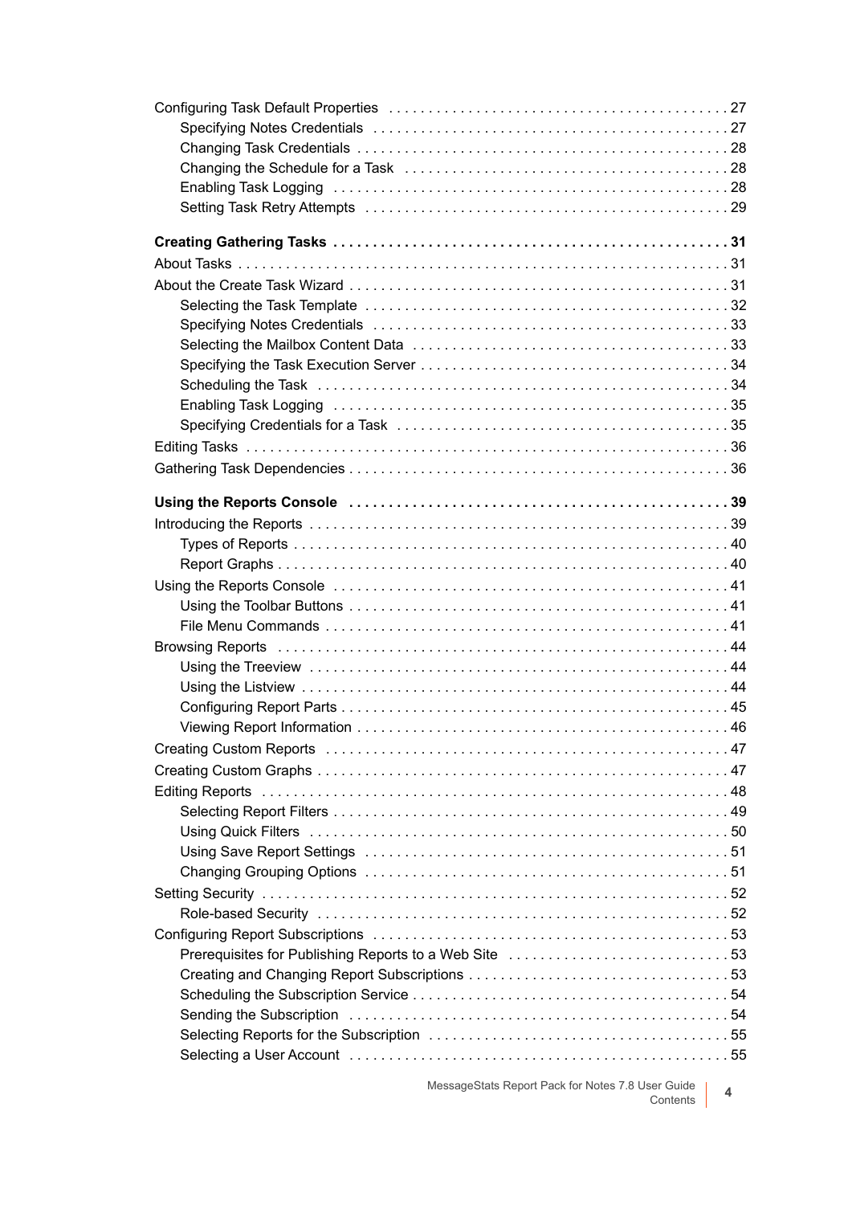Configuring Task Default Properties . . . . . . . . . . . . . . . . . . . . . . . . . . . . . . . . . . . . . . . . . . 27

- Specifying Notes Credentials . . . . . . . . . . . . . . . . . . . . . . . . . . . . . . . . . . . . . . . . . . . . 27
- Changing Task Credentials . . . . . . . . . . . . . . . . . . . . . . . . . . . . . . . . . . . . . . . . . . . . . . 28
- Changing the Schedule for a Task . . . . . . . . . . . . . . . . . . . . . . . . . . . . . . . . . . . . . . . . 28
- Enabling Task Logging . . . . . . . . . . . . . . . . . . . . . . . . . . . . . . . . . . . . . . . . . . . . . . . . . . 28
- Setting Task Retry Attempts . . . . . . . . . . . . . . . . . . . . . . . . . . . . . . . . . . . . . . . . . . . . . . 29

**Creating Gathering Tasks . . . . . . . . . . . . . . . . . . . . . . . . . . . . . . . . . . . . . . . . . . . . . . . . . . 31**

About Tasks . . . . . . . . . . . . . . . . . . . . . . . . . . . . . . . . . . . . . . . . . . . . . . . . . . . . . . . . . . . . . . 31

About the Create Task Wizard . . . . . . . . . . . . . . . . . . . . . . . . . . . . . . . . . . . . . . . . . . . . . . . . 31

- Selecting the Task Template . . . . . . . . . . . . . . . . . . . . . . . . . . . . . . . . . . . . . . . . . . . . . 32
- Specifying Notes Credentials . . . . . . . . . . . . . . . . . . . . . . . . . . . . . . . . . . . . . . . . . . . . 33
- Selecting the Mailbox Content Data . . . . . . . . . . . . . . . . . . . . . . . . . . . . . . . . . . . . . . . 33
- Specifying the Task Execution Server . . . . . . . . . . . . . . . . . . . . . . . . . . . . . . . . . . . . . . 34
- Scheduling the Task . . . . . . . . . . . . . . . . . . . . . . . . . . . . . . . . . . . . . . . . . . . . . . . . . . . . 34
- Enabling Task Logging . . . . . . . . . . . . . . . . . . . . . . . . . . . . . . . . . . . . . . . . . . . . . . . . . . 35
- Specifying Credentials for a Task . . . . . . . . . . . . . . . . . . . . . . . . . . . . . . . . . . . . . . . . . 35

Editing Tasks . . . . . . . . . . . . . . . . . . . . . . . . . . . . . . . . . . . . . . . . . . . . . . . . . . . . . . . . . . . . . . 36

Gathering Task Dependencies . . . . . . . . . . . . . . . . . . . . . . . . . . . . . . . . . . . . . . . . . . . . . . . . 36

**Using the Reports Console . . . . . . . . . . . . . . . . . . . . . . . . . . . . . . . . . . . . . . . . . . . . . . . . 39**

Introducing the Reports . . . . . . . . . . . . . . . . . . . . . . . . . . . . . . . . . . . . . . . . . . . . . . . . . . . . . 39

- Types of Reports . . . . . . . . . . . . . . . . . . . . . . . . . . . . . . . . . . . . . . . . . . . . . . . . . . . . . . . 40
- Report Graphs . . . . . . . . . . . . . . . . . . . . . . . . . . . . . . . . . . . . . . . . . . . . . . . . . . . . . . . . . 40

Using the Reports Console . . . . . . . . . . . . . . . . . . . . . . . . . . . . . . . . . . . . . . . . . . . . . . . . . . 41

- Using the Toolbar Buttons . . . . . . . . . . . . . . . . . . . . . . . . . . . . . . . . . . . . . . . . . . . . . . . . 41
- File Menu Commands . . . . . . . . . . . . . . . . . . . . . . . . . . . . . . . . . . . . . . . . . . . . . . . . . . . 41

Browsing Reports . . . . . . . . . . . . . . . . . . . . . . . . . . . . . . . . . . . . . . . . . . . . . . . . . . . . . . . . . 44

- Using the Treeview . . . . . . . . . . . . . . . . . . . . . . . . . . . . . . . . . . . . . . . . . . . . . . . . . . . . . 44
- Using the Listview . . . . . . . . . . . . . . . . . . . . . . . . . . . . . . . . . . . . . . . . . . . . . . . . . . . . . . 44
- Configuring Report Parts . . . . . . . . . . . . . . . . . . . . . . . . . . . . . . . . . . . . . . . . . . . . . . . . . 45
- Viewing Report Information . . . . . . . . . . . . . . . . . . . . . . . . . . . . . . . . . . . . . . . . . . . . . . . 46

Creating Custom Reports . . . . . . . . . . . . . . . . . . . . . . . . . . . . . . . . . . . . . . . . . . . . . . . . . . . 47

Creating Custom Graphs . . . . . . . . . . . . . . . . . . . . . . . . . . . . . . . . . . . . . . . . . . . . . . . . . . . . 47

Editing Reports . . . . . . . . . . . . . . . . . . . . . . . . . . . . . . . . . . . . . . . . . . . . . . . . . . . . . . . . . . . 48

- Selecting Report Filters . . . . . . . . . . . . . . . . . . . . . . . . . . . . . . . . . . . . . . . . . . . . . . . . . . 49
- Using Quick Filters . . . . . . . . . . . . . . . . . . . . . . . . . . . . . . . . . . . . . . . . . . . . . . . . . . . . . . 50
- Using Save Report Settings . . . . . . . . . . . . . . . . . . . . . . . . . . . . . . . . . . . . . . . . . . . . . . . 51
- Changing Grouping Options . . . . . . . . . . . . . . . . . . . . . . . . . . . . . . . . . . . . . . . . . . . . . . 51

Setting Security . . . . . . . . . . . . . . . . . . . . . . . . . . . . . . . . . . . . . . . . . . . . . . . . . . . . . . . . . . . 52

- Role-based Security . . . . . . . . . . . . . . . . . . . . . . . . . . . . . . . . . . . . . . . . . . . . . . . . . . . . . 52

Configuring Report Subscriptions . . . . . . . . . . . . . . . . . . . . . . . . . . . . . . . . . . . . . . . . . . . . . 53

- Prerequisites for Publishing Reports to a Web Site . . . . . . . . . . . . . . . . . . . . . . . . . . . . 53
- Creating and Changing Report Subscriptions . . . . . . . . . . . . . . . . . . . . . . . . . . . . . . . . . 53
- Scheduling the Subscription Service . . . . . . . . . . . . . . . . . . . . . . . . . . . . . . . . . . . . . . . . 54
- Sending the Subscription . . . . . . . . . . . . . . . . . . . . . . . . . . . . . . . . . . . . . . . . . . . . . . . . . 54
- Selecting Reports for the Subscription . . . . . . . . . . . . . . . . . . . . . . . . . . . . . . . . . . . . . . 55
- Selecting a User Account . . . . . . . . . . . . . . . . . . . . . . . . . . . . . . . . . . . . . . . . . . . . . . . . . 55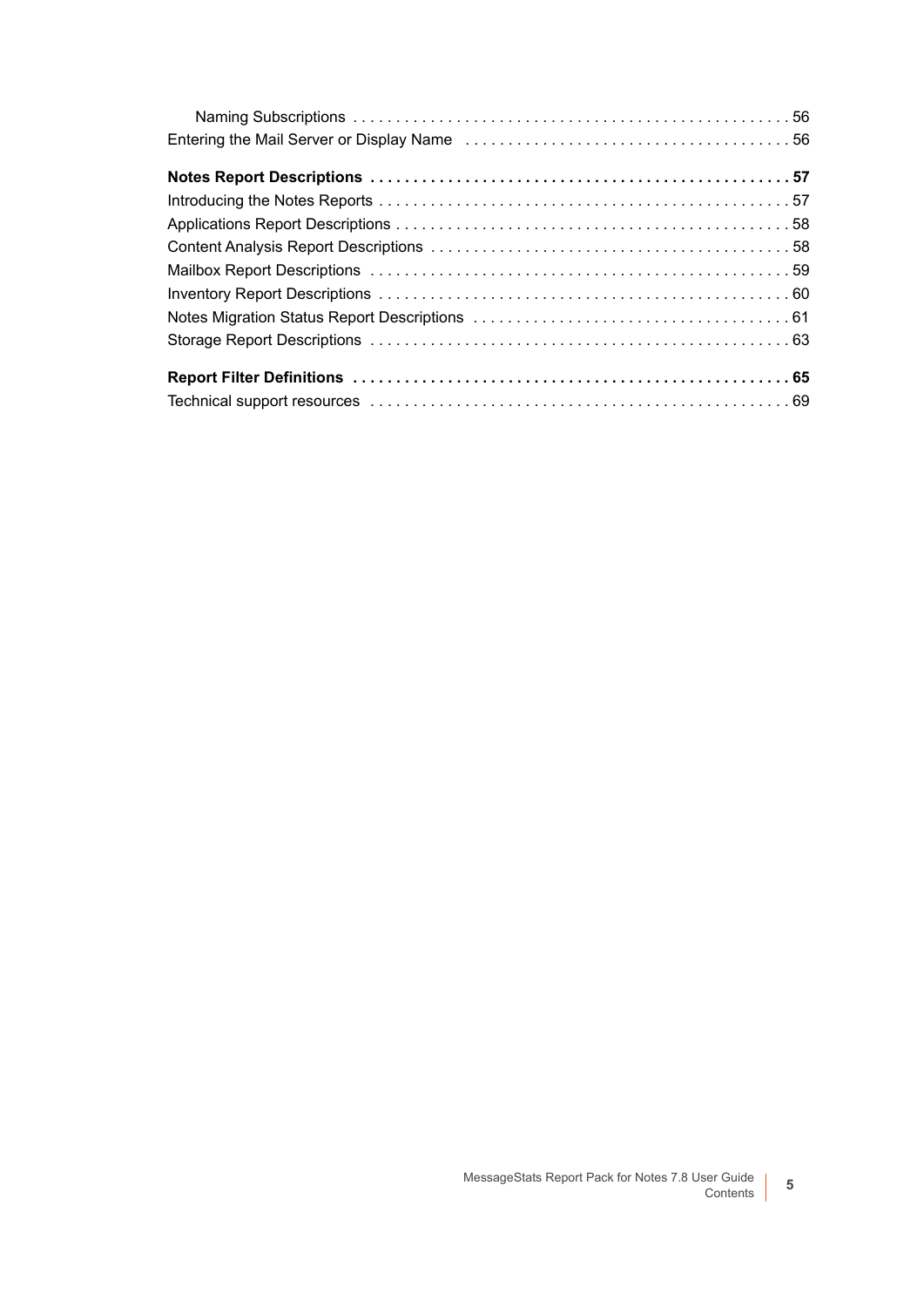Naming Subscriptions . . . . . . . . . . . . . . . . . . . . . . . . . . . . . . . . . . . . . . . . . . . . . . . . . . . 56

Entering the Mail Server or Display Name . . . . . . . . . . . . . . . . . . . . . . . . . . . . . . . . . . . . . . 56

**Notes Report Descriptions . . . . . . . . . . . . . . . . . . . . . . . . . . . . . . . . . . . . . . . . . . . . . . . . . 57**

Introducing the Notes Reports . . . . . . . . . . . . . . . . . . . . . . . . . . . . . . . . . . . . . . . . . . . . . . . 57

Applications Report Descriptions . . . . . . . . . . . . . . . . . . . . . . . . . . . . . . . . . . . . . . . . . . . . . 58

Content Analysis Report Descriptions . . . . . . . . . . . . . . . . . . . . . . . . . . . . . . . . . . . . . . . . . 58

Mailbox Report Descriptions . . . . . . . . . . . . . . . . . . . . . . . . . . . . . . . . . . . . . . . . . . . . . . . . 59

Inventory Report Descriptions . . . . . . . . . . . . . . . . . . . . . . . . . . . . . . . . . . . . . . . . . . . . . . . 60

Notes Migration Status Report Descriptions . . . . . . . . . . . . . . . . . . . . . . . . . . . . . . . . . . . . . 61

Storage Report Descriptions . . . . . . . . . . . . . . . . . . . . . . . . . . . . . . . . . . . . . . . . . . . . . . . . 63

**Report Filter Definitions . . . . . . . . . . . . . . . . . . . . . . . . . . . . . . . . . . . . . . . . . . . . . . . . . . . 65**

Technical support resources . . . . . . . . . . . . . . . . . . . . . . . . . . . . . . . . . . . . . . . . . . . . . . . . 69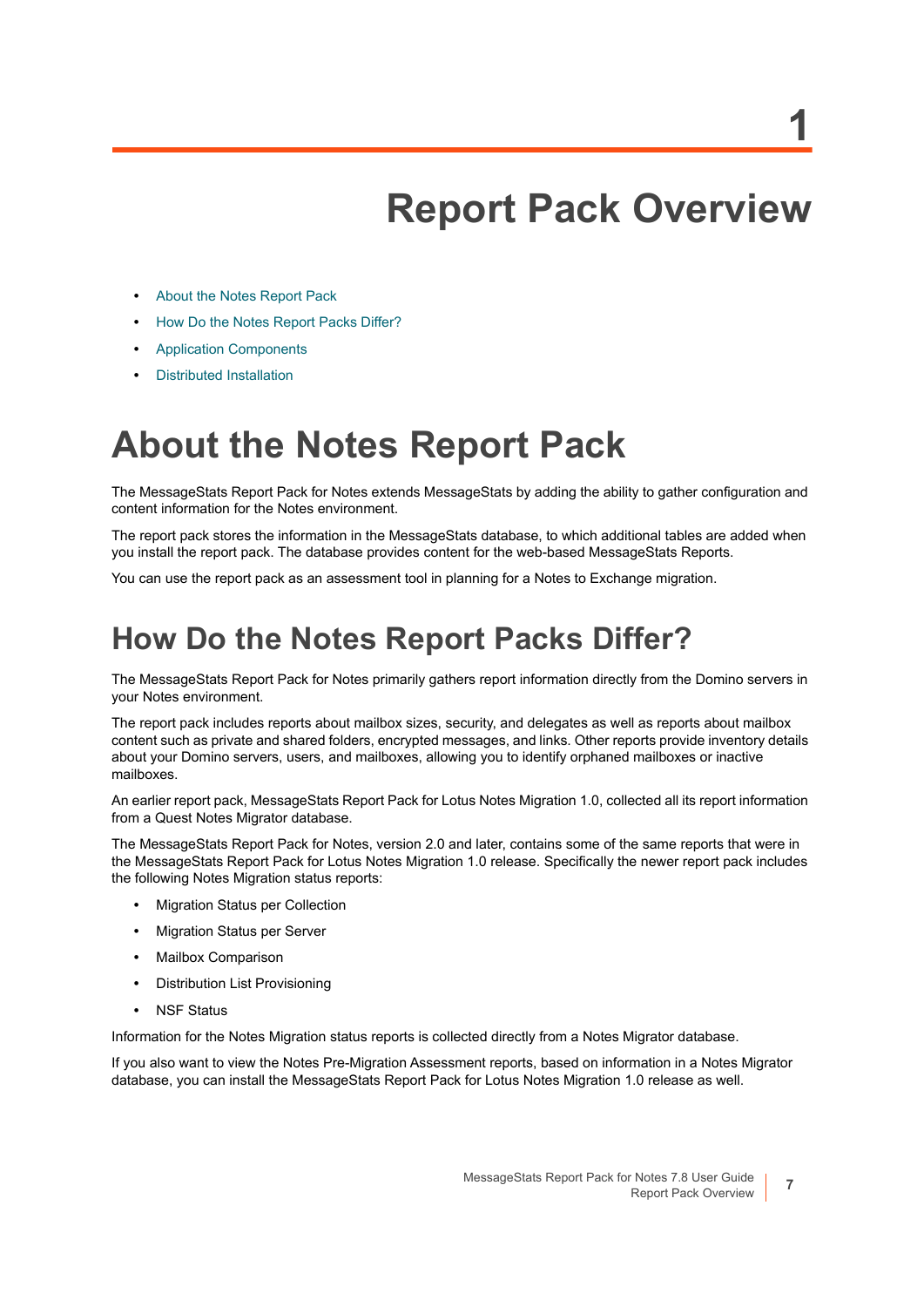# 1 Report Pack Overview

- About the Notes Report Pack
- How Do the Notes Report Packs Differ?
- Application Components
- Distributed Installation

# About the Notes Report Pack

The MessageStats Report Pack for Notes extends MessageStats by adding the ability to gather configuration and content information for the Notes environment.

The report pack stores the information in the MessageStats database, to which additional tables are added when you install the report pack. The database provides content for the web-based MessageStats Reports.

You can use the report pack as an assessment tool in planning for a Notes to Exchange migration.

## How Do the Notes Report Packs Differ?

The MessageStats Report Pack for Notes primarily gathers report information directly from the Domino servers in your Notes environment.

The report pack includes reports about mailbox sizes, security, and delegates as well as reports about mailbox content such as private and shared folders, encrypted messages, and links. Other reports provide inventory details about your Domino servers, users, and mailboxes, allowing you to identify orphaned mailboxes or inactive mailboxes.

An earlier report pack, MessageStats Report Pack for Lotus Notes Migration 1.0, collected all its report information from a Quest Notes Migrator database.

The MessageStats Report Pack for Notes, version 2.0 and later, contains some of the same reports that were in the MessageStats Report Pack for Lotus Notes Migration 1.0 release. Specifically the newer report pack includes the following Notes Migration status reports:

- Migration Status per Collection
- Migration Status per Server
- Mailbox Comparison
- Distribution List Provisioning
- NSF Status

Information for the Notes Migration status reports is collected directly from a Notes Migrator database.

If you also want to view the Notes Pre-Migration Assessment reports, based on information in a Notes Migrator database, you can install the MessageStats Report Pack for Lotus Notes Migration 1.0 release as well.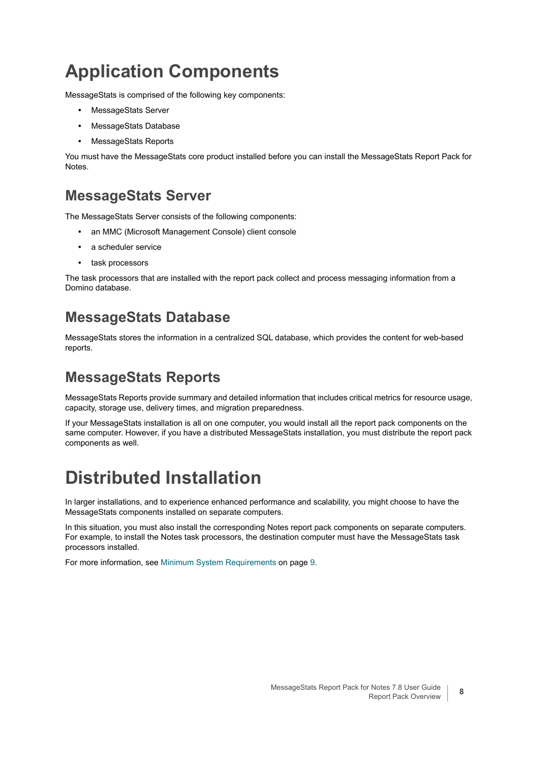# Application Components

MessageStats is comprised of the following key components:

- MessageStats Server
- MessageStats Database
- MessageStats Reports

You must have the MessageStats core product installed before you can install the MessageStats Report Pack for Notes.

## MessageStats Server

The MessageStats Server consists of the following components:

- an MMC (Microsoft Management Console) client console
- a scheduler service
- task processors

The task processors that are installed with the report pack collect and process messaging information from a Domino database.

## MessageStats Database

MessageStats stores the information in a centralized SQL database, which provides the content for web-based reports.

## MessageStats Reports

MessageStats Reports provide summary and detailed information that includes critical metrics for resource usage, capacity, storage use, delivery times, and migration preparedness.

If your MessageStats installation is all on one computer, you would install all the report pack components on the same computer. However, if you have a distributed MessageStats installation, you must distribute the report pack components as well.

# Distributed Installation

In larger installations, and to experience enhanced performance and scalability, you might choose to have the MessageStats components installed on separate computers.

In this situation, you must also install the corresponding Notes report pack components on separate computers. For example, to install the Notes task processors, the destination computer must have the MessageStats task processors installed.

For more information, see Minimum System Requirements on page 9.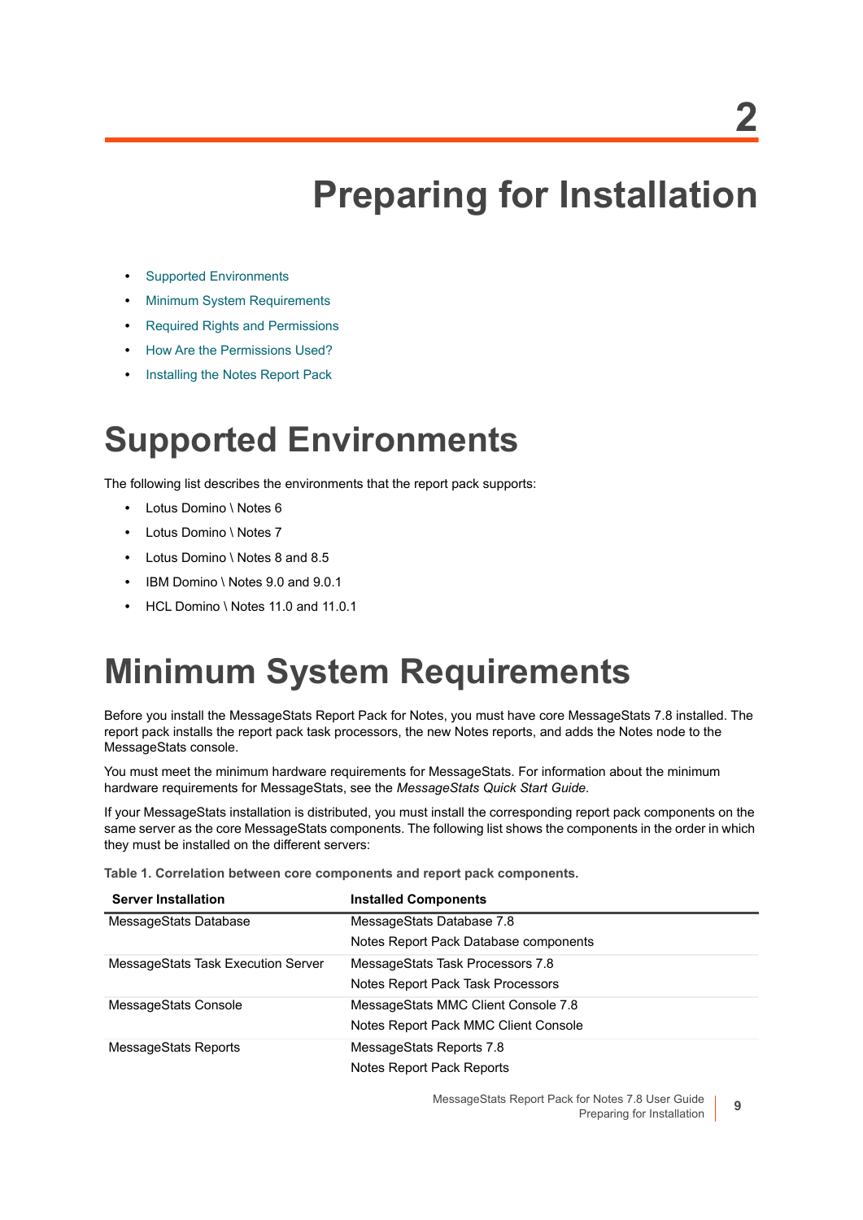# 2 Preparing for Installation

- Supported Environments
- Minimum System Requirements
- Required Rights and Permissions
- How Are the Permissions Used?
- Installing the Notes Report Pack

# Supported Environments

The following list describes the environments that the report pack supports:

- Lotus Domino \ Notes 6
- Lotus Domino \ Notes 7
- Lotus Domino \ Notes 8 and 8.5
- IBM Domino \ Notes 9.0 and 9.0.1
- HCL Domino \ Notes 11.0 and 11.0.1

# Minimum System Requirements

Before you install the MessageStats Report Pack for Notes, you must have core MessageStats 7.8 installed. The report pack installs the report pack task processors, the new Notes reports, and adds the Notes node to the MessageStats console.

You must meet the minimum hardware requirements for MessageStats. For information about the minimum hardware requirements for MessageStats, see the *MessageStats Quick Start Guide*.

If your MessageStats installation is distributed, you must install the corresponding report pack components on the same server as the core MessageStats components. The following list shows the components in the order in which they must be installed on the different servers:

**Table 1. Correlation between core components and report pack components.**

| Server Installation | Installed Components |
|---|---|
| MessageStats Database | MessageStats Database 7.8<br>Notes Report Pack Database components |
| MessageStats Task Execution Server | MessageStats Task Processors 7.8<br>Notes Report Pack Task Processors |
| MessageStats Console | MessageStats MMC Client Console 7.8<br>Notes Report Pack MMC Client Console |
| MessageStats Reports | MessageStats Reports 7.8<br>Notes Report Pack Reports |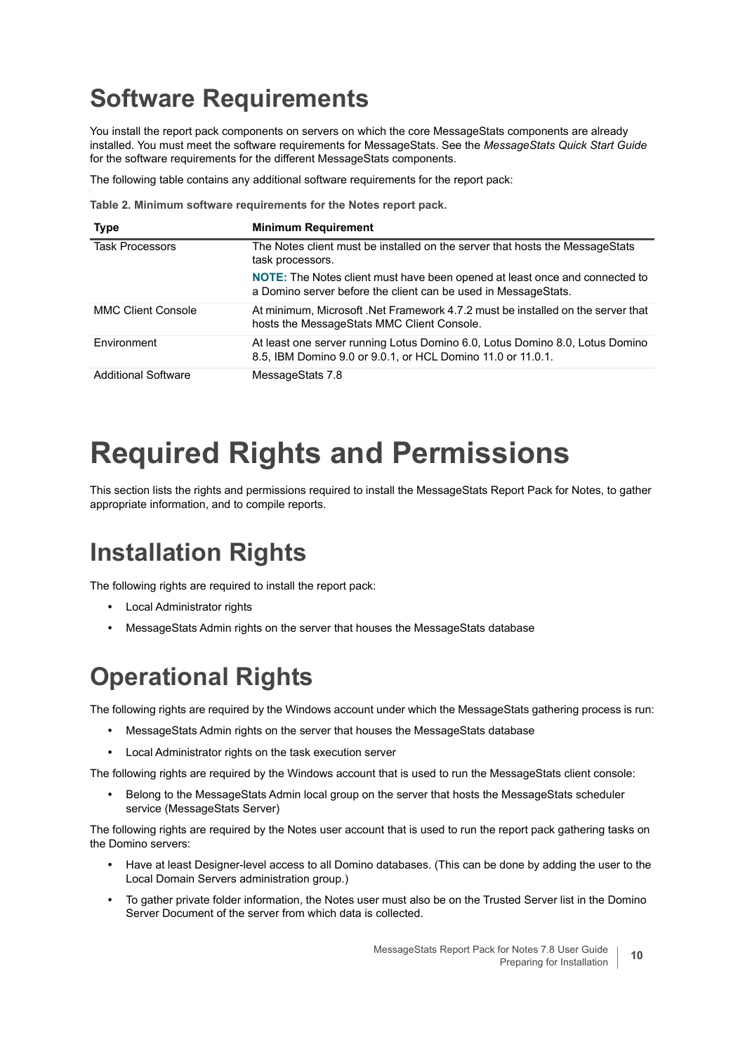## Software Requirements

You install the report pack components on servers on which the core MessageStats components are already installed. You must meet the software requirements for MessageStats. See the *MessageStats Quick Start Guide* for the software requirements for the different MessageStats components.

The following table contains any additional software requirements for the report pack:

**Table 2. Minimum software requirements for the Notes report pack.**

| Type | Minimum Requirement |
|---|---|
| Task Processors | The Notes client must be installed on the server that hosts the MessageStats task processors.<br>**NOTE:** The Notes client must have been opened at least once and connected to a Domino server before the client can be used in MessageStats. |
| MMC Client Console | At minimum, Microsoft .Net Framework 4.7.2 must be installed on the server that hosts the MessageStats MMC Client Console. |
| Environment | At least one server running Lotus Domino 6.0, Lotus Domino 8.0, Lotus Domino 8.5, IBM Domino 9.0 or 9.0.1, or HCL Domino 11.0 or 11.0.1. |
| Additional Software | MessageStats 7.8 |

# Required Rights and Permissions

This section lists the rights and permissions required to install the MessageStats Report Pack for Notes, to gather appropriate information, and to compile reports.

## Installation Rights

The following rights are required to install the report pack:

- Local Administrator rights
- MessageStats Admin rights on the server that houses the MessageStats database

## Operational Rights

The following rights are required by the Windows account under which the MessageStats gathering process is run:

- MessageStats Admin rights on the server that houses the MessageStats database
- Local Administrator rights on the task execution server

The following rights are required by the Windows account that is used to run the MessageStats client console:

- Belong to the MessageStats Admin local group on the server that hosts the MessageStats scheduler service (MessageStats Server)

The following rights are required by the Notes user account that is used to run the report pack gathering tasks on the Domino servers:

- Have at least Designer-level access to all Domino databases. (This can be done by adding the user to the Local Domain Servers administration group.)
- To gather private folder information, the Notes user must also be on the Trusted Server list in the Domino Server Document of the server from which data is collected.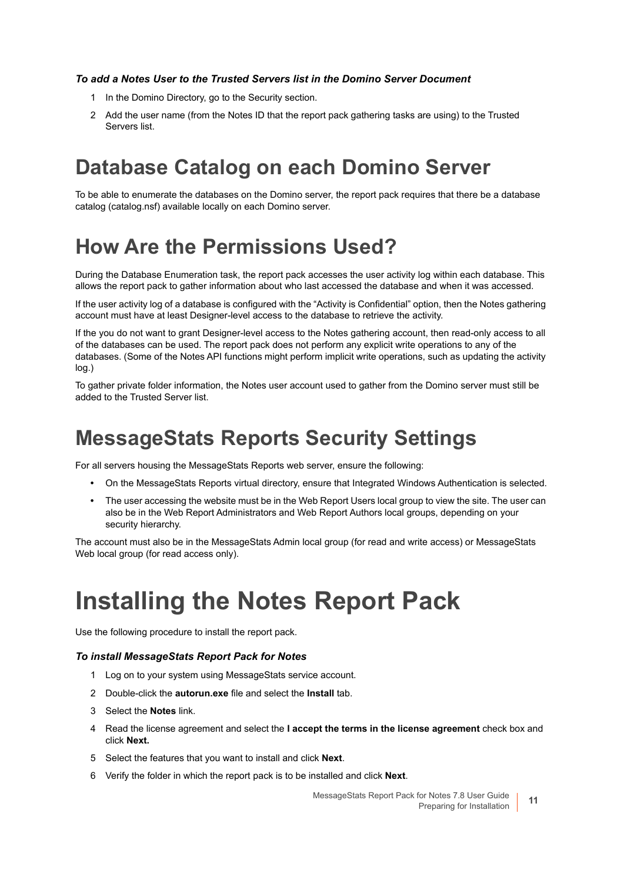*To add a Notes User to the Trusted Servers list in the Domino Server Document*

1. In the Domino Directory, go to the Security section.
2. Add the user name (from the Notes ID that the report pack gathering tasks are using) to the Trusted Servers list.

## Database Catalog on each Domino Server

To be able to enumerate the databases on the Domino server, the report pack requires that there be a database catalog (catalog.nsf) available locally on each Domino server.

## How Are the Permissions Used?

During the Database Enumeration task, the report pack accesses the user activity log within each database. This allows the report pack to gather information about who last accessed the database and when it was accessed.

If the user activity log of a database is configured with the “Activity is Confidential” option, then the Notes gathering account must have at least Designer-level access to the database to retrieve the activity.

If the you do not want to grant Designer-level access to the Notes gathering account, then read-only access to all of the databases can be used. The report pack does not perform any explicit write operations to any of the databases. (Some of the Notes API functions might perform implicit write operations, such as updating the activity log.)

To gather private folder information, the Notes user account used to gather from the Domino server must still be added to the Trusted Server list.

## MessageStats Reports Security Settings

For all servers housing the MessageStats Reports web server, ensure the following:

- On the MessageStats Reports virtual directory, ensure that Integrated Windows Authentication is selected.
- The user accessing the website must be in the Web Report Users local group to view the site. The user can also be in the Web Report Administrators and Web Report Authors local groups, depending on your security hierarchy.

The account must also be in the MessageStats Admin local group (for read and write access) or MessageStats Web local group (for read access only).

# Installing the Notes Report Pack

Use the following procedure to install the report pack.

*To install MessageStats Report Pack for Notes*

1. Log on to your system using MessageStats service account.
2. Double-click the **autorun.exe** file and select the **Install** tab.
3. Select the **Notes** link.
4. Read the license agreement and select the **I accept the terms in the license agreement** check box and click **Next.**
5. Select the features that you want to install and click **Next**.
6. Verify the folder in which the report pack is to be installed and click **Next**.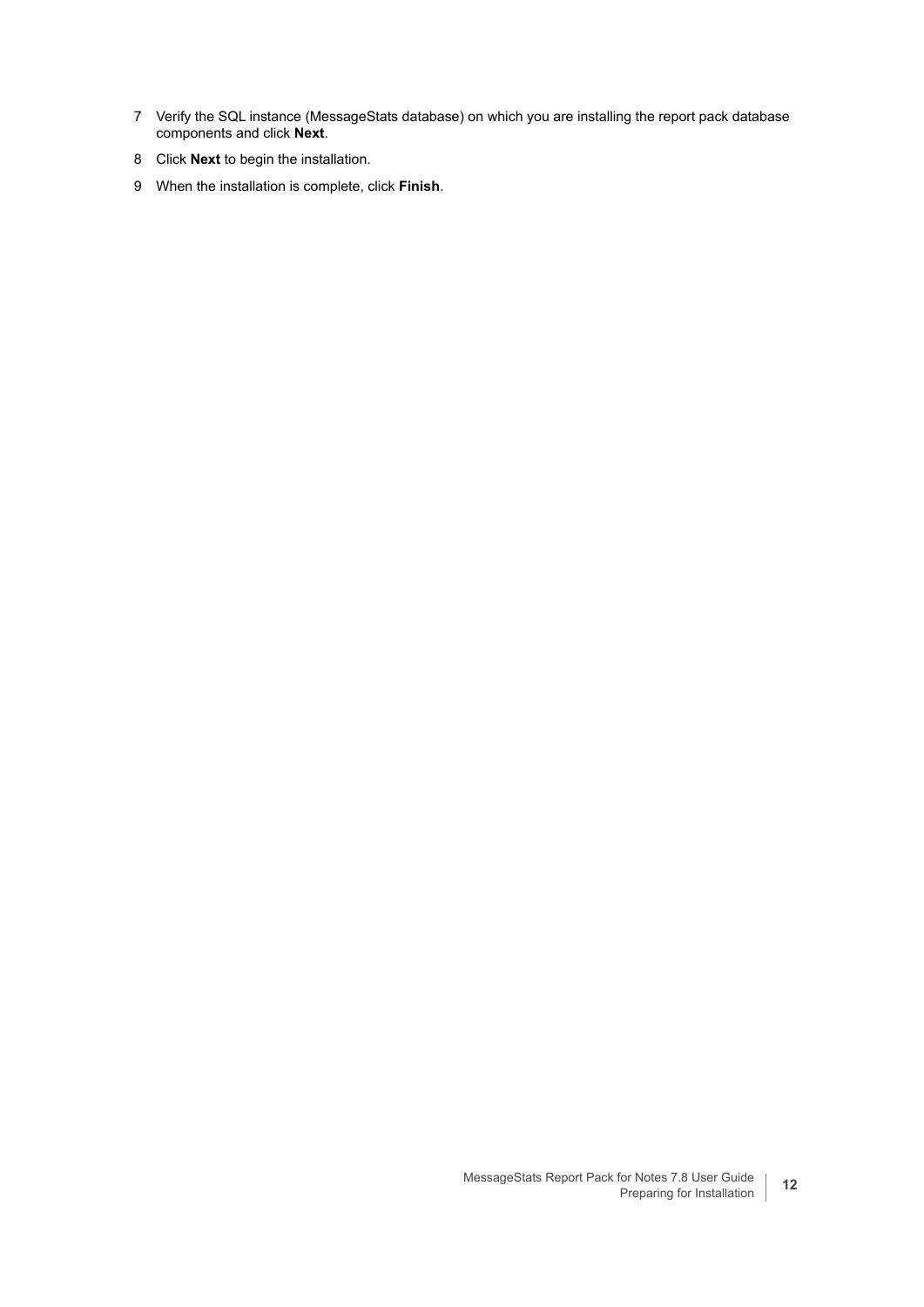7. Verify the SQL instance (MessageStats database) on which you are installing the report pack database components and click **Next**.
8. Click **Next** to begin the installation.
9. When the installation is complete, click **Finish**.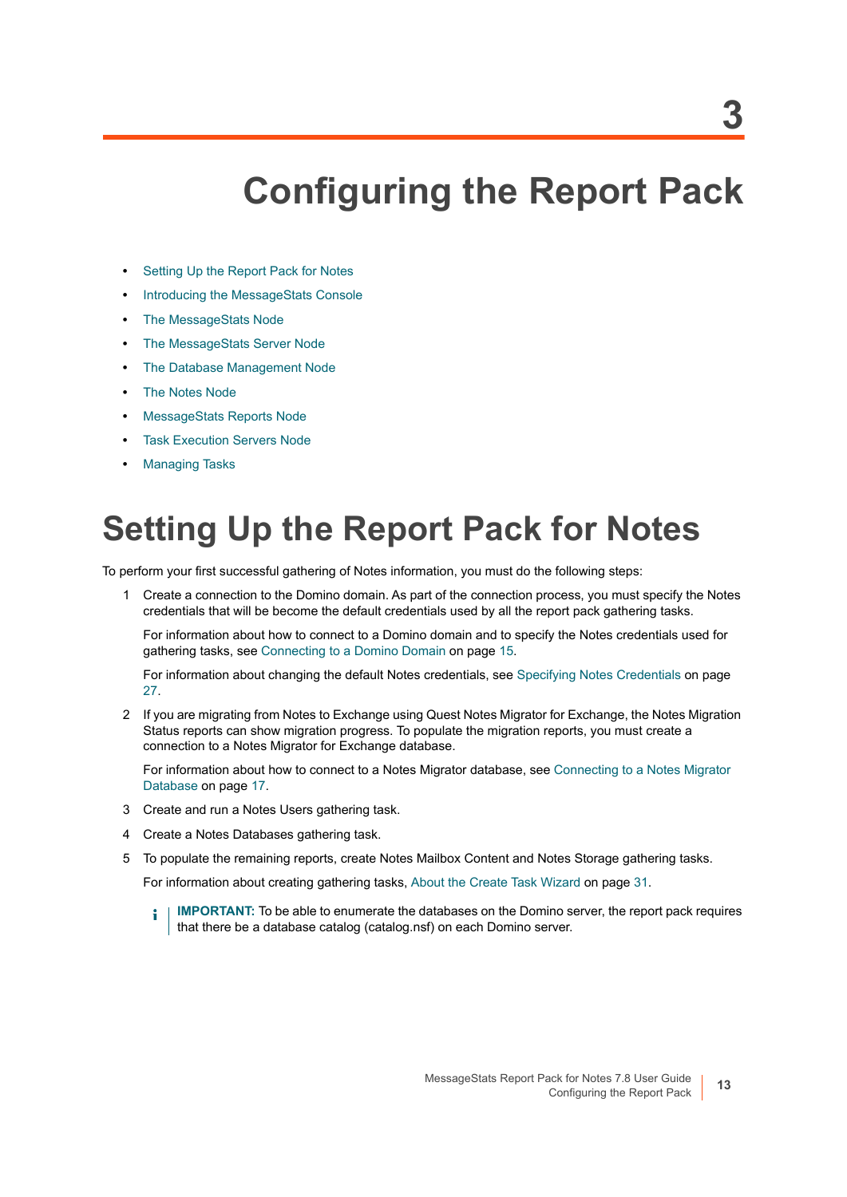# 3

# Configuring the Report Pack

- Setting Up the Report Pack for Notes
- Introducing the MessageStats Console
- The MessageStats Node
- The MessageStats Server Node
- The Database Management Node
- The Notes Node
- MessageStats Reports Node
- Task Execution Servers Node
- Managing Tasks

## Setting Up the Report Pack for Notes

To perform your first successful gathering of Notes information, you must do the following steps:

1. Create a connection to the Domino domain. As part of the connection process, you must specify the Notes credentials that will be become the default credentials used by all the report pack gathering tasks.

   For information about how to connect to a Domino domain and to specify the Notes credentials used for gathering tasks, see Connecting to a Domino Domain on page 15.

   For information about changing the default Notes credentials, see Specifying Notes Credentials on page 27.

2. If you are migrating from Notes to Exchange using Quest Notes Migrator for Exchange, the Notes Migration Status reports can show migration progress. To populate the migration reports, you must create a connection to a Notes Migrator for Exchange database.

   For information about how to connect to a Notes Migrator database, see Connecting to a Notes Migrator Database on page 17.

3. Create and run a Notes Users gathering task.

4. Create a Notes Databases gathering task.

5. To populate the remaining reports, create Notes Mailbox Content and Notes Storage gathering tasks.

   For information about creating gathering tasks, About the Create Task Wizard on page 31.

> **IMPORTANT:** To be able to enumerate the databases on the Domino server, the report pack requires that there be a database catalog (catalog.nsf) on each Domino server.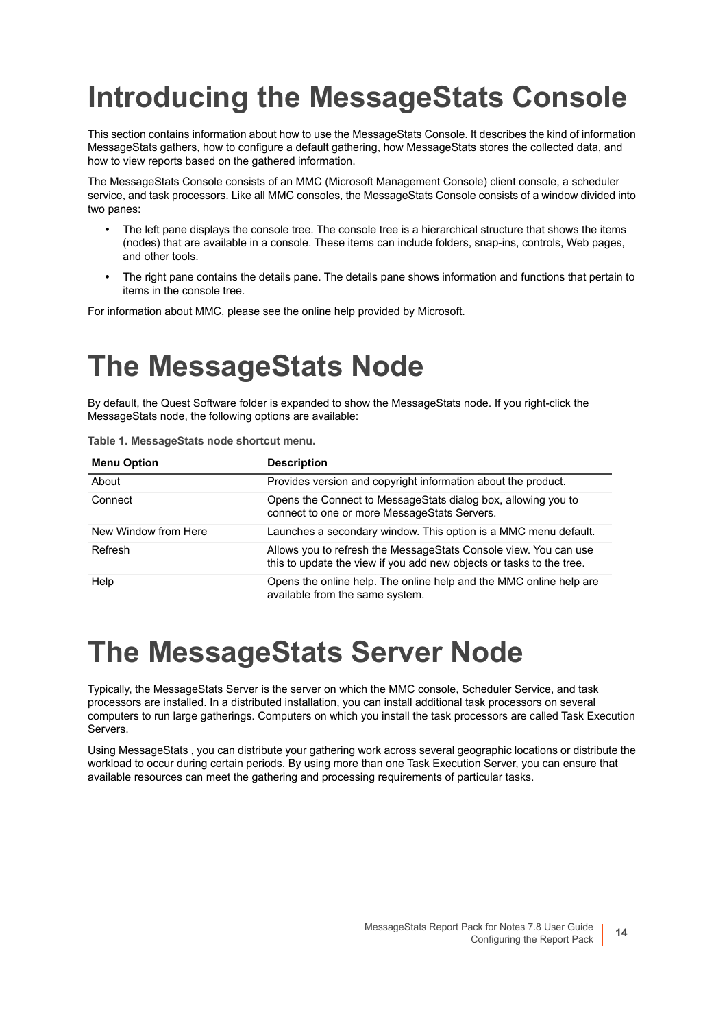# Introducing the MessageStats Console

This section contains information about how to use the MessageStats Console. It describes the kind of information MessageStats gathers, how to configure a default gathering, how MessageStats stores the collected data, and how to view reports based on the gathered information.

The MessageStats Console consists of an MMC (Microsoft Management Console) client console, a scheduler service, and task processors. Like all MMC consoles, the MessageStats Console consists of a window divided into two panes:

- The left pane displays the console tree. The console tree is a hierarchical structure that shows the items (nodes) that are available in a console. These items can include folders, snap-ins, controls, Web pages, and other tools.
- The right pane contains the details pane. The details pane shows information and functions that pertain to items in the console tree.

For information about MMC, please see the online help provided by Microsoft.

# The MessageStats Node

By default, the Quest Software folder is expanded to show the MessageStats node. If you right-click the MessageStats node, the following options are available:

**Table 1. MessageStats node shortcut menu.**

| Menu Option | Description |
|---|---|
| About | Provides version and copyright information about the product. |
| Connect | Opens the Connect to MessageStats dialog box, allowing you to connect to one or more MessageStats Servers. |
| New Window from Here | Launches a secondary window. This option is a MMC menu default. |
| Refresh | Allows you to refresh the MessageStats Console view. You can use this to update the view if you add new objects or tasks to the tree. |
| Help | Opens the online help. The online help and the MMC online help are available from the same system. |

# The MessageStats Server Node

Typically, the MessageStats Server is the server on which the MMC console, Scheduler Service, and task processors are installed. In a distributed installation, you can install additional task processors on several computers to run large gatherings. Computers on which you install the task processors are called Task Execution Servers.

Using MessageStats , you can distribute your gathering work across several geographic locations or distribute the workload to occur during certain periods. By using more than one Task Execution Server, you can ensure that available resources can meet the gathering and processing requirements of particular tasks.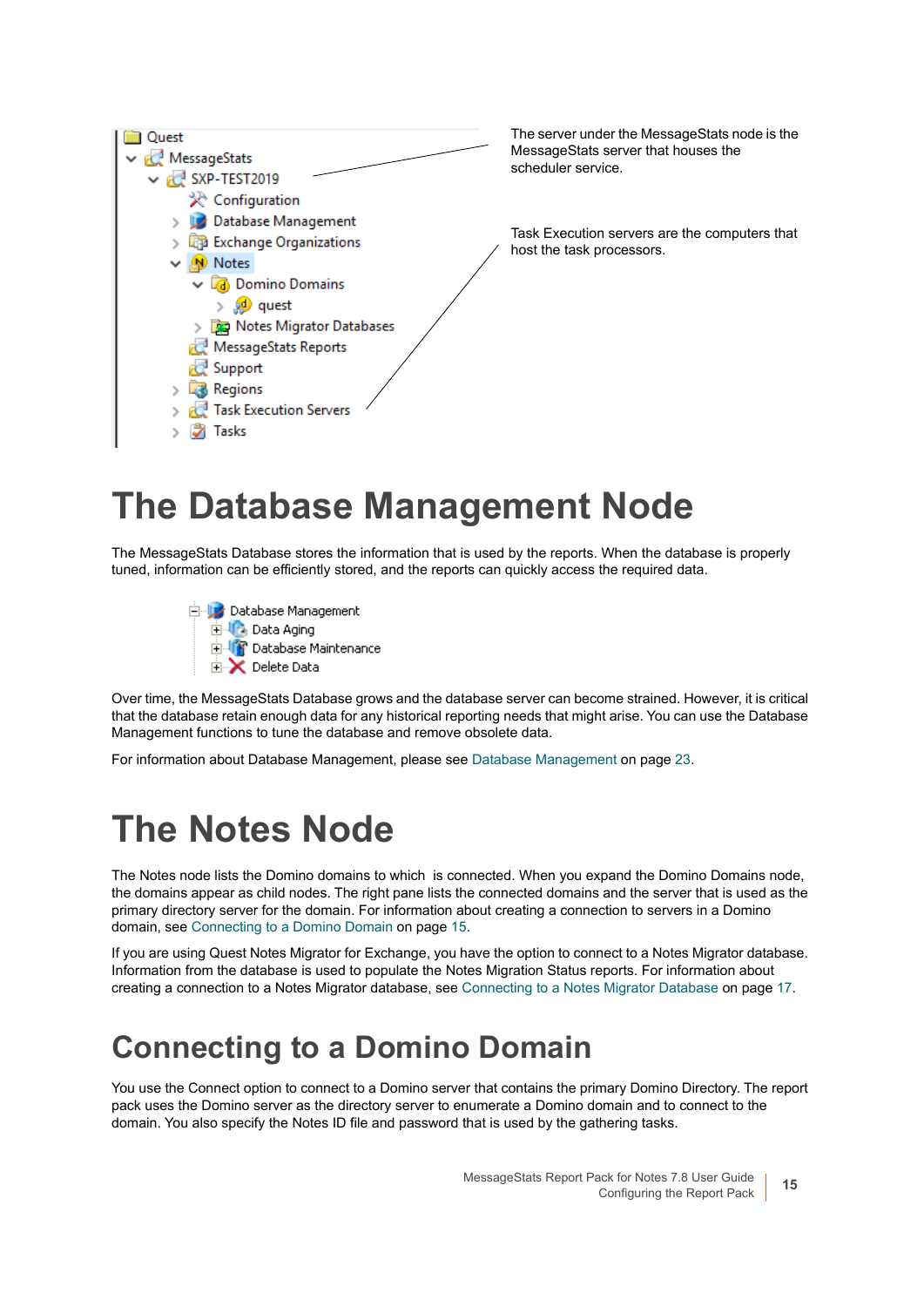The server under the MessageStats node is the MessageStats server that houses the scheduler service.

Task Execution servers are the computers that host the task processors.

# The Database Management Node

The MessageStats Database stores the information that is used by the reports. When the database is properly tuned, information can be efficiently stored, and the reports can quickly access the required data.

Over time, the MessageStats Database grows and the database server can become strained. However, it is critical that the database retain enough data for any historical reporting needs that might arise. You can use the Database Management functions to tune the database and remove obsolete data.

For information about Database Management, please see Database Management on page 23.

# The Notes Node

The Notes node lists the Domino domains to which  is connected. When you expand the Domino Domains node, the domains appear as child nodes. The right pane lists the connected domains and the server that is used as the primary directory server for the domain. For information about creating a connection to servers in a Domino domain, see Connecting to a Domino Domain on page 15.

If you are using Quest Notes Migrator for Exchange, you have the option to connect to a Notes Migrator database. Information from the database is used to populate the Notes Migration Status reports. For information about creating a connection to a Notes Migrator database, see Connecting to a Notes Migrator Database on page 17.

## Connecting to a Domino Domain

You use the Connect option to connect to a Domino server that contains the primary Domino Directory. The report pack uses the Domino server as the directory server to enumerate a Domino domain and to connect to the domain. You also specify the Notes ID file and password that is used by the gathering tasks.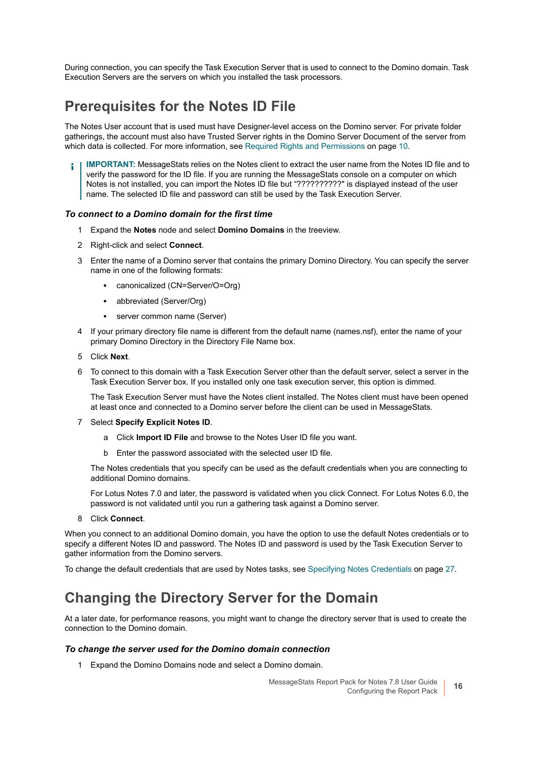During connection, you can specify the Task Execution Server that is used to connect to the Domino domain. Task Execution Servers are the servers on which you installed the task processors.

## Prerequisites for the Notes ID File

The Notes User account that is used must have Designer-level access on the Domino server. For private folder gatherings, the account must also have Trusted Server rights in the Domino Server Document of the server from which data is collected. For more information, see Required Rights and Permissions on page 10.

> **IMPORTANT:** MessageStats relies on the Notes client to extract the user name from the Notes ID file and to verify the password for the ID file. If you are running the MessageStats console on a computer on which Notes is not installed, you can import the Notes ID file but "??????????" is displayed instead of the user name. The selected ID file and password can still be used by the Task Execution Server.

### *To connect to a Domino domain for the first time*

1. Expand the **Notes** node and select **Domino Domains** in the treeview.
2. Right-click and select **Connect**.
3. Enter the name of a Domino server that contains the primary Domino Directory. You can specify the server name in one of the following formats:
   - canonicalized (CN=Server/O=Org)
   - abbreviated (Server/Org)
   - server common name (Server)
4. If your primary directory file name is different from the default name (names.nsf), enter the name of your primary Domino Directory in the Directory File Name box.
5. Click **Next**.
6. To connect to this domain with a Task Execution Server other than the default server, select a server in the Task Execution Server box. If you installed only one task execution server, this option is dimmed.

   The Task Execution Server must have the Notes client installed. The Notes client must have been opened at least once and connected to a Domino server before the client can be used in MessageStats.
7. Select **Specify Explicit Notes ID**.
   a. Click **Import ID File** and browse to the Notes User ID file you want.
   b. Enter the password associated with the selected user ID file.

   The Notes credentials that you specify can be used as the default credentials when you are connecting to additional Domino domains.

   For Lotus Notes 7.0 and later, the password is validated when you click Connect. For Lotus Notes 6.0, the password is not validated until you run a gathering task against a Domino server.
8. Click **Connect**.

When you connect to an additional Domino domain, you have the option to use the default Notes credentials or to specify a different Notes ID and password. The Notes ID and password is used by the Task Execution Server to gather information from the Domino servers.

To change the default credentials that are used by Notes tasks, see Specifying Notes Credentials on page 27.

## Changing the Directory Server for the Domain

At a later date, for performance reasons, you might want to change the directory server that is used to create the connection to the Domino domain.

### *To change the server used for the Domino domain connection*

1. Expand the Domino Domains node and select a Domino domain.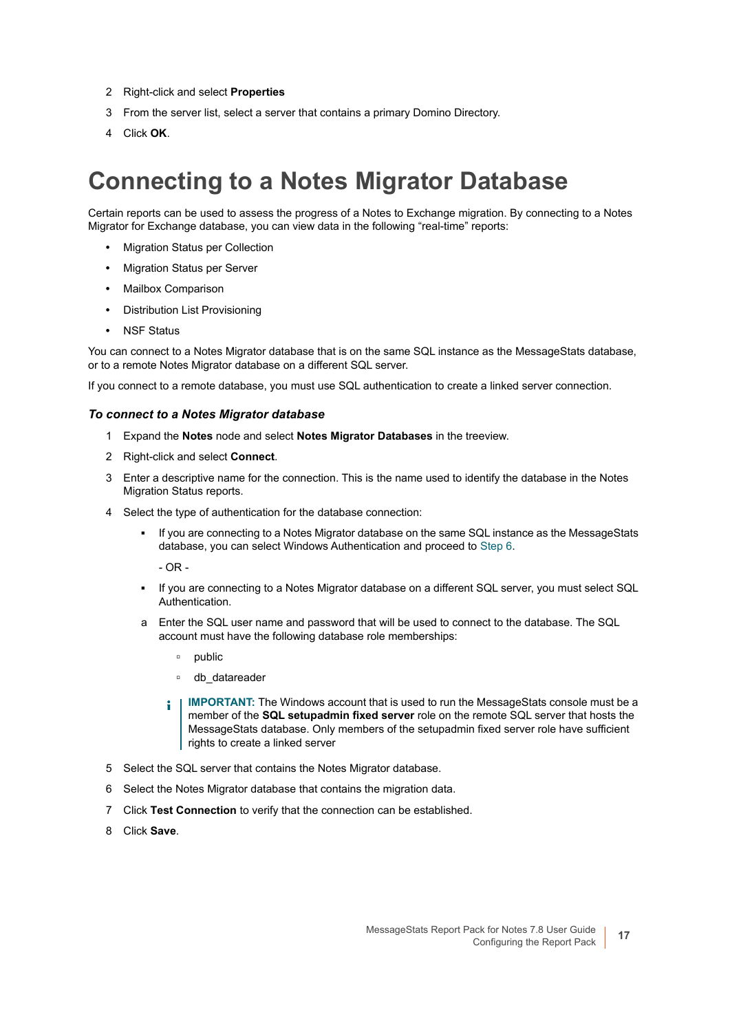2. Right-click and select **Properties**
3. From the server list, select a server that contains a primary Domino Directory.
4. Click **OK**.

# Connecting to a Notes Migrator Database

Certain reports can be used to assess the progress of a Notes to Exchange migration. By connecting to a Notes Migrator for Exchange database, you can view data in the following "real-time" reports:

- Migration Status per Collection
- Migration Status per Server
- Mailbox Comparison
- Distribution List Provisioning
- NSF Status

You can connect to a Notes Migrator database that is on the same SQL instance as the MessageStats database, or to a remote Notes Migrator database on a different SQL server.

If you connect to a remote database, you must use SQL authentication to create a linked server connection.

### *To connect to a Notes Migrator database*

1. Expand the **Notes** node and select **Notes Migrator Databases** in the treeview.
2. Right-click and select **Connect**.
3. Enter a descriptive name for the connection. This is the name used to identify the database in the Notes Migration Status reports.
4. Select the type of authentication for the database connection:
   - If you are connecting to a Notes Migrator database on the same SQL instance as the MessageStats database, you can select Windows Authentication and proceed to Step 6.

     \- OR -

   - If you are connecting to a Notes Migrator database on a different SQL server, you must select SQL Authentication.

   a. Enter the SQL user name and password that will be used to connect to the database. The SQL account must have the following database role memberships:
      - public
      - db_datareader

   **IMPORTANT:** The Windows account that is used to run the MessageStats console must be a member of the **SQL setupadmin fixed server** role on the remote SQL server that hosts the MessageStats database. Only members of the setupadmin fixed server role have sufficient rights to create a linked server

5. Select the SQL server that contains the Notes Migrator database.
6. Select the Notes Migrator database that contains the migration data.
7. Click **Test Connection** to verify that the connection can be established.
8. Click **Save**.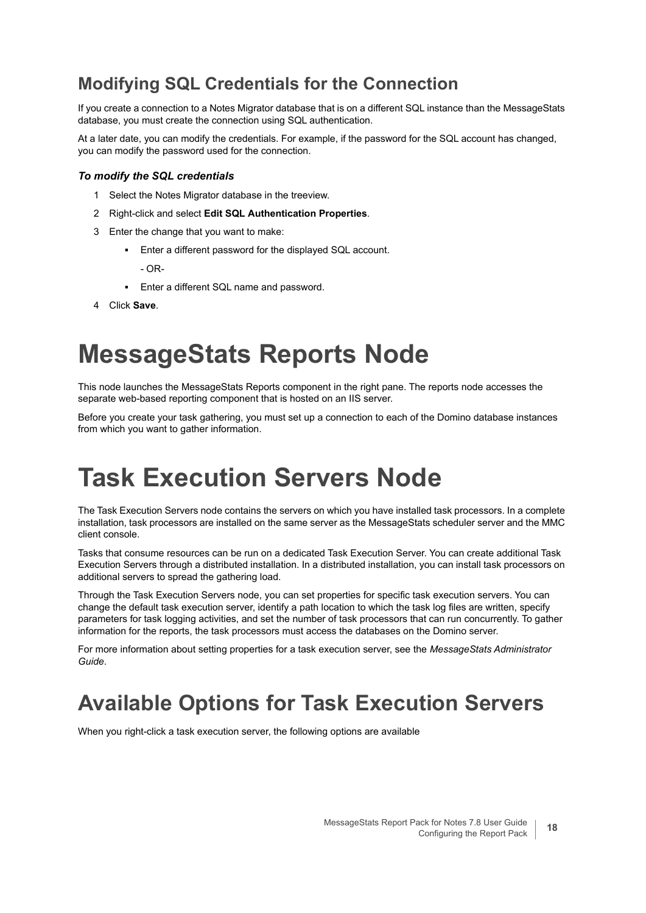## Modifying SQL Credentials for the Connection

If you create a connection to a Notes Migrator database that is on a different SQL instance than the MessageStats database, you must create the connection using SQL authentication.

At a later date, you can modify the credentials. For example, if the password for the SQL account has changed, you can modify the password used for the connection.

### *To modify the SQL credentials*

1. Select the Notes Migrator database in the treeview.
2. Right-click and select **Edit SQL Authentication Properties**.
3. Enter the change that you want to make:
   - Enter a different password for the displayed SQL account.

     - OR-

   - Enter a different SQL name and password.
4. Click **Save**.

# MessageStats Reports Node

This node launches the MessageStats Reports component in the right pane. The reports node accesses the separate web-based reporting component that is hosted on an IIS server.

Before you create your task gathering, you must set up a connection to each of the Domino database instances from which you want to gather information.

# Task Execution Servers Node

The Task Execution Servers node contains the servers on which you have installed task processors. In a complete installation, task processors are installed on the same server as the MessageStats scheduler server and the MMC client console.

Tasks that consume resources can be run on a dedicated Task Execution Server. You can create additional Task Execution Servers through a distributed installation. In a distributed installation, you can install task processors on additional servers to spread the gathering load.

Through the Task Execution Servers node, you can set properties for specific task execution servers. You can change the default task execution server, identify a path location to which the task log files are written, specify parameters for task logging activities, and set the number of task processors that can run concurrently. To gather information for the reports, the task processors must access the databases on the Domino server.

For more information about setting properties for a task execution server, see the *MessageStats Administrator Guide*.

## Available Options for Task Execution Servers

When you right-click a task execution server, the following options are available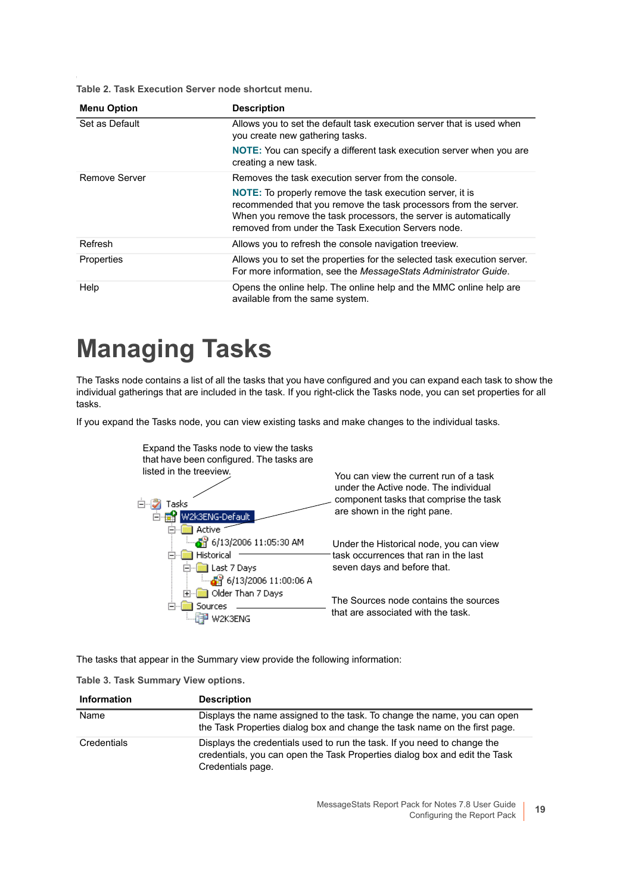Table 2. Task Execution Server node shortcut menu.

| Menu Option | Description |
|---|---|
| Set as Default | Allows you to set the default task execution server that is used when you create new gathering tasks.<br>**NOTE:** You can specify a different task execution server when you are creating a new task. |
| Remove Server | Removes the task execution server from the console.<br>**NOTE:** To properly remove the task execution server, it is recommended that you remove the task processors from the server. When you remove the task processors, the server is automatically removed from under the Task Execution Servers node. |
| Refresh | Allows you to refresh the console navigation treeview. |
| Properties | Allows you to set the properties for the selected task execution server. For more information, see the *MessageStats Administrator Guide*. |
| Help | Opens the online help. The online help and the MMC online help are available from the same system. |

# Managing Tasks

The Tasks node contains a list of all the tasks that you have configured and you can expand each task to show the individual gatherings that are included in the task. If you right-click the Tasks node, you can set properties for all tasks.

If you expand the Tasks node, you can view existing tasks and make changes to the individual tasks.

Expand the Tasks node to view the tasks that have been configured. The tasks are listed in the treeview.

You can view the current run of a task under the Active node. The individual component tasks that comprise the task are shown in the right pane.

Under the Historical node, you can view task occurrences that ran in the last seven days and before that.

The Sources node contains the sources that are associated with the task.

The tasks that appear in the Summary view provide the following information:

Table 3. Task Summary View options.

| Information | Description |
|---|---|
| Name | Displays the name assigned to the task. To change the name, you can open the Task Properties dialog box and change the task name on the first page. |
| Credentials | Displays the credentials used to run the task. If you need to change the credentials, you can open the Task Properties dialog box and edit the Task Credentials page. |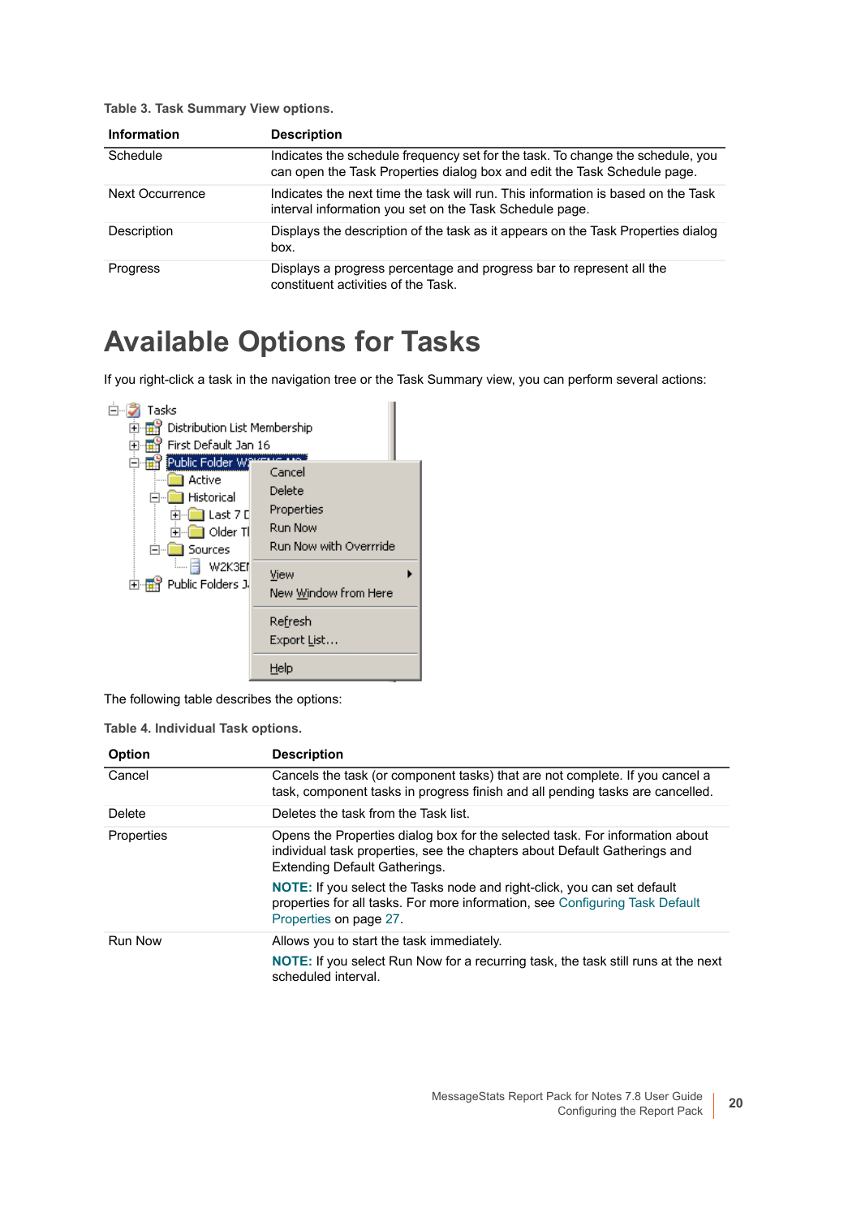**Table 3. Task Summary View options.**

| Information | Description |
|---|---|
| Schedule | Indicates the schedule frequency set for the task. To change the schedule, you can open the Task Properties dialog box and edit the Task Schedule page. |
| Next Occurrence | Indicates the next time the task will run. This information is based on the Task interval information you set on the Task Schedule page. |
| Description | Displays the description of the task as it appears on the Task Properties dialog box. |
| Progress | Displays a progress percentage and progress bar to represent all the constituent activities of the Task. |

# Available Options for Tasks

If you right-click a task in the navigation tree or the Task Summary view, you can perform several actions:

The following table describes the options:

**Table 4. Individual Task options.**

| Option | Description |
|---|---|
| Cancel | Cancels the task (or component tasks) that are not complete. If you cancel a task, component tasks in progress finish and all pending tasks are cancelled. |
| Delete | Deletes the task from the Task list. |
| Properties | Opens the Properties dialog box for the selected task. For information about individual task properties, see the chapters about Default Gatherings and Extending Default Gatherings. **NOTE:** If you select the Tasks node and right-click, you can set default properties for all tasks. For more information, see Configuring Task Default Properties on page 27. |
| Run Now | Allows you to start the task immediately. **NOTE:** If you select Run Now for a recurring task, the task still runs at the next scheduled interval. |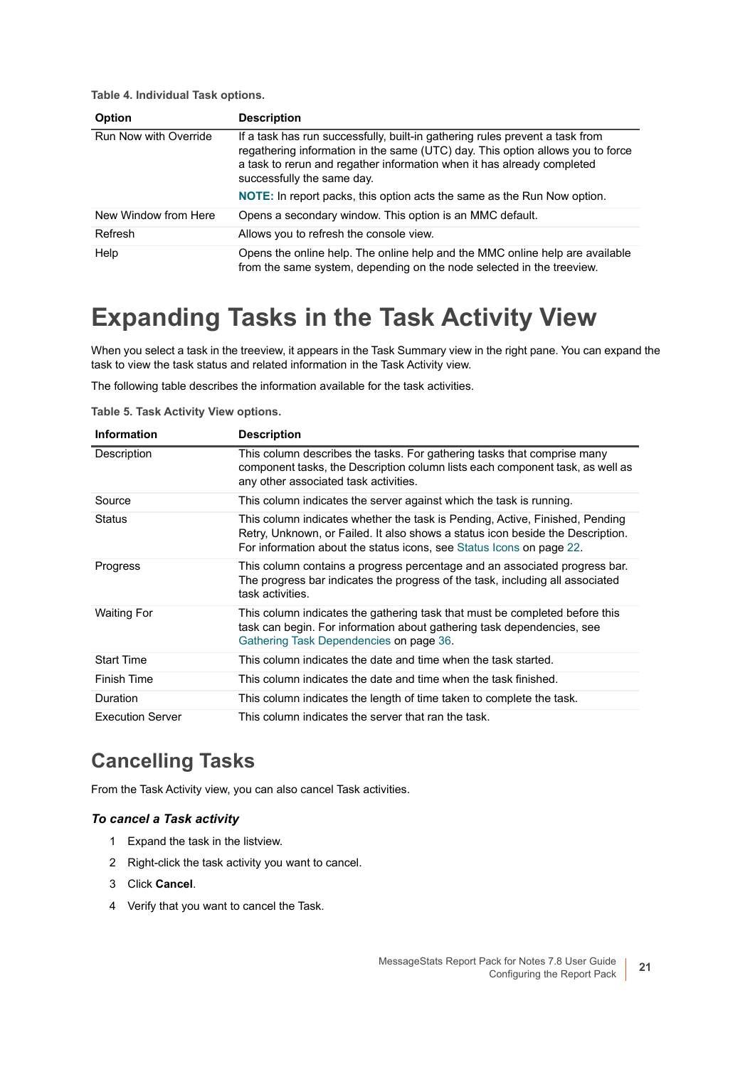**Table 4. Individual Task options.**

| Option | Description |
|---|---|
| Run Now with Override | If a task has run successfully, built-in gathering rules prevent a task from regathering information in the same (UTC) day. This option allows you to force a task to rerun and regather information when it has already completed successfully the same day.<br>**NOTE:** In report packs, this option acts the same as the Run Now option. |
| New Window from Here | Opens a secondary window. This option is an MMC default. |
| Refresh | Allows you to refresh the console view. |
| Help | Opens the online help. The online help and the MMC online help are available from the same system, depending on the node selected in the treeview. |

# Expanding Tasks in the Task Activity View

When you select a task in the treeview, it appears in the Task Summary view in the right pane. You can expand the task to view the task status and related information in the Task Activity view.

The following table describes the information available for the task activities.

**Table 5. Task Activity View options.**

| Information | Description |
|---|---|
| Description | This column describes the tasks. For gathering tasks that comprise many component tasks, the Description column lists each component task, as well as any other associated task activities. |
| Source | This column indicates the server against which the task is running. |
| Status | This column indicates whether the task is Pending, Active, Finished, Pending Retry, Unknown, or Failed. It also shows a status icon beside the Description. For information about the status icons, see Status Icons on page 22. |
| Progress | This column contains a progress percentage and an associated progress bar. The progress bar indicates the progress of the task, including all associated task activities. |
| Waiting For | This column indicates the gathering task that must be completed before this task can begin. For information about gathering task dependencies, see Gathering Task Dependencies on page 36. |
| Start Time | This column indicates the date and time when the task started. |
| Finish Time | This column indicates the date and time when the task finished. |
| Duration | This column indicates the length of time taken to complete the task. |
| Execution Server | This column indicates the server that ran the task. |

## Cancelling Tasks

From the Task Activity view, you can also cancel Task activities.

### *To cancel a Task activity*

1. Expand the task in the listview.
2. Right-click the task activity you want to cancel.
3. Click **Cancel**.
4. Verify that you want to cancel the Task.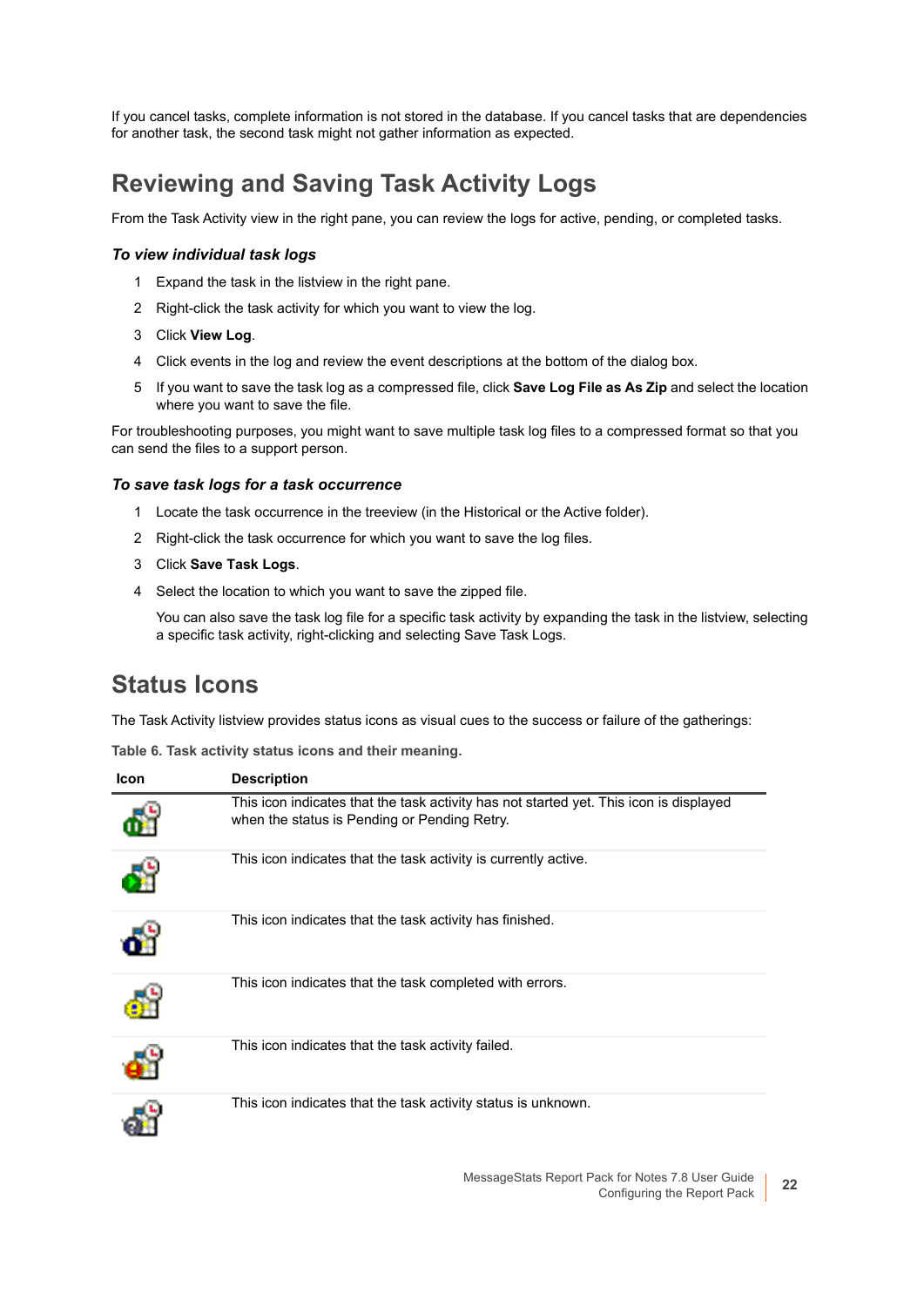If you cancel tasks, complete information is not stored in the database. If you cancel tasks that are dependencies for another task, the second task might not gather information as expected.

## Reviewing and Saving Task Activity Logs

From the Task Activity view in the right pane, you can review the logs for active, pending, or completed tasks.

### *To view individual task logs*

1. Expand the task in the listview in the right pane.
2. Right-click the task activity for which you want to view the log.
3. Click **View Log**.
4. Click events in the log and review the event descriptions at the bottom of the dialog box.
5. If you want to save the task log as a compressed file, click **Save Log File as As Zip** and select the location where you want to save the file.

For troubleshooting purposes, you might want to save multiple task log files to a compressed format so that you can send the files to a support person.

### *To save task logs for a task occurrence*

1. Locate the task occurrence in the treeview (in the Historical or the Active folder).
2. Right-click the task occurrence for which you want to save the log files.
3. Click **Save Task Logs**.
4. Select the location to which you want to save the zipped file.

   You can also save the task log file for a specific task activity by expanding the task in the listview, selecting a specific task activity, right-clicking and selecting Save Task Logs.

## Status Icons

The Task Activity listview provides status icons as visual cues to the success or failure of the gatherings:

**Table 6. Task activity status icons and their meaning.**

| Icon | Description |
|---|---|
| | This icon indicates that the task activity has not started yet. This icon is displayed when the status is Pending or Pending Retry. |
| | This icon indicates that the task activity is currently active. |
| | This icon indicates that the task activity has finished. |
| | This icon indicates that the task completed with errors. |
| | This icon indicates that the task activity failed. |
| | This icon indicates that the task activity status is unknown. |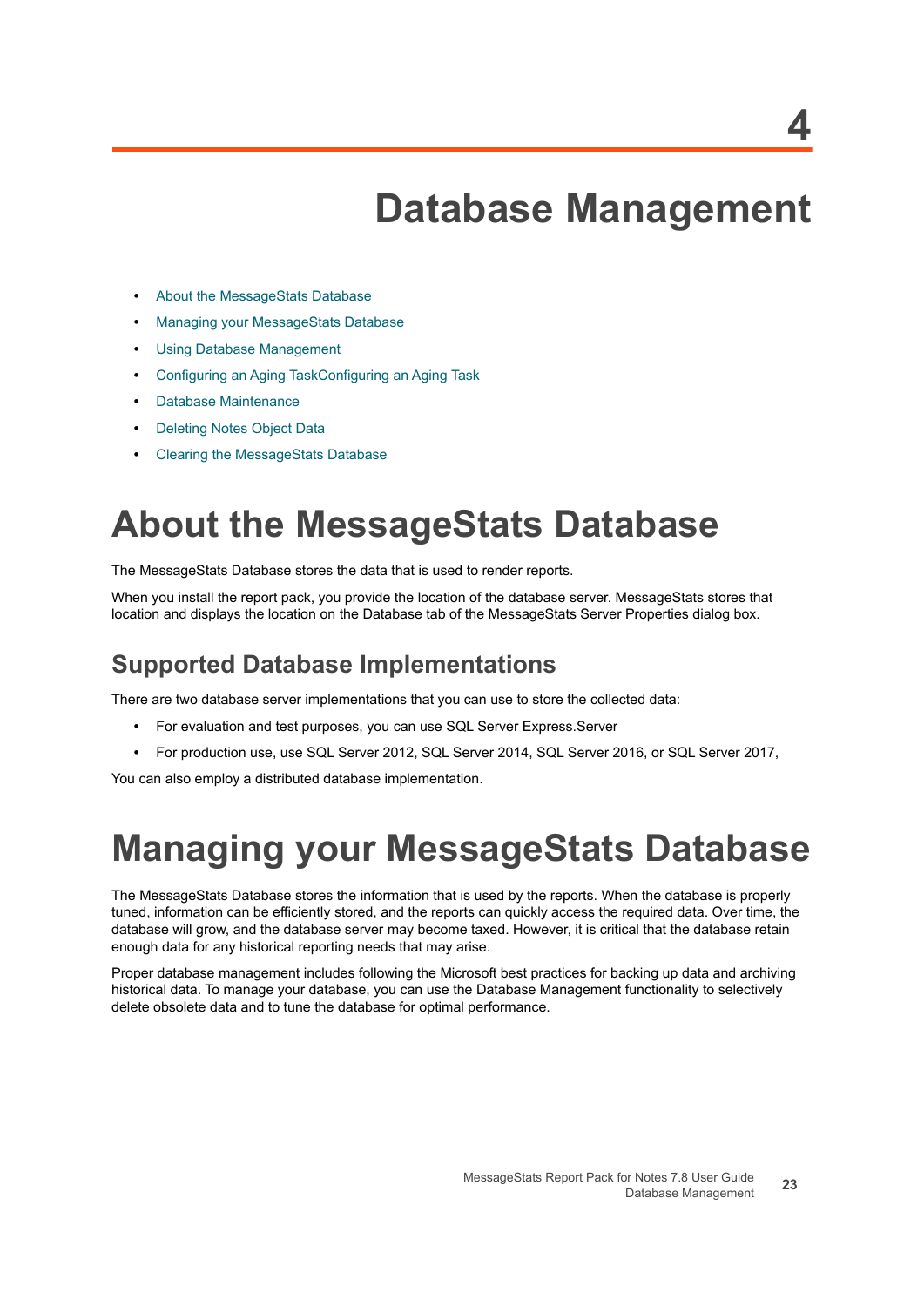# 4 Database Management

- About the MessageStats Database
- Managing your MessageStats Database
- Using Database Management
- Configuring an Aging TaskConfiguring an Aging Task
- Database Maintenance
- Deleting Notes Object Data
- Clearing the MessageStats Database

# About the MessageStats Database

The MessageStats Database stores the data that is used to render reports.

When you install the report pack, you provide the location of the database server. MessageStats stores that location and displays the location on the Database tab of the MessageStats Server Properties dialog box.

## Supported Database Implementations

There are two database server implementations that you can use to store the collected data:

- For evaluation and test purposes, you can use SQL Server Express.Server
- For production use, use SQL Server 2012, SQL Server 2014, SQL Server 2016, or SQL Server 2017,

You can also employ a distributed database implementation.

# Managing your MessageStats Database

The MessageStats Database stores the information that is used by the reports. When the database is properly tuned, information can be efficiently stored, and the reports can quickly access the required data. Over time, the database will grow, and the database server may become taxed. However, it is critical that the database retain enough data for any historical reporting needs that may arise.

Proper database management includes following the Microsoft best practices for backing up data and archiving historical data. To manage your database, you can use the Database Management functionality to selectively delete obsolete data and to tune the database for optimal performance.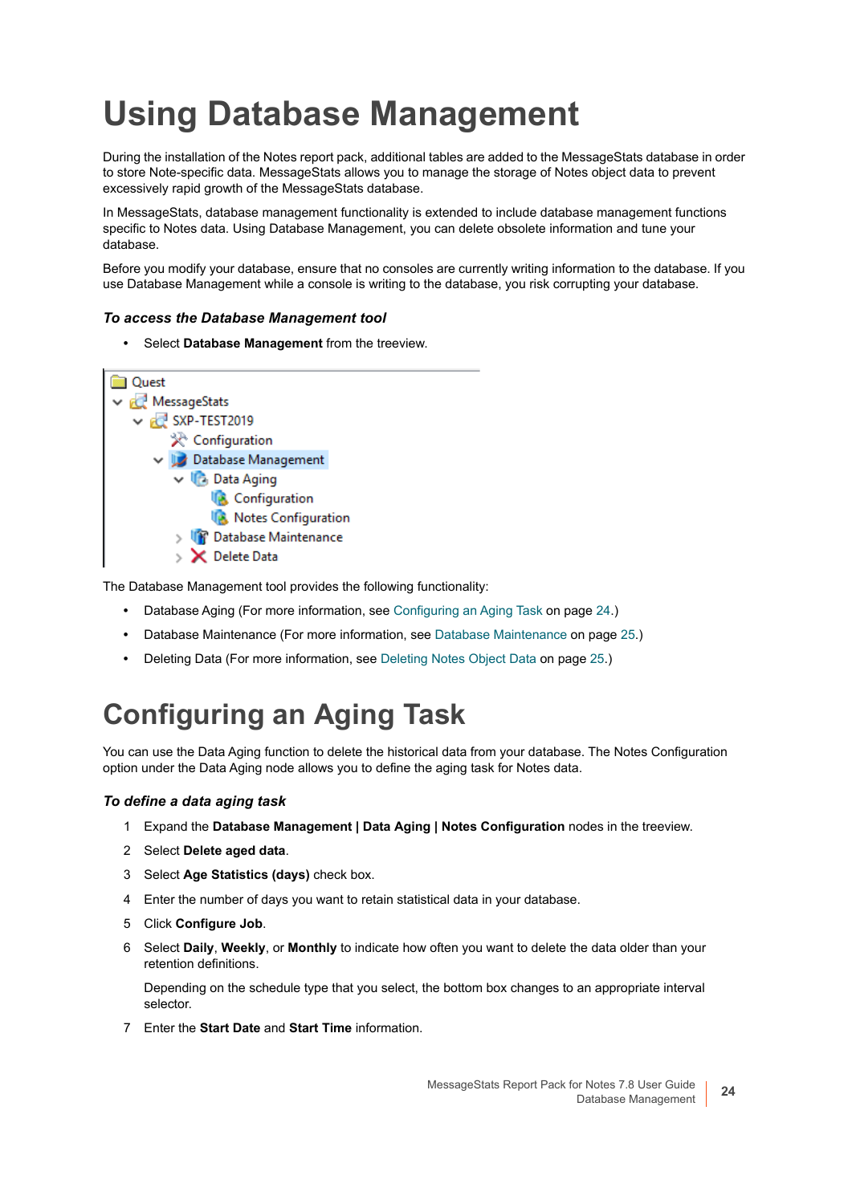# Using Database Management

During the installation of the Notes report pack, additional tables are added to the MessageStats database in order to store Note-specific data. MessageStats allows you to manage the storage of Notes object data to prevent excessively rapid growth of the MessageStats database.

In MessageStats, database management functionality is extended to include database management functions specific to Notes data. Using Database Management, you can delete obsolete information and tune your database.

Before you modify your database, ensure that no consoles are currently writing information to the database. If you use Database Management while a console is writing to the database, you risk corrupting your database.

### *To access the Database Management tool*

- Select **Database Management** from the treeview.

The Database Management tool provides the following functionality:

- Database Aging (For more information, see Configuring an Aging Task on page 24.)
- Database Maintenance (For more information, see Database Maintenance on page 25.)
- Deleting Data (For more information, see Deleting Notes Object Data on page 25.)

# Configuring an Aging Task

You can use the Data Aging function to delete the historical data from your database. The Notes Configuration option under the Data Aging node allows you to define the aging task for Notes data.

### *To define a data aging task*

1. Expand the **Database Management | Data Aging | Notes Configuration** nodes in the treeview.
2. Select **Delete aged data**.
3. Select **Age Statistics (days)** check box.
4. Enter the number of days you want to retain statistical data in your database.
5. Click **Configure Job**.
6. Select **Daily**, **Weekly**, or **Monthly** to indicate how often you want to delete the data older than your retention definitions.

   Depending on the schedule type that you select, the bottom box changes to an appropriate interval selector.
7. Enter the **Start Date** and **Start Time** information.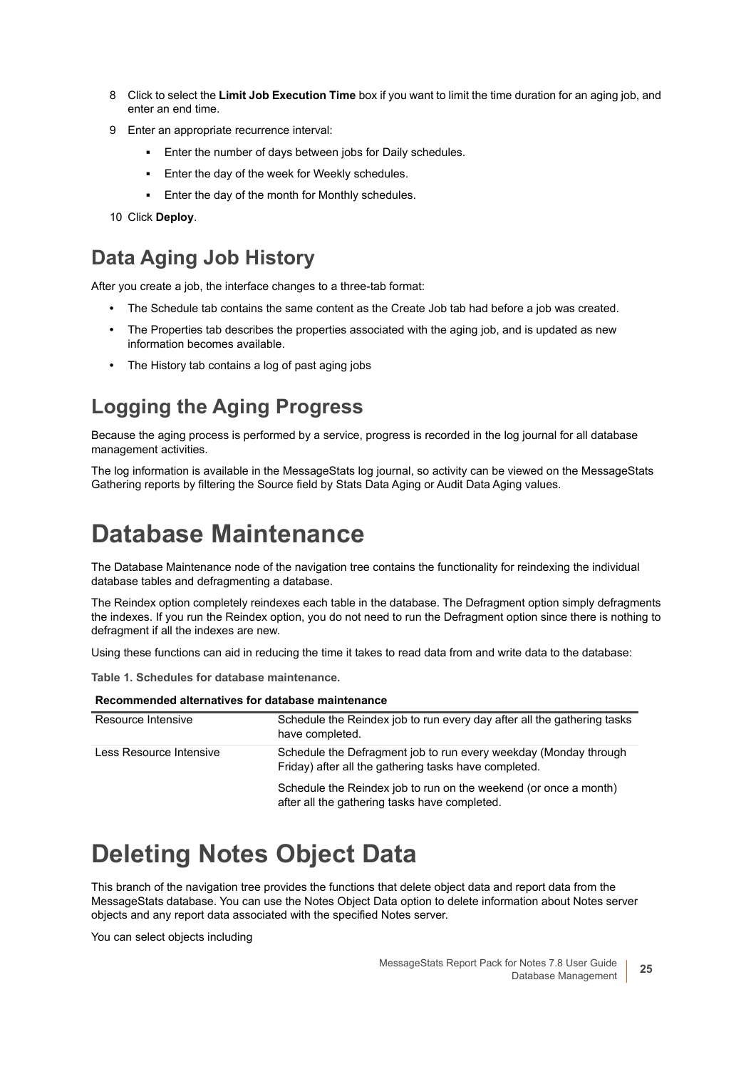8 Click to select the **Limit Job Execution Time** box if you want to limit the time duration for an aging job, and enter an end time.

9 Enter an appropriate recurrence interval:

- Enter the number of days between jobs for Daily schedules.
- Enter the day of the week for Weekly schedules.
- Enter the day of the month for Monthly schedules.

10 Click **Deploy**.

## Data Aging Job History

After you create a job, the interface changes to a three-tab format:

- The Schedule tab contains the same content as the Create Job tab had before a job was created.
- The Properties tab describes the properties associated with the aging job, and is updated as new information becomes available.
- The History tab contains a log of past aging jobs

## Logging the Aging Progress

Because the aging process is performed by a service, progress is recorded in the log journal for all database management activities.

The log information is available in the MessageStats log journal, so activity can be viewed on the MessageStats Gathering reports by filtering the Source field by Stats Data Aging or Audit Data Aging values.

# Database Maintenance

The Database Maintenance node of the navigation tree contains the functionality for reindexing the individual database tables and defragmenting a database.

The Reindex option completely reindexes each table in the database. The Defragment option simply defragments the indexes. If you run the Reindex option, you do not need to run the Defragment option since there is nothing to defragment if all the indexes are new.

Using these functions can aid in reducing the time it takes to read data from and write data to the database:

**Table 1. Schedules for database maintenance.**

| Recommended alternatives for database maintenance | |
|---|---|
| Resource Intensive | Schedule the Reindex job to run every day after all the gathering tasks have completed. |
| Less Resource Intensive | Schedule the Defragment job to run every weekday (Monday through Friday) after all the gathering tasks have completed. |
| | Schedule the Reindex job to run on the weekend (or once a month) after all the gathering tasks have completed. |

# Deleting Notes Object Data

This branch of the navigation tree provides the functions that delete object data and report data from the MessageStats database. You can use the Notes Object Data option to delete information about Notes server objects and any report data associated with the specified Notes server.

You can select objects including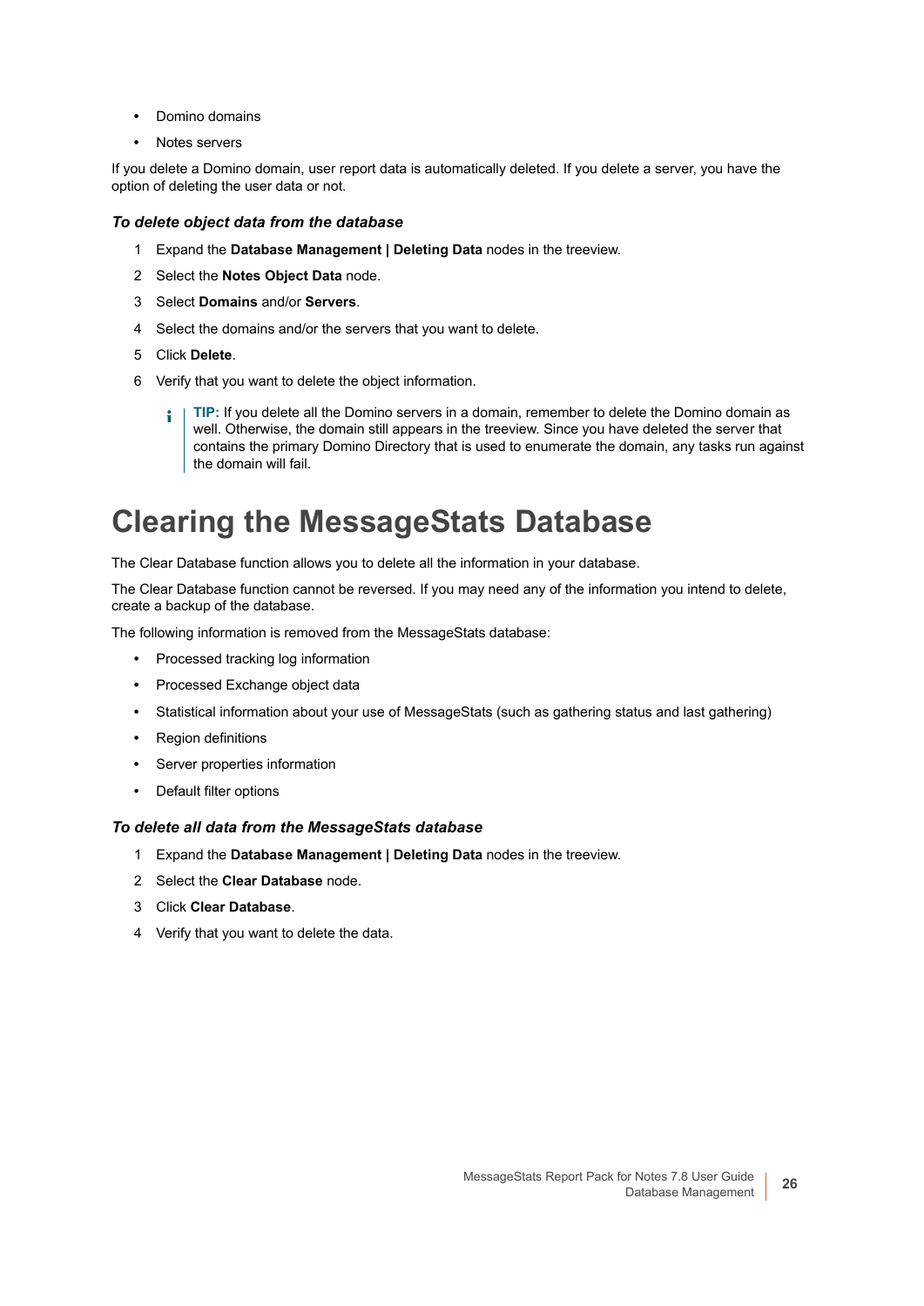- Domino domains
- Notes servers

If you delete a Domino domain, user report data is automatically deleted. If you delete a server, you have the option of deleting the user data or not.

#### *To delete object data from the database*

1. Expand the **Database Management | Deleting Data** nodes in the treeview.
2. Select the **Notes Object Data** node.
3. Select **Domains** and/or **Servers**.
4. Select the domains and/or the servers that you want to delete.
5. Click **Delete**.
6. Verify that you want to delete the object information.

> **TIP:** If you delete all the Domino servers in a domain, remember to delete the Domino domain as well. Otherwise, the domain still appears in the treeview. Since you have deleted the server that contains the primary Domino Directory that is used to enumerate the domain, any tasks run against the domain will fail.

# Clearing the MessageStats Database

The Clear Database function allows you to delete all the information in your database.

The Clear Database function cannot be reversed. If you may need any of the information you intend to delete, create a backup of the database.

The following information is removed from the MessageStats database:

- Processed tracking log information
- Processed Exchange object data
- Statistical information about your use of MessageStats (such as gathering status and last gathering)
- Region definitions
- Server properties information
- Default filter options

#### *To delete all data from the MessageStats database*

1. Expand the **Database Management | Deleting Data** nodes in the treeview.
2. Select the **Clear Database** node.
3. Click **Clear Database**.
4. Verify that you want to delete the data.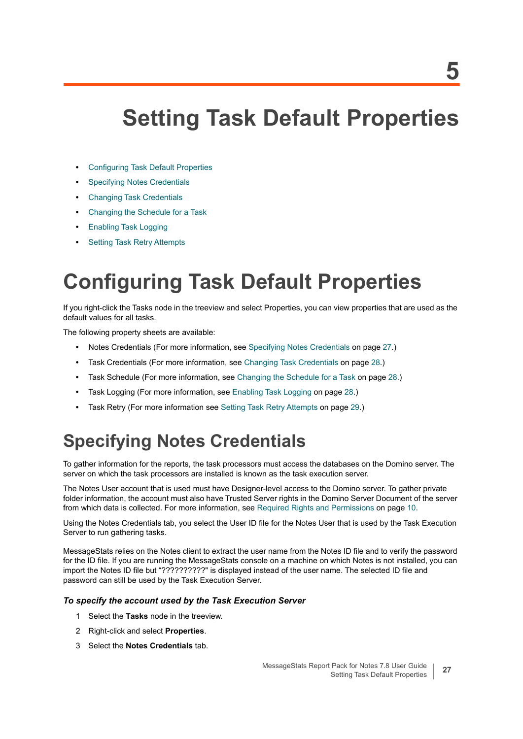# 5

# Setting Task Default Properties

- Configuring Task Default Properties
- Specifying Notes Credentials
- Changing Task Credentials
- Changing the Schedule for a Task
- Enabling Task Logging
- Setting Task Retry Attempts

# Configuring Task Default Properties

If you right-click the Tasks node in the treeview and select Properties, you can view properties that are used as the default values for all tasks.

The following property sheets are available:

- Notes Credentials (For more information, see Specifying Notes Credentials on page 27.)
- Task Credentials (For more information, see Changing Task Credentials on page 28.)
- Task Schedule (For more information, see Changing the Schedule for a Task on page 28.)
- Task Logging (For more information, see Enabling Task Logging on page 28.)
- Task Retry (For more information see Setting Task Retry Attempts on page 29.)

## Specifying Notes Credentials

To gather information for the reports, the task processors must access the databases on the Domino server. The server on which the task processors are installed is known as the task execution server.

The Notes User account that is used must have Designer-level access to the Domino server. To gather private folder information, the account must also have Trusted Server rights in the Domino Server Document of the server from which data is collected. For more information, see Required Rights and Permissions on page 10.

Using the Notes Credentials tab, you select the User ID file for the Notes User that is used by the Task Execution Server to run gathering tasks.

MessageStats relies on the Notes client to extract the user name from the Notes ID file and to verify the password for the ID file. If you are running the MessageStats console on a machine on which Notes is not installed, you can import the Notes ID file but "??????????" is displayed instead of the user name. The selected ID file and password can still be used by the Task Execution Server.

### *To specify the account used by the Task Execution Server*

1. Select the **Tasks** node in the treeview.
2. Right-click and select **Properties**.
3. Select the **Notes Credentials** tab.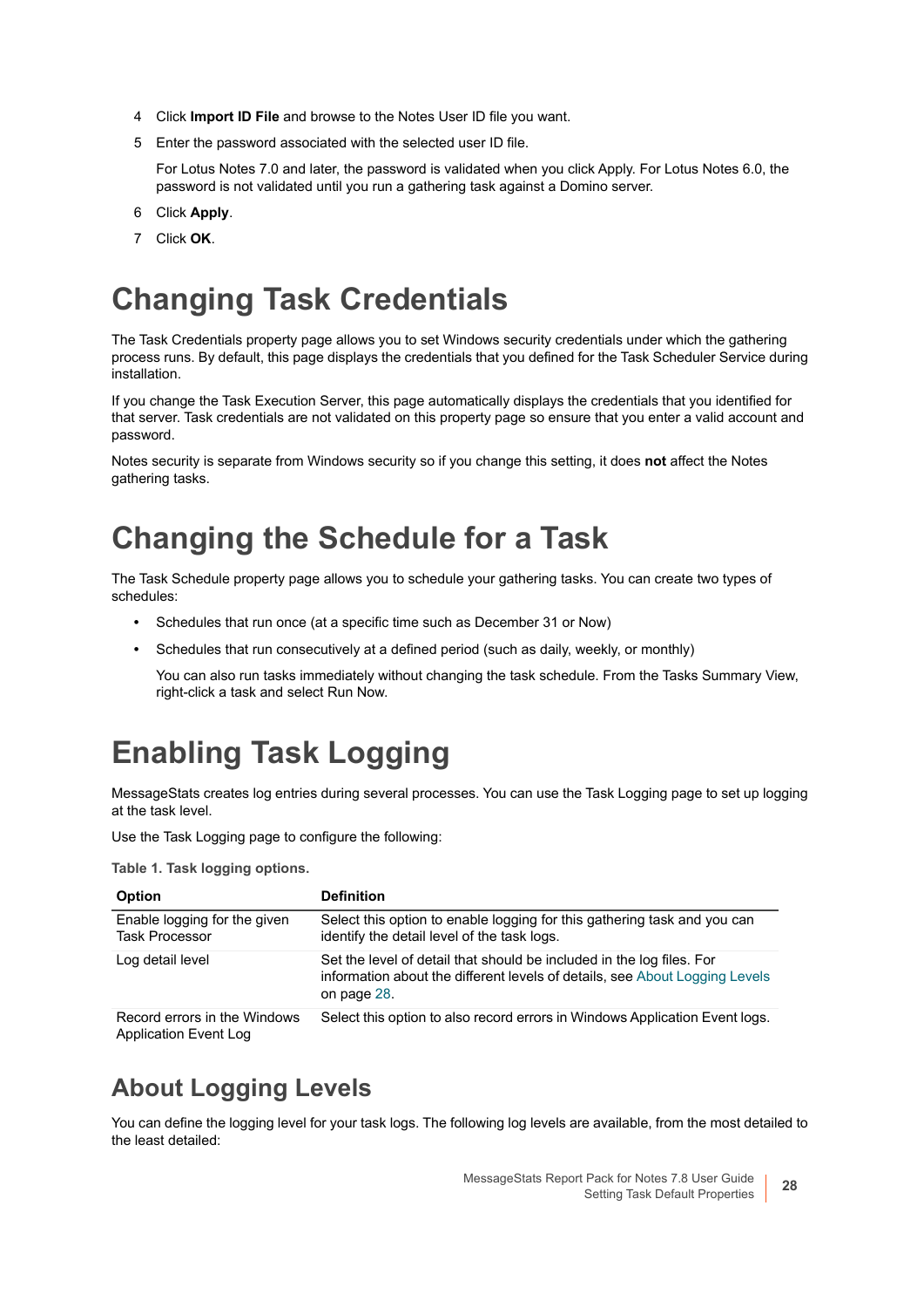4 Click **Import ID File** and browse to the Notes User ID file you want.

5 Enter the password associated with the selected user ID file.

   For Lotus Notes 7.0 and later, the password is validated when you click Apply. For Lotus Notes 6.0, the password is not validated until you run a gathering task against a Domino server.

6 Click **Apply**.

7 Click **OK**.

# Changing Task Credentials

The Task Credentials property page allows you to set Windows security credentials under which the gathering process runs. By default, this page displays the credentials that you defined for the Task Scheduler Service during installation.

If you change the Task Execution Server, this page automatically displays the credentials that you identified for that server. Task credentials are not validated on this property page so ensure that you enter a valid account and password.

Notes security is separate from Windows security so if you change this setting, it does **not** affect the Notes gathering tasks.

# Changing the Schedule for a Task

The Task Schedule property page allows you to schedule your gathering tasks. You can create two types of schedules:

- Schedules that run once (at a specific time such as December 31 or Now)
- Schedules that run consecutively at a defined period (such as daily, weekly, or monthly)

  You can also run tasks immediately without changing the task schedule. From the Tasks Summary View, right-click a task and select Run Now.

# Enabling Task Logging

MessageStats creates log entries during several processes. You can use the Task Logging page to set up logging at the task level.

Use the Task Logging page to configure the following:

**Table 1. Task logging options.**

| Option | Definition |
|---|---|
| Enable logging for the given Task Processor | Select this option to enable logging for this gathering task and you can identify the detail level of the task logs. |
| Log detail level | Set the level of detail that should be included in the log files. For information about the different levels of details, see About Logging Levels on page 28. |
| Record errors in the Windows Application Event Log | Select this option to also record errors in Windows Application Event logs. |

## About Logging Levels

You can define the logging level for your task logs. The following log levels are available, from the most detailed to the least detailed: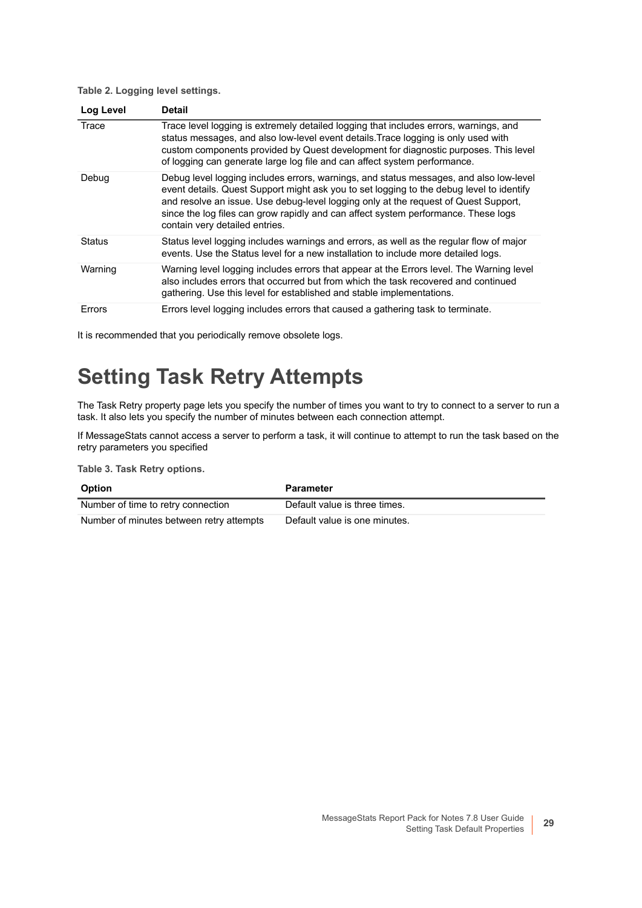**Table 2. Logging level settings.**

| Log Level | Detail |
|---|---|
| Trace | Trace level logging is extremely detailed logging that includes errors, warnings, and status messages, and also low-level event details.Trace logging is only used with custom components provided by Quest development for diagnostic purposes. This level of logging can generate large log file and can affect system performance. |
| Debug | Debug level logging includes errors, warnings, and status messages, and also low-level event details. Quest Support might ask you to set logging to the debug level to identify and resolve an issue. Use debug-level logging only at the request of Quest Support, since the log files can grow rapidly and can affect system performance. These logs contain very detailed entries. |
| Status | Status level logging includes warnings and errors, as well as the regular flow of major events. Use the Status level for a new installation to include more detailed logs. |
| Warning | Warning level logging includes errors that appear at the Errors level. The Warning level also includes errors that occurred but from which the task recovered and continued gathering. Use this level for established and stable implementations. |
| Errors | Errors level logging includes errors that caused a gathering task to terminate. |

It is recommended that you periodically remove obsolete logs.

# Setting Task Retry Attempts

The Task Retry property page lets you specify the number of times you want to try to connect to a server to run a task. It also lets you specify the number of minutes between each connection attempt.

If MessageStats cannot access a server to perform a task, it will continue to attempt to run the task based on the retry parameters you specified

**Table 3. Task Retry options.**

| Option | Parameter |
|---|---|
| Number of time to retry connection | Default value is three times. |
| Number of minutes between retry attempts | Default value is one minutes. |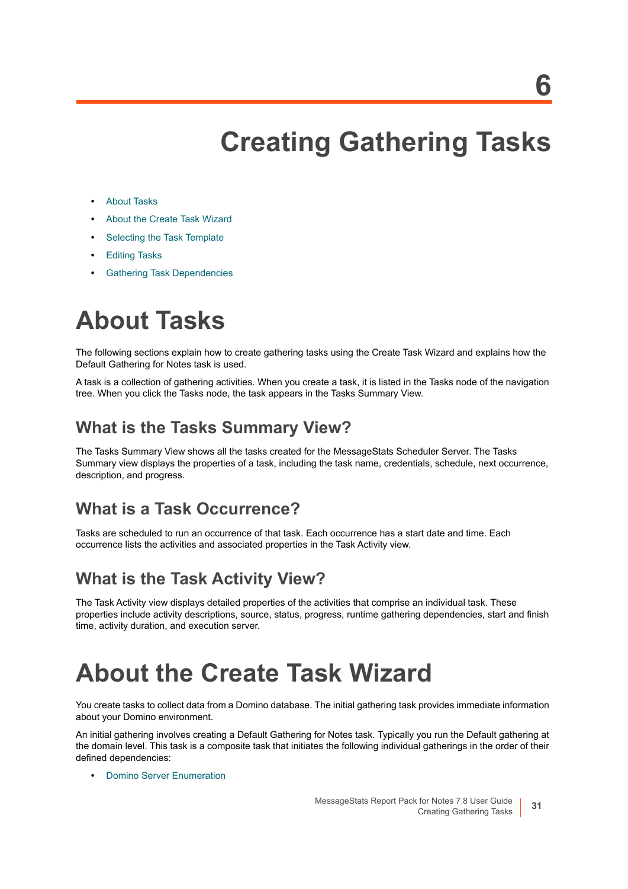# 6 Creating Gathering Tasks

- About Tasks
- About the Create Task Wizard
- Selecting the Task Template
- Editing Tasks
- Gathering Task Dependencies

# About Tasks

The following sections explain how to create gathering tasks using the Create Task Wizard and explains how the Default Gathering for Notes task is used.

A task is a collection of gathering activities. When you create a task, it is listed in the Tasks node of the navigation tree. When you click the Tasks node, the task appears in the Tasks Summary View.

## What is the Tasks Summary View?

The Tasks Summary View shows all the tasks created for the MessageStats Scheduler Server. The Tasks Summary view displays the properties of a task, including the task name, credentials, schedule, next occurrence, description, and progress.

## What is a Task Occurrence?

Tasks are scheduled to run an occurrence of that task. Each occurrence has a start date and time. Each occurrence lists the activities and associated properties in the Task Activity view.

## What is the Task Activity View?

The Task Activity view displays detailed properties of the activities that comprise an individual task. These properties include activity descriptions, source, status, progress, runtime gathering dependencies, start and finish time, activity duration, and execution server.

# About the Create Task Wizard

You create tasks to collect data from a Domino database. The initial gathering task provides immediate information about your Domino environment.

An initial gathering involves creating a Default Gathering for Notes task. Typically you run the Default gathering at the domain level. This task is a composite task that initiates the following individual gatherings in the order of their defined dependencies:

- Domino Server Enumeration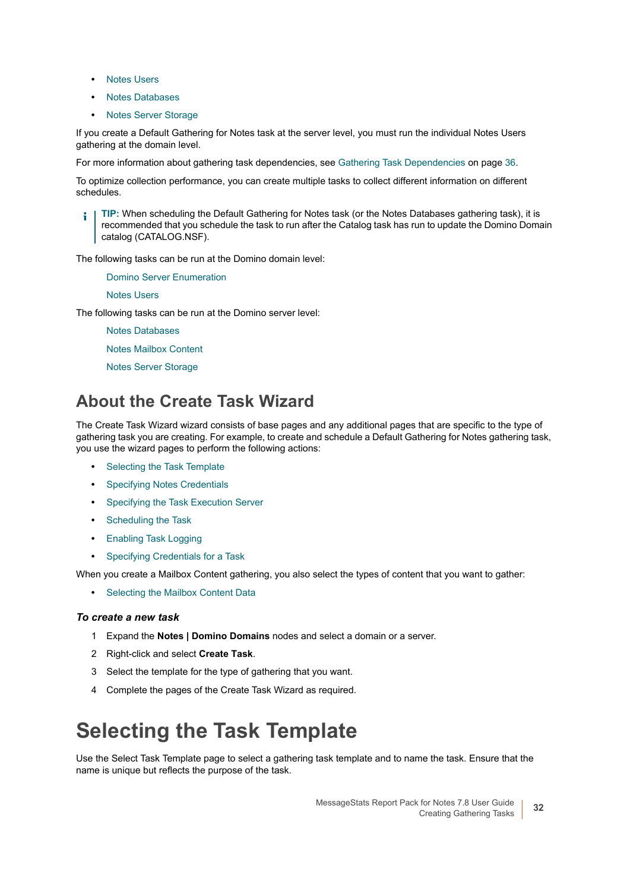- Notes Users
- Notes Databases
- Notes Server Storage

If you create a Default Gathering for Notes task at the server level, you must run the individual Notes Users gathering at the domain level.

For more information about gathering task dependencies, see Gathering Task Dependencies on page 36.

To optimize collection performance, you can create multiple tasks to collect different information on different schedules.

> **TIP:** When scheduling the Default Gathering for Notes task (or the Notes Databases gathering task), it is recommended that you schedule the task to run after the Catalog task has run to update the Domino Domain catalog (CATALOG.NSF).

The following tasks can be run at the Domino domain level:

Domino Server Enumeration

Notes Users

The following tasks can be run at the Domino server level:

Notes Databases

Notes Mailbox Content

Notes Server Storage

## About the Create Task Wizard

The Create Task Wizard wizard consists of base pages and any additional pages that are specific to the type of gathering task you are creating. For example, to create and schedule a Default Gathering for Notes gathering task, you use the wizard pages to perform the following actions:

- Selecting the Task Template
- Specifying Notes Credentials
- Specifying the Task Execution Server
- Scheduling the Task
- Enabling Task Logging
- Specifying Credentials for a Task

When you create a Mailbox Content gathering, you also select the types of content that you want to gather:

- Selecting the Mailbox Content Data

### *To create a new task*

1. Expand the **Notes | Domino Domains** nodes and select a domain or a server.
2. Right-click and select **Create Task**.
3. Select the template for the type of gathering that you want.
4. Complete the pages of the Create Task Wizard as required.

# Selecting the Task Template

Use the Select Task Template page to select a gathering task template and to name the task. Ensure that the name is unique but reflects the purpose of the task.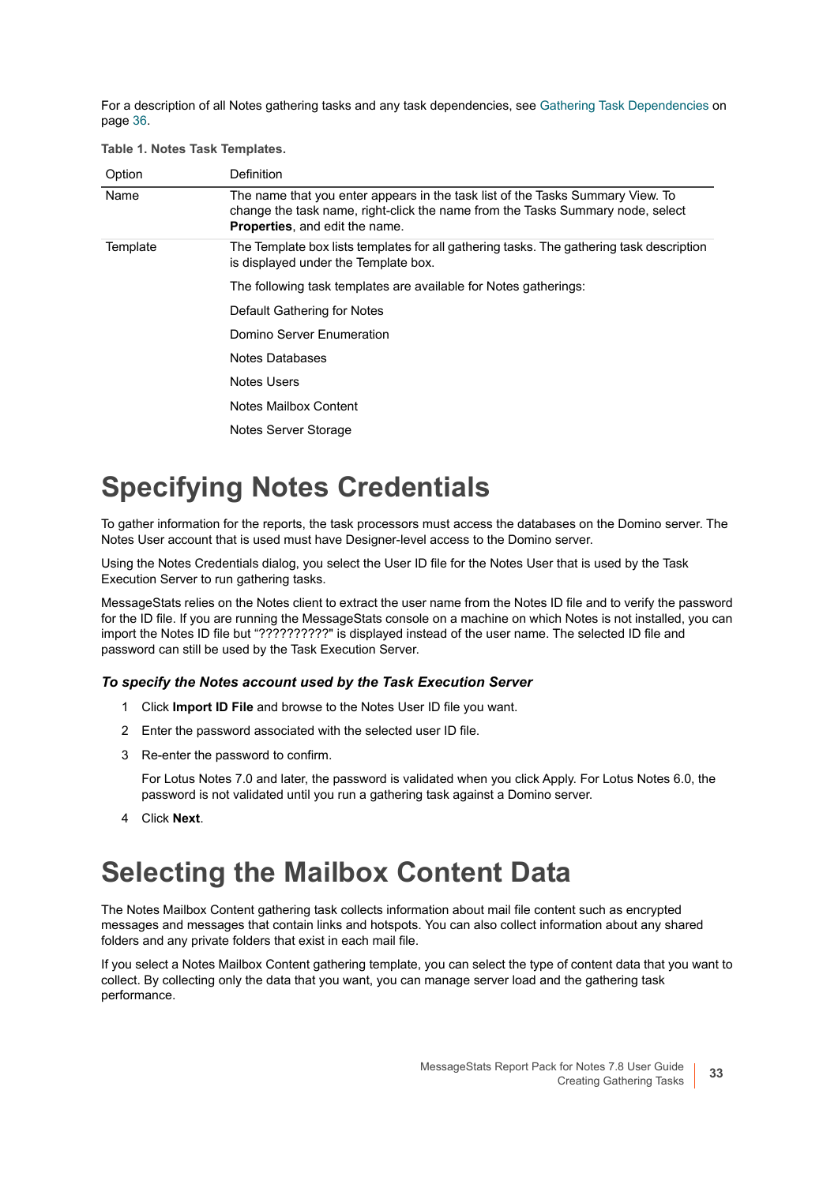For a description of all Notes gathering tasks and any task dependencies, see Gathering Task Dependencies on page 36.

**Table 1. Notes Task Templates.**

| Option | Definition |
| --- | --- |
| Name | The name that you enter appears in the task list of the Tasks Summary View. To change the task name, right-click the name from the Tasks Summary node, select **Properties**, and edit the name. |
| Template | The Template box lists templates for all gathering tasks. The gathering task description is displayed under the Template box.<br><br>The following task templates are available for Notes gatherings:<br><br>Default Gathering for Notes<br><br>Domino Server Enumeration<br><br>Notes Databases<br><br>Notes Users<br><br>Notes Mailbox Content<br><br>Notes Server Storage |

# Specifying Notes Credentials

To gather information for the reports, the task processors must access the databases on the Domino server. The Notes User account that is used must have Designer-level access to the Domino server.

Using the Notes Credentials dialog, you select the User ID file for the Notes User that is used by the Task Execution Server to run gathering tasks.

MessageStats relies on the Notes client to extract the user name from the Notes ID file and to verify the password for the ID file. If you are running the MessageStats console on a machine on which Notes is not installed, you can import the Notes ID file but “??????????" is displayed instead of the user name. The selected ID file and password can still be used by the Task Execution Server.

### *To specify the Notes account used by the Task Execution Server*

1. Click **Import ID File** and browse to the Notes User ID file you want.
2. Enter the password associated with the selected user ID file.
3. Re-enter the password to confirm.

   For Lotus Notes 7.0 and later, the password is validated when you click Apply. For Lotus Notes 6.0, the password is not validated until you run a gathering task against a Domino server.
4. Click **Next**.

# Selecting the Mailbox Content Data

The Notes Mailbox Content gathering task collects information about mail file content such as encrypted messages and messages that contain links and hotspots. You can also collect information about any shared folders and any private folders that exist in each mail file.

If you select a Notes Mailbox Content gathering template, you can select the type of content data that you want to collect. By collecting only the data that you want, you can manage server load and the gathering task performance.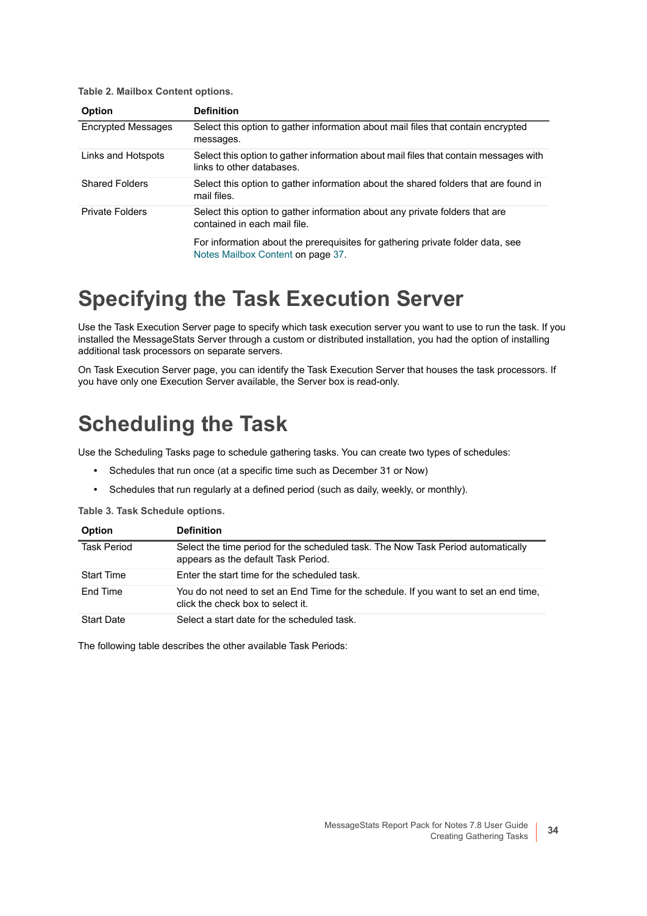**Table 2. Mailbox Content options.**

| Option | Definition |
|---|---|
| Encrypted Messages | Select this option to gather information about mail files that contain encrypted messages. |
| Links and Hotspots | Select this option to gather information about mail files that contain messages with links to other databases. |
| Shared Folders | Select this option to gather information about the shared folders that are found in mail files. |
| Private Folders | Select this option to gather information about any private folders that are contained in each mail file.<br><br>For information about the prerequisites for gathering private folder data, see Notes Mailbox Content on page 37. |

# Specifying the Task Execution Server

Use the Task Execution Server page to specify which task execution server you want to use to run the task. If you installed the MessageStats Server through a custom or distributed installation, you had the option of installing additional task processors on separate servers.

On Task Execution Server page, you can identify the Task Execution Server that houses the task processors. If you have only one Execution Server available, the Server box is read-only.

# Scheduling the Task

Use the Scheduling Tasks page to schedule gathering tasks. You can create two types of schedules:

- Schedules that run once (at a specific time such as December 31 or Now)
- Schedules that run regularly at a defined period (such as daily, weekly, or monthly).

**Table 3. Task Schedule options.**

| Option | Definition |
|---|---|
| Task Period | Select the time period for the scheduled task. The Now Task Period automatically appears as the default Task Period. |
| Start Time | Enter the start time for the scheduled task. |
| End Time | You do not need to set an End Time for the schedule. If you want to set an end time, click the check box to select it. |
| Start Date | Select a start date for the scheduled task. |

The following table describes the other available Task Periods: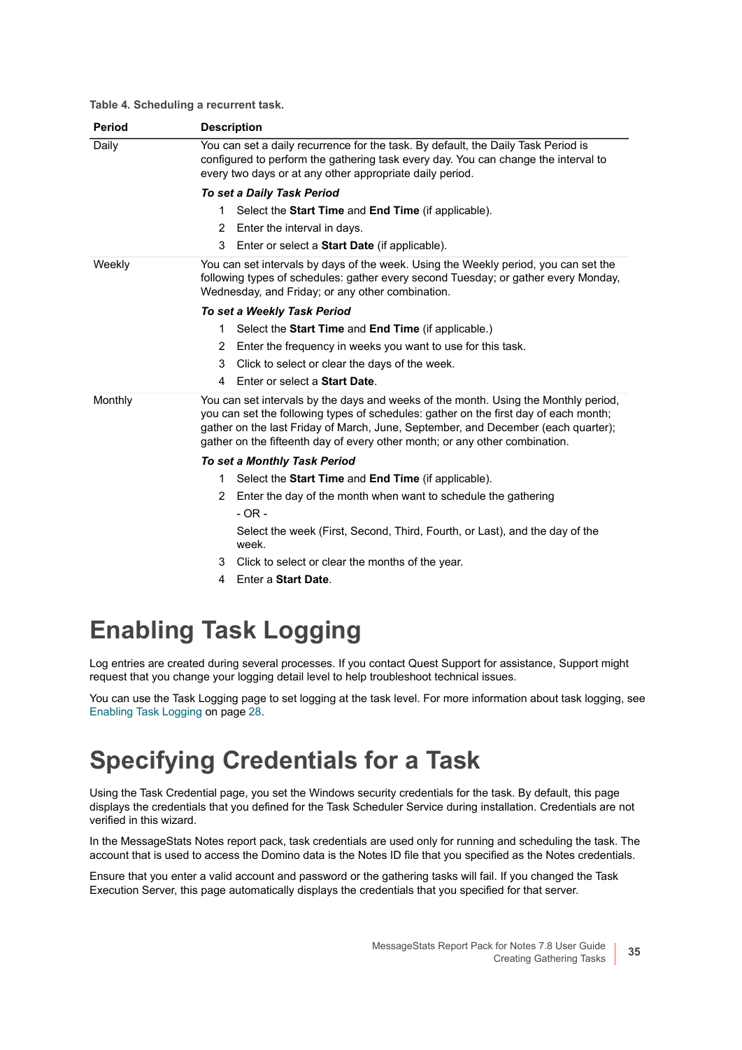**Table 4. Scheduling a recurrent task.**

| Period | Description |
| --- | --- |
| Daily | You can set a daily recurrence for the task. By default, the Daily Task Period is configured to perform the gathering task every day. You can change the interval to every two days or at any other appropriate daily period.<br><br>***To set a Daily Task Period***<br><br>1 Select the **Start Time** and **End Time** (if applicable).<br>2 Enter the interval in days.<br>3 Enter or select a **Start Date** (if applicable). |
| Weekly | You can set intervals by days of the week. Using the Weekly period, you can set the following types of schedules: gather every second Tuesday; or gather every Monday, Wednesday, and Friday; or any other combination.<br><br>***To set a Weekly Task Period***<br><br>1 Select the **Start Time** and **End Time** (if applicable.)<br>2 Enter the frequency in weeks you want to use for this task.<br>3 Click to select or clear the days of the week.<br>4 Enter or select a **Start Date**. |
| Monthly | You can set intervals by the days and weeks of the month. Using the Monthly period, you can set the following types of schedules: gather on the first day of each month; gather on the last Friday of March, June, September, and December (each quarter); gather on the fifteenth day of every other month; or any other combination.<br><br>***To set a Monthly Task Period***<br><br>1 Select the **Start Time** and **End Time** (if applicable).<br>2 Enter the day of the month when want to schedule the gathering<br>- OR -<br>Select the week (First, Second, Third, Fourth, or Last), and the day of the week.<br>3 Click to select or clear the months of the year.<br>4 Enter a **Start Date**. |

# Enabling Task Logging

Log entries are created during several processes. If you contact Quest Support for assistance, Support might request that you change your logging detail level to help troubleshoot technical issues.

You can use the Task Logging page to set logging at the task level. For more information about task logging, see Enabling Task Logging on page 28.

# Specifying Credentials for a Task

Using the Task Credential page, you set the Windows security credentials for the task. By default, this page displays the credentials that you defined for the Task Scheduler Service during installation. Credentials are not verified in this wizard.

In the MessageStats Notes report pack, task credentials are used only for running and scheduling the task. The account that is used to access the Domino data is the Notes ID file that you specified as the Notes credentials.

Ensure that you enter a valid account and password or the gathering tasks will fail. If you changed the Task Execution Server, this page automatically displays the credentials that you specified for that server.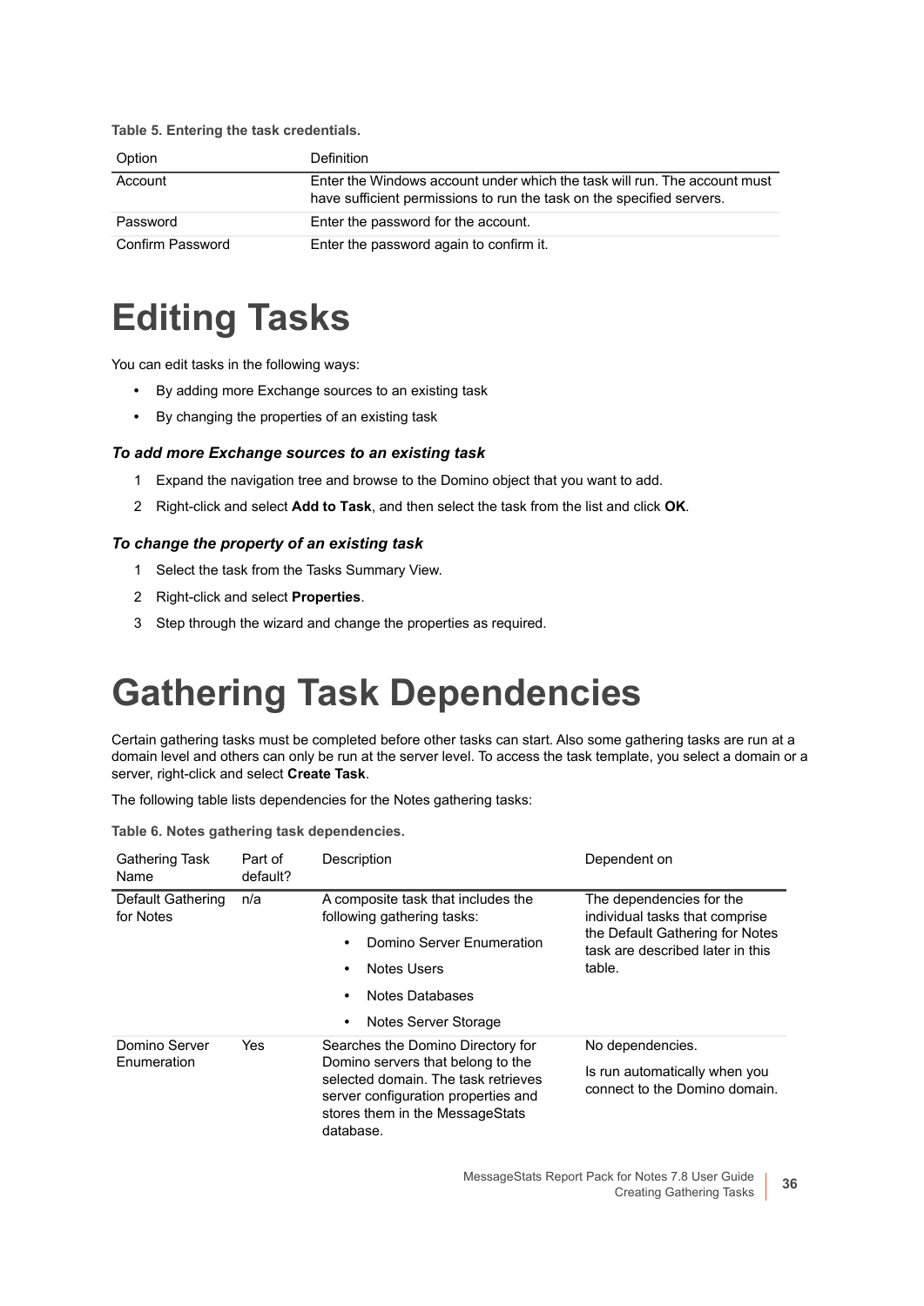**Table 5. Entering the task credentials.**

| Option | Definition |
| --- | --- |
| Account | Enter the Windows account under which the task will run. The account must have sufficient permissions to run the task on the specified servers. |
| Password | Enter the password for the account. |
| Confirm Password | Enter the password again to confirm it. |

# Editing Tasks

You can edit tasks in the following ways:

- By adding more Exchange sources to an existing task
- By changing the properties of an existing task

### *To add more Exchange sources to an existing task*

1. Expand the navigation tree and browse to the Domino object that you want to add.
2. Right-click and select **Add to Task**, and then select the task from the list and click **OK**.

### *To change the property of an existing task*

1. Select the task from the Tasks Summary View.
2. Right-click and select **Properties**.
3. Step through the wizard and change the properties as required.

# Gathering Task Dependencies

Certain gathering tasks must be completed before other tasks can start. Also some gathering tasks are run at a domain level and others can only be run at the server level. To access the task template, you select a domain or a server, right-click and select **Create Task**.

The following table lists dependencies for the Notes gathering tasks:

**Table 6. Notes gathering task dependencies.**

| Gathering Task Name | Part of default? | Description | Dependent on |
| --- | --- | --- | --- |
| Default Gathering for Notes | n/a | A composite task that includes the following gathering tasks:<br>• Domino Server Enumeration<br>• Notes Users<br>• Notes Databases<br>• Notes Server Storage | The dependencies for the individual tasks that comprise the Default Gathering for Notes task are described later in this table. |
| Domino Server Enumeration | Yes | Searches the Domino Directory for Domino servers that belong to the selected domain. The task retrieves server configuration properties and stores them in the MessageStats database. | No dependencies.<br>Is run automatically when you connect to the Domino domain. |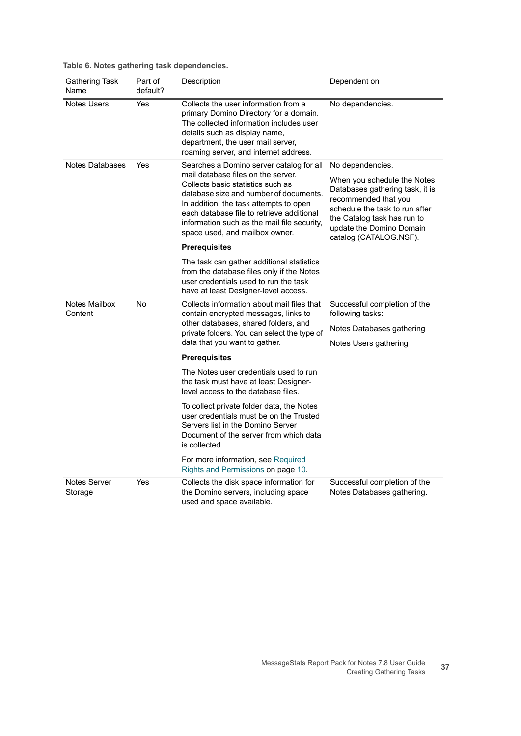**Table 6. Notes gathering task dependencies.**

| Gathering Task Name | Part of default? | Description | Dependent on |
|---|---|---|---|
| Notes Users | Yes | Collects the user information from a primary Domino Directory for a domain. The collected information includes user details such as display name, department, the user mail server, roaming server, and internet address. | No dependencies. |
| Notes Databases | Yes | Searches a Domino server catalog for all mail database files on the server. Collects basic statistics such as database size and number of documents. In addition, the task attempts to open each database file to retrieve additional information such as the mail file security, space used, and mailbox owner.<br><br>**Prerequisites**<br><br>The task can gather additional statistics from the database files only if the Notes user credentials used to run the task have at least Designer-level access. | No dependencies.<br><br>When you schedule the Notes Databases gathering task, it is recommended that you schedule the task to run after the Catalog task has run to update the Domino Domain catalog (CATALOG.NSF). |
| Notes Mailbox Content | No | Collects information about mail files that contain encrypted messages, links to other databases, shared folders, and private folders. You can select the type of data that you want to gather.<br><br>**Prerequisites**<br><br>The Notes user credentials used to run the task must have at least Designer-level access to the database files.<br><br>To collect private folder data, the Notes user credentials must be on the Trusted Servers list in the Domino Server Document of the server from which data is collected.<br><br>For more information, see Required Rights and Permissions on page 10. | Successful completion of the following tasks:<br><br>Notes Databases gathering<br><br>Notes Users gathering |
| Notes Server Storage | Yes | Collects the disk space information for the Domino servers, including space used and space available. | Successful completion of the Notes Databases gathering. |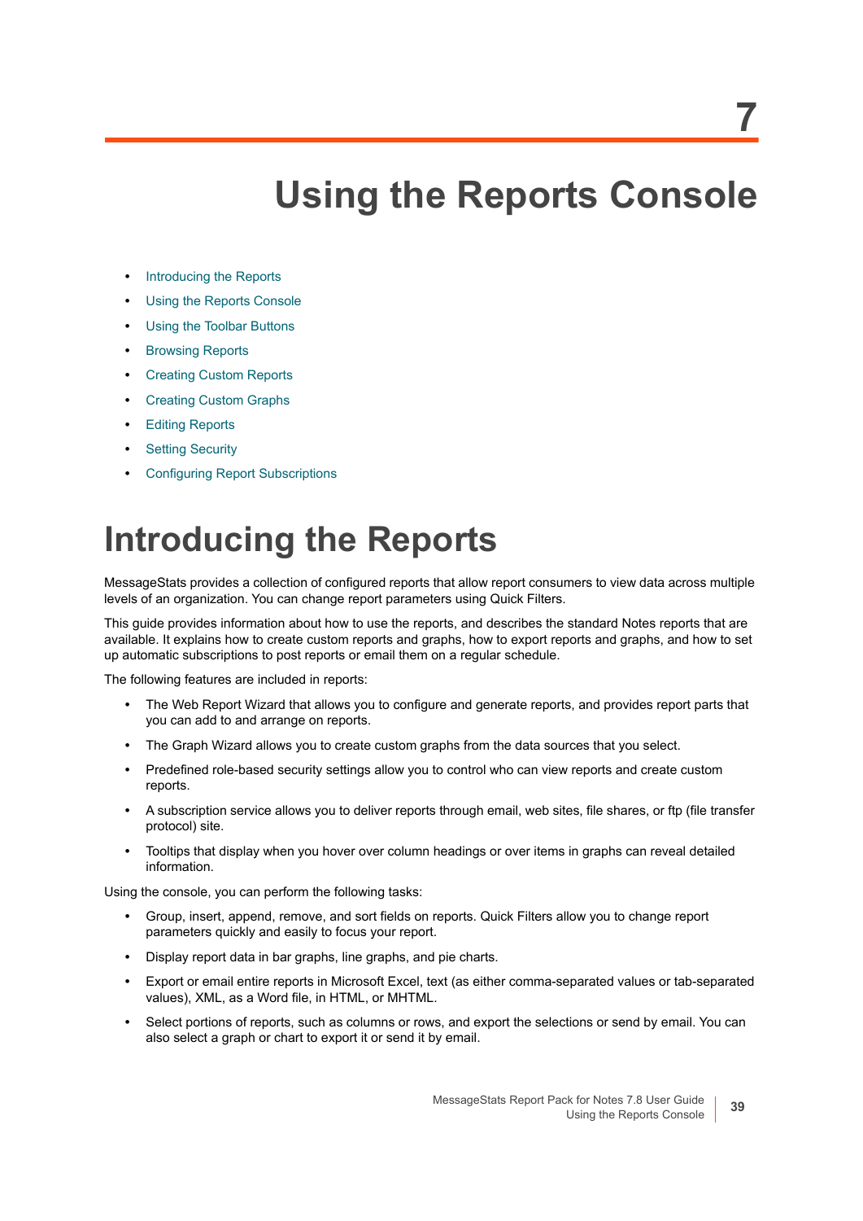# 7 Using the Reports Console

- Introducing the Reports
- Using the Reports Console
- Using the Toolbar Buttons
- Browsing Reports
- Creating Custom Reports
- Creating Custom Graphs
- Editing Reports
- Setting Security
- Configuring Report Subscriptions

# Introducing the Reports

MessageStats provides a collection of configured reports that allow report consumers to view data across multiple levels of an organization. You can change report parameters using Quick Filters.

This guide provides information about how to use the reports, and describes the standard Notes reports that are available. It explains how to create custom reports and graphs, how to export reports and graphs, and how to set up automatic subscriptions to post reports or email them on a regular schedule.

The following features are included in reports:

- The Web Report Wizard that allows you to configure and generate reports, and provides report parts that you can add to and arrange on reports.
- The Graph Wizard allows you to create custom graphs from the data sources that you select.
- Predefined role-based security settings allow you to control who can view reports and create custom reports.
- A subscription service allows you to deliver reports through email, web sites, file shares, or ftp (file transfer protocol) site.
- Tooltips that display when you hover over column headings or over items in graphs can reveal detailed information.

Using the console, you can perform the following tasks:

- Group, insert, append, remove, and sort fields on reports. Quick Filters allow you to change report parameters quickly and easily to focus your report.
- Display report data in bar graphs, line graphs, and pie charts.
- Export or email entire reports in Microsoft Excel, text (as either comma-separated values or tab-separated values), XML, as a Word file, in HTML, or MHTML.
- Select portions of reports, such as columns or rows, and export the selections or send by email. You can also select a graph or chart to export it or send it by email.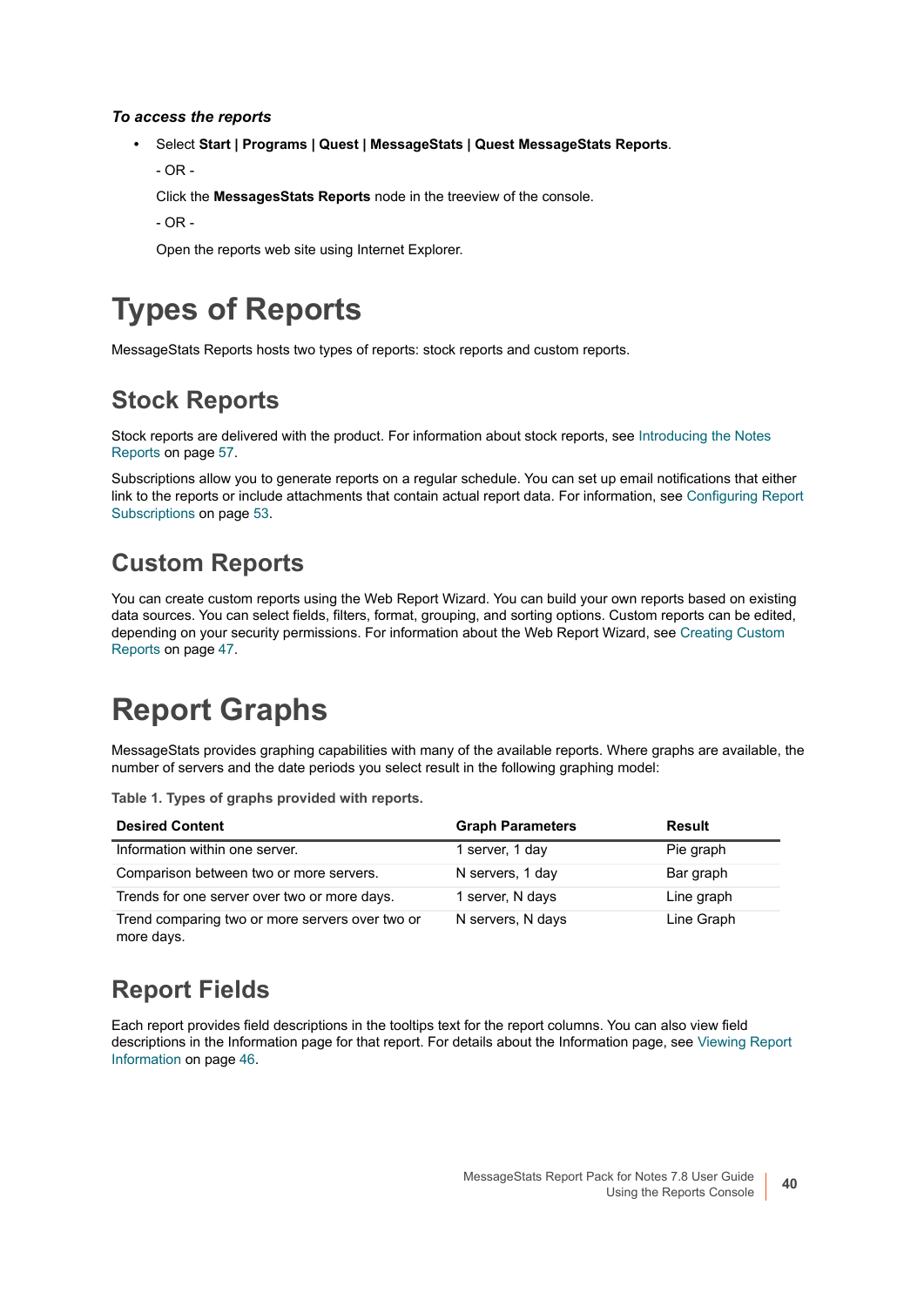*To access the reports*

- Select **Start | Programs | Quest | MessageStats | Quest MessageStats Reports**.

  \- OR -

  Click the **MessagesStats Reports** node in the treeview of the console.

  \- OR -

  Open the reports web site using Internet Explorer.

# Types of Reports

MessageStats Reports hosts two types of reports: stock reports and custom reports.

## Stock Reports

Stock reports are delivered with the product. For information about stock reports, see Introducing the Notes Reports on page 57.

Subscriptions allow you to generate reports on a regular schedule. You can set up email notifications that either link to the reports or include attachments that contain actual report data. For information, see Configuring Report Subscriptions on page 53.

## Custom Reports

You can create custom reports using the Web Report Wizard. You can build your own reports based on existing data sources. You can select fields, filters, format, grouping, and sorting options. Custom reports can be edited, depending on your security permissions. For information about the Web Report Wizard, see Creating Custom Reports on page 47.

# Report Graphs

MessageStats provides graphing capabilities with many of the available reports. Where graphs are available, the number of servers and the date periods you select result in the following graphing model:

**Table 1. Types of graphs provided with reports.**

| Desired Content | Graph Parameters | Result |
|---|---|---|
| Information within one server. | 1 server, 1 day | Pie graph |
| Comparison between two or more servers. | N servers, 1 day | Bar graph |
| Trends for one server over two or more days. | 1 server, N days | Line graph |
| Trend comparing two or more servers over two or more days. | N servers, N days | Line Graph |

## Report Fields

Each report provides field descriptions in the tooltips text for the report columns. You can also view field descriptions in the Information page for that report. For details about the Information page, see Viewing Report Information on page 46.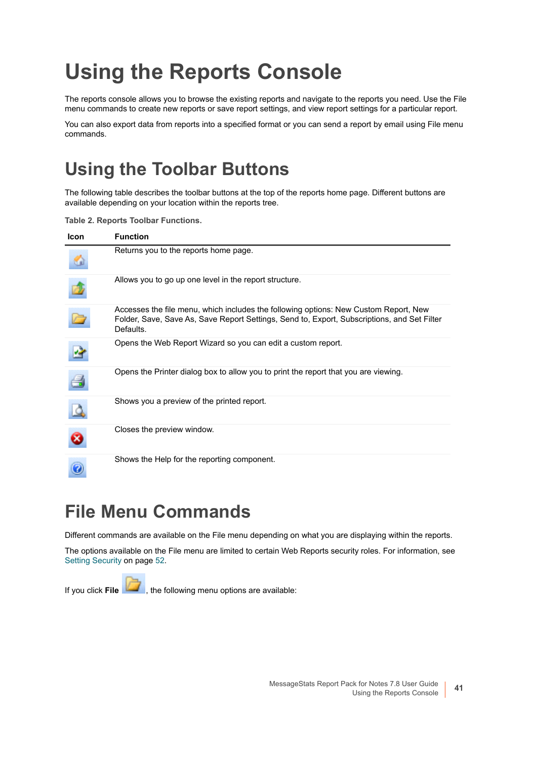# Using the Reports Console

The reports console allows you to browse the existing reports and navigate to the reports you need. Use the File menu commands to create new reports or save report settings, and view report settings for a particular report.

You can also export data from reports into a specified format or you can send a report by email using File menu commands.

## Using the Toolbar Buttons

The following table describes the toolbar buttons at the top of the reports home page. Different buttons are available depending on your location within the reports tree.

**Table 2. Reports Toolbar Functions.**

| Icon | Function |
|---|---|
| | Returns you to the reports home page. |
| | Allows you to go up one level in the report structure. |
| | Accesses the file menu, which includes the following options: New Custom Report, New Folder, Save, Save As, Save Report Settings, Send to, Export, Subscriptions, and Set Filter Defaults. |
| | Opens the Web Report Wizard so you can edit a custom report. |
| | Opens the Printer dialog box to allow you to print the report that you are viewing. |
| | Shows you a preview of the printed report. |
| | Closes the preview window. |
| | Shows the Help for the reporting component. |

## File Menu Commands

Different commands are available on the File menu depending on what you are displaying within the reports.

The options available on the File menu are limited to certain Web Reports security roles. For information, see Setting Security on page 52.

If you click **File** , the following menu options are available: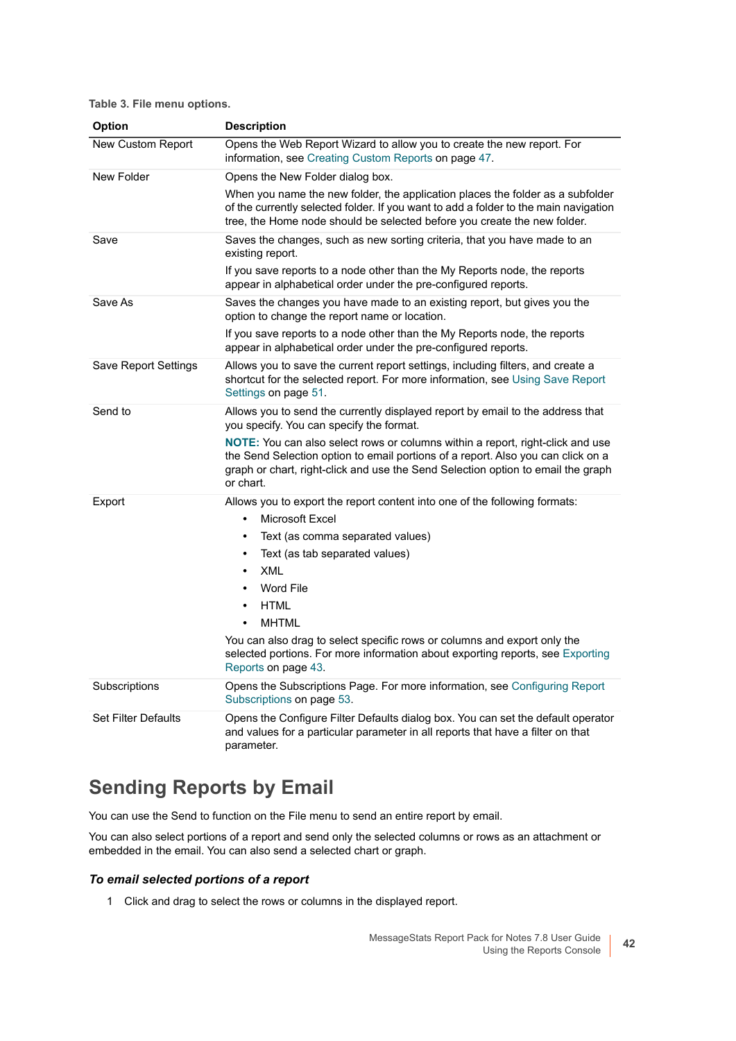**Table 3. File menu options.**

| Option | Description |
|---|---|
| New Custom Report | Opens the Web Report Wizard to allow you to create the new report. For information, see Creating Custom Reports on page 47. |
| New Folder | Opens the New Folder dialog box.<br><br>When you name the new folder, the application places the folder as a subfolder of the currently selected folder. If you want to add a folder to the main navigation tree, the Home node should be selected before you create the new folder. |
| Save | Saves the changes, such as new sorting criteria, that you have made to an existing report.<br><br>If you save reports to a node other than the My Reports node, the reports appear in alphabetical order under the pre-configured reports. |
| Save As | Saves the changes you have made to an existing report, but gives you the option to change the report name or location.<br><br>If you save reports to a node other than the My Reports node, the reports appear in alphabetical order under the pre-configured reports. |
| Save Report Settings | Allows you to save the current report settings, including filters, and create a shortcut for the selected report. For more information, see Using Save Report Settings on page 51. |
| Send to | Allows you to send the currently displayed report by email to the address that you specify. You can specify the format.<br><br>**NOTE:** You can also select rows or columns within a report, right-click and use the Send Selection option to email portions of a report. Also you can click on a graph or chart, right-click and use the Send Selection option to email the graph or chart. |
| Export | Allows you to export the report content into one of the following formats:<br><br>• Microsoft Excel<br>• Text (as comma separated values)<br>• Text (as tab separated values)<br>• XML<br>• Word File<br>• HTML<br>• MHTML<br><br>You can also drag to select specific rows or columns and export only the selected portions. For more information about exporting reports, see Exporting Reports on page 43. |
| Subscriptions | Opens the Subscriptions Page. For more information, see Configuring Report Subscriptions on page 53. |
| Set Filter Defaults | Opens the Configure Filter Defaults dialog box. You can set the default operator and values for a particular parameter in all reports that have a filter on that parameter. |

## Sending Reports by Email

You can use the Send to function on the File menu to send an entire report by email.

You can also select portions of a report and send only the selected columns or rows as an attachment or embedded in the email. You can also send a selected chart or graph.

### *To email selected portions of a report*

1 Click and drag to select the rows or columns in the displayed report.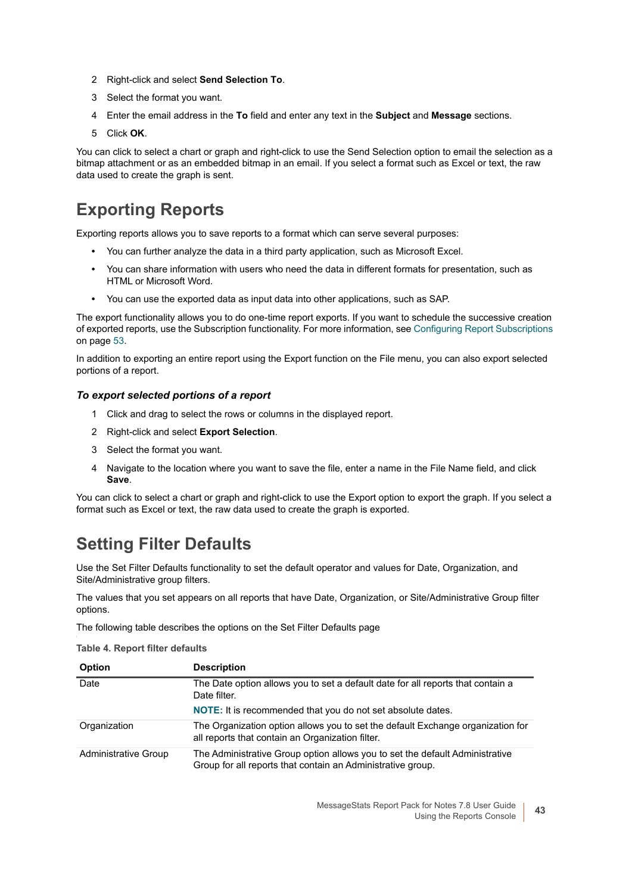2. Right-click and select **Send Selection To**.
3. Select the format you want.
4. Enter the email address in the **To** field and enter any text in the **Subject** and **Message** sections.
5. Click **OK**.

You can click to select a chart or graph and right-click to use the Send Selection option to email the selection as a bitmap attachment or as an embedded bitmap in an email. If you select a format such as Excel or text, the raw data used to create the graph is sent.

# Exporting Reports

Exporting reports allows you to save reports to a format which can serve several purposes:

- You can further analyze the data in a third party application, such as Microsoft Excel.
- You can share information with users who need the data in different formats for presentation, such as HTML or Microsoft Word.
- You can use the exported data as input data into other applications, such as SAP.

The export functionality allows you to do one-time report exports. If you want to schedule the successive creation of exported reports, use the Subscription functionality. For more information, see Configuring Report Subscriptions on page 53.

In addition to exporting an entire report using the Export function on the File menu, you can also export selected portions of a report.

### *To export selected portions of a report*

1. Click and drag to select the rows or columns in the displayed report.
2. Right-click and select **Export Selection**.
3. Select the format you want.
4. Navigate to the location where you want to save the file, enter a name in the File Name field, and click **Save**.

You can click to select a chart or graph and right-click to use the Export option to export the graph. If you select a format such as Excel or text, the raw data used to create the graph is exported.

# Setting Filter Defaults

Use the Set Filter Defaults functionality to set the default operator and values for Date, Organization, and Site/Administrative group filters.

The values that you set appears on all reports that have Date, Organization, or Site/Administrative Group filter options.

The following table describes the options on the Set Filter Defaults page

**Table 4. Report filter defaults**

| Option | Description |
|---|---|
| Date | The Date option allows you to set a default date for all reports that contain a Date filter.<br><br>**NOTE:** It is recommended that you do not set absolute dates. |
| Organization | The Organization option allows you to set the default Exchange organization for all reports that contain an Organization filter. |
| Administrative Group | The Administrative Group option allows you to set the default Administrative Group for all reports that contain an Administrative group. |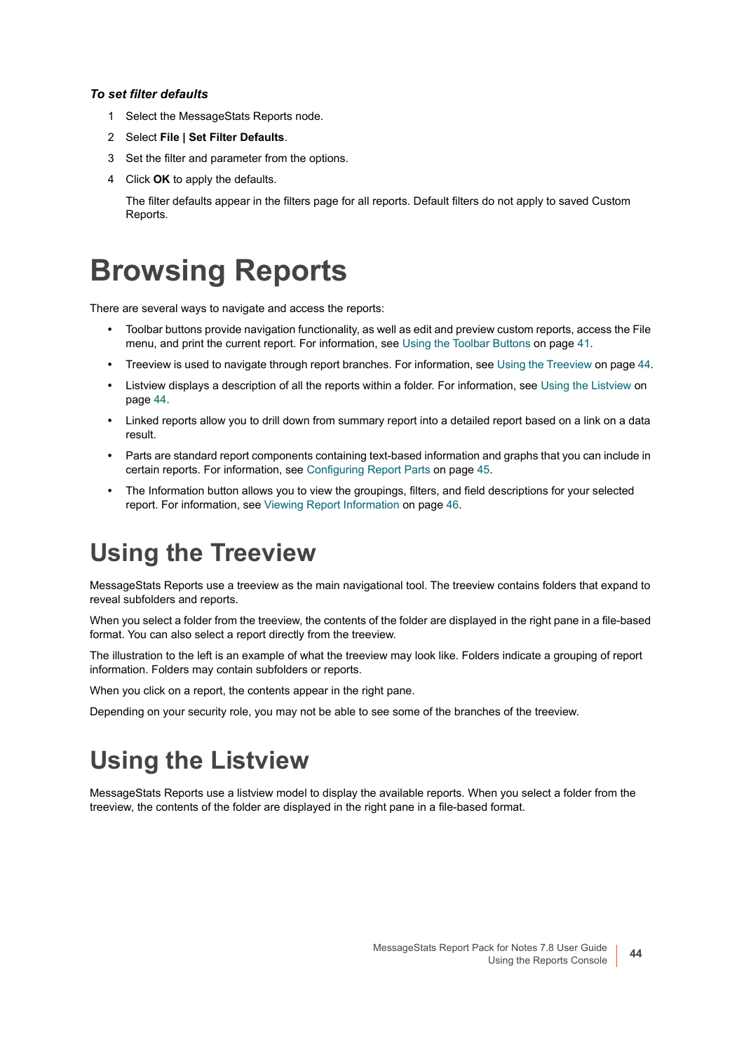***To set filter defaults***

1. Select the MessageStats Reports node.
2. Select **File | Set Filter Defaults**.
3. Set the filter and parameter from the options.
4. Click **OK** to apply the defaults.

   The filter defaults appear in the filters page for all reports. Default filters do not apply to saved Custom Reports.

# Browsing Reports

There are several ways to navigate and access the reports:

- Toolbar buttons provide navigation functionality, as well as edit and preview custom reports, access the File menu, and print the current report. For information, see Using the Toolbar Buttons on page 41.
- Treeview is used to navigate through report branches. For information, see Using the Treeview on page 44.
- Listview displays a description of all the reports within a folder. For information, see Using the Listview on page 44.
- Linked reports allow you to drill down from summary report into a detailed report based on a link on a data result.
- Parts are standard report components containing text-based information and graphs that you can include in certain reports. For information, see Configuring Report Parts on page 45.
- The Information button allows you to view the groupings, filters, and field descriptions for your selected report. For information, see Viewing Report Information on page 46.

## Using the Treeview

MessageStats Reports use a treeview as the main navigational tool. The treeview contains folders that expand to reveal subfolders and reports.

When you select a folder from the treeview, the contents of the folder are displayed in the right pane in a file-based format. You can also select a report directly from the treeview.

The illustration to the left is an example of what the treeview may look like. Folders indicate a grouping of report information. Folders may contain subfolders or reports.

When you click on a report, the contents appear in the right pane.

Depending on your security role, you may not be able to see some of the branches of the treeview.

## Using the Listview

MessageStats Reports use a listview model to display the available reports. When you select a folder from the treeview, the contents of the folder are displayed in the right pane in a file-based format.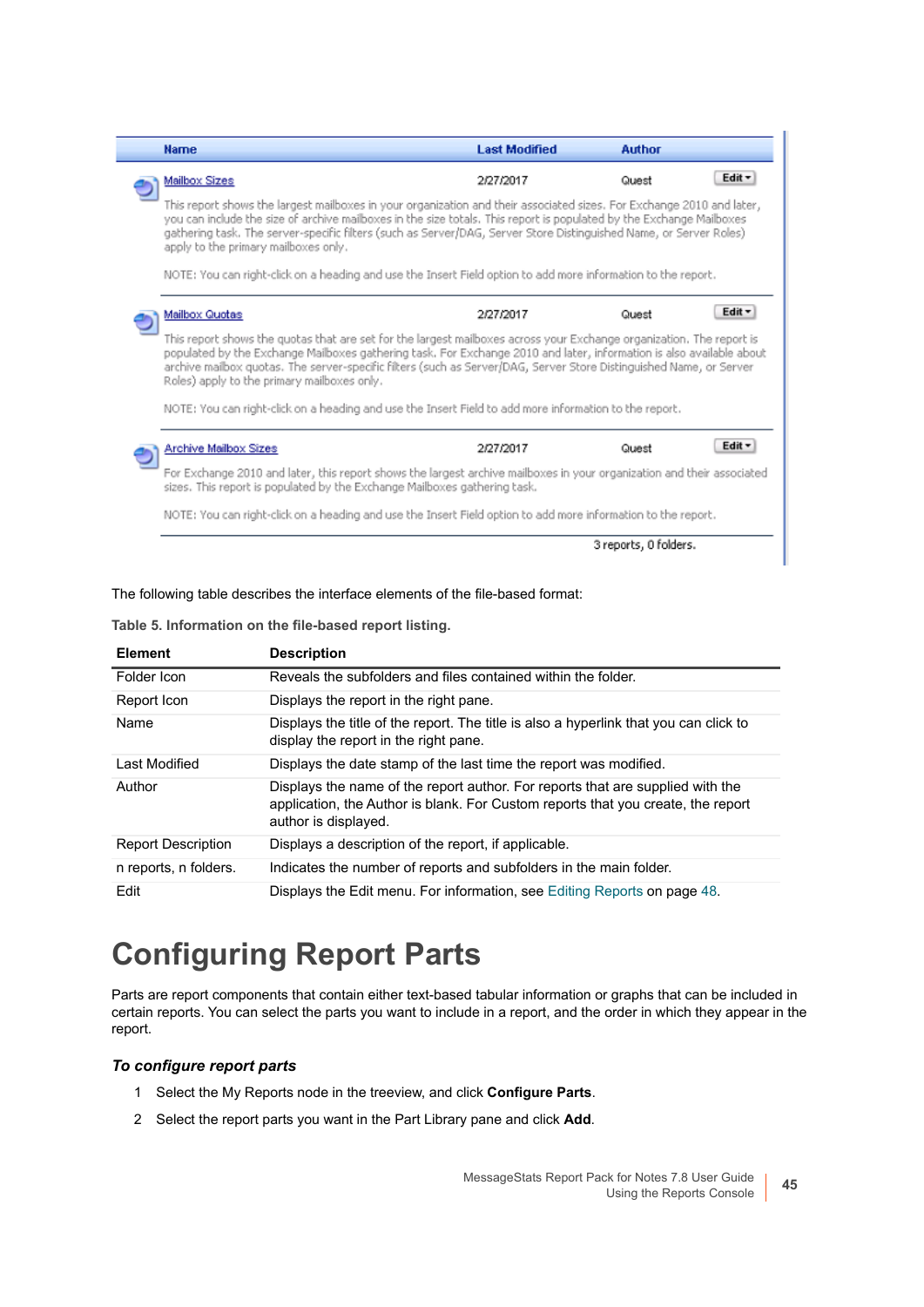| Name | Last Modified | Author | |
|---|---|---|---|
| Mailbox Sizes | 2/27/2017 | Quest | Edit |
| This report shows the largest mailboxes in your organization and their associated sizes. For Exchange 2010 and later, you can include the size of archive mailboxes in the size totals. This report is populated by the Exchange Mailboxes gathering task. The server-specific filters (such as Server/DAG, Server Store Distinguished Name, or Server Roles) apply to the primary mailboxes only. NOTE: You can right-click on a heading and use the Insert Field option to add more information to the report. | | | |
| Mailbox Quotas | 2/27/2017 | Quest | Edit |
| This report shows the quotas that are set for the largest mailboxes across your Exchange organization. The report is populated by the Exchange Mailboxes gathering task. For Exchange 2010 and later, information is also available about archive mailbox quotas. The server-specific filters (such as Server/DAG, Server Store Distinguished Name, or Server Roles) apply to the primary mailboxes only. NOTE: You can right-click on a heading and use the Insert Field to add more information to the report. | | | |
| Archive Mailbox Sizes | 2/27/2017 | Quest | Edit |
| For Exchange 2010 and later, this report shows the largest archive mailboxes in your organization and their associated sizes. This report is populated by the Exchange Mailboxes gathering task. NOTE: You can right-click on a heading and use the Insert Field option to add more information to the report. | | | |
| | 3 reports, 0 folders. | | |

The following table describes the interface elements of the file-based format:

**Table 5. Information on the file-based report listing.**

| Element | Description |
|---|---|
| Folder Icon | Reveals the subfolders and files contained within the folder. |
| Report Icon | Displays the report in the right pane. |
| Name | Displays the title of the report. The title is also a hyperlink that you can click to display the report in the right pane. |
| Last Modified | Displays the date stamp of the last time the report was modified. |
| Author | Displays the name of the report author. For reports that are supplied with the application, the Author is blank. For Custom reports that you create, the report author is displayed. |
| Report Description | Displays a description of the report, if applicable. |
| n reports, n folders. | Indicates the number of reports and subfolders in the main folder. |
| Edit | Displays the Edit menu. For information, see Editing Reports on page 48. |

# Configuring Report Parts

Parts are report components that contain either text-based tabular information or graphs that can be included in certain reports. You can select the parts you want to include in a report, and the order in which they appear in the report.

### *To configure report parts*

1. Select the My Reports node in the treeview, and click **Configure Parts**.
2. Select the report parts you want in the Part Library pane and click **Add**.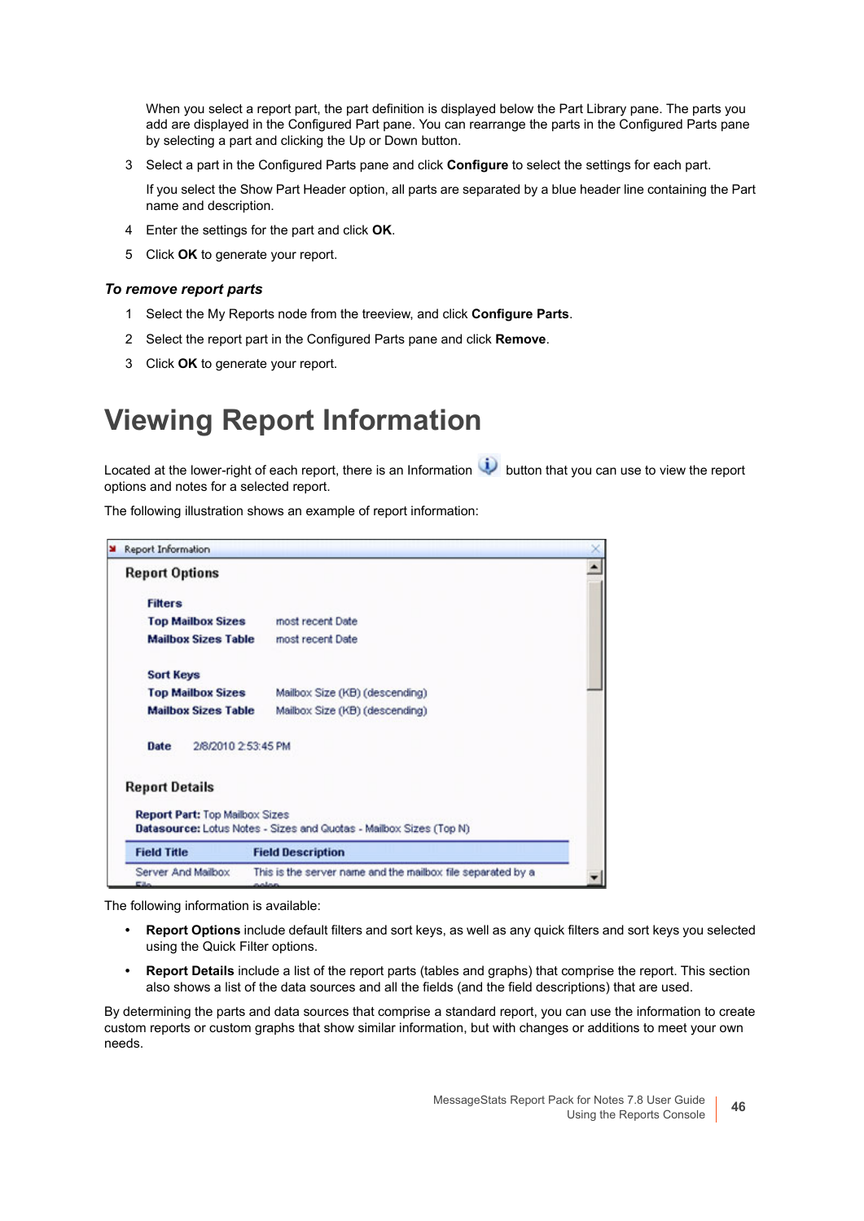When you select a report part, the part definition is displayed below the Part Library pane. The parts you add are displayed in the Configured Part pane. You can rearrange the parts in the Configured Parts pane by selecting a part and clicking the Up or Down button.

3 Select a part in the Configured Parts pane and click **Configure** to select the settings for each part.

   If you select the Show Part Header option, all parts are separated by a blue header line containing the Part name and description.

4 Enter the settings for the part and click **OK**.

5 Click **OK** to generate your report.

### *To remove report parts*

1 Select the My Reports node from the treeview, and click **Configure Parts**.

2 Select the report part in the Configured Parts pane and click **Remove**.

3 Click **OK** to generate your report.

# Viewing Report Information

Located at the lower-right of each report, there is an Information button that you can use to view the report options and notes for a selected report.

The following illustration shows an example of report information:

The following information is available:

- **Report Options** include default filters and sort keys, as well as any quick filters and sort keys you selected using the Quick Filter options.
- **Report Details** include a list of the report parts (tables and graphs) that comprise the report. This section also shows a list of the data sources and all the fields (and the field descriptions) that are used.

By determining the parts and data sources that comprise a standard report, you can use the information to create custom reports or custom graphs that show similar information, but with changes or additions to meet your own needs.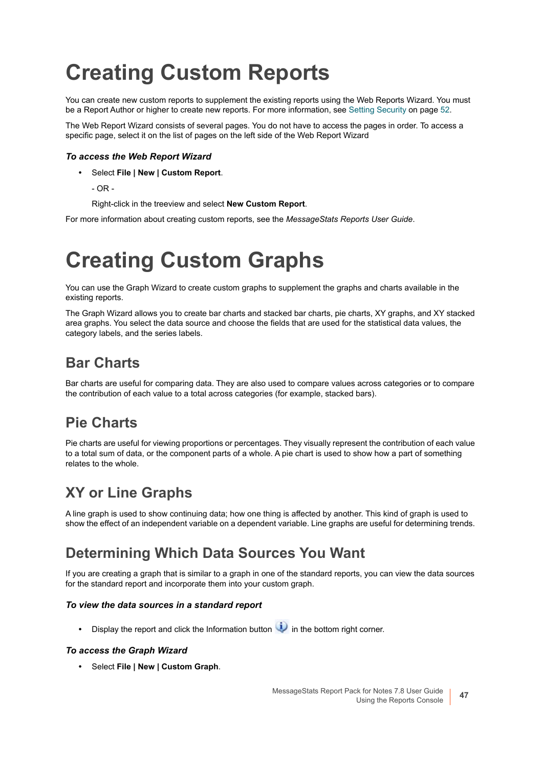# Creating Custom Reports

You can create new custom reports to supplement the existing reports using the Web Reports Wizard. You must be a Report Author or higher to create new reports. For more information, see Setting Security on page 52.

The Web Report Wizard consists of several pages. You do not have to access the pages in order. To access a specific page, select it on the list of pages on the left side of the Web Report Wizard

***To access the Web Report Wizard***

- Select **File | New | Custom Report**.

  - OR -

  Right-click in the treeview and select **New Custom Report**.

For more information about creating custom reports, see the *MessageStats Reports User Guide*.

# Creating Custom Graphs

You can use the Graph Wizard to create custom graphs to supplement the graphs and charts available in the existing reports.

The Graph Wizard allows you to create bar charts and stacked bar charts, pie charts, XY graphs, and XY stacked area graphs. You select the data source and choose the fields that are used for the statistical data values, the category labels, and the series labels.

## Bar Charts

Bar charts are useful for comparing data. They are also used to compare values across categories or to compare the contribution of each value to a total across categories (for example, stacked bars).

## Pie Charts

Pie charts are useful for viewing proportions or percentages. They visually represent the contribution of each value to a total sum of data, or the component parts of a whole. A pie chart is used to show how a part of something relates to the whole.

## XY or Line Graphs

A line graph is used to show continuing data; how one thing is affected by another. This kind of graph is used to show the effect of an independent variable on a dependent variable. Line graphs are useful for determining trends.

## Determining Which Data Sources You Want

If you are creating a graph that is similar to a graph in one of the standard reports, you can view the data sources for the standard report and incorporate them into your custom graph.

***To view the data sources in a standard report***

- Display the report and click the Information button in the bottom right corner.

***To access the Graph Wizard***

- Select **File | New | Custom Graph**.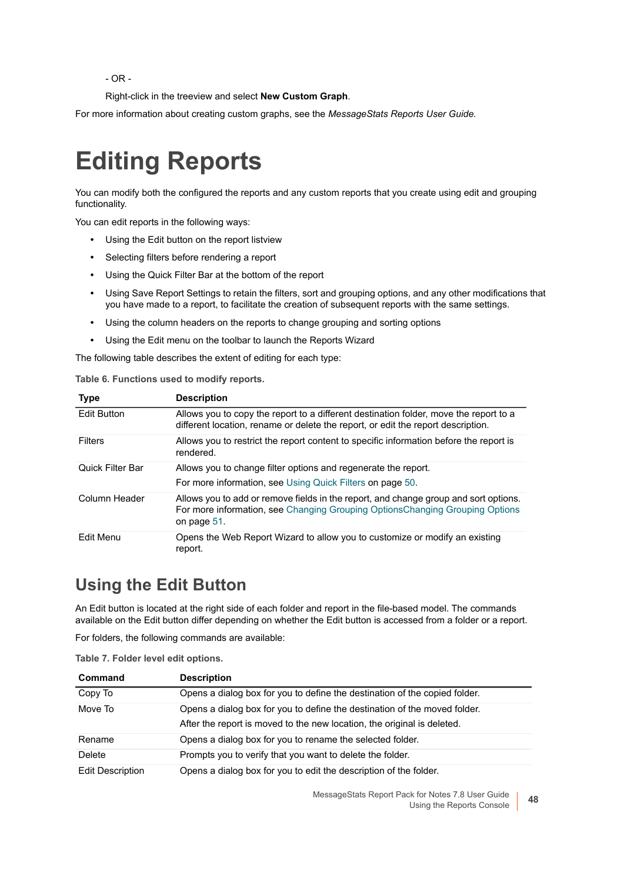- OR -

Right-click in the treeview and select **New Custom Graph**.

For more information about creating custom graphs, see the *MessageStats Reports User Guide*.

# Editing Reports

You can modify both the configured the reports and any custom reports that you create using edit and grouping functionality.

You can edit reports in the following ways:

- Using the Edit button on the report listview
- Selecting filters before rendering a report
- Using the Quick Filter Bar at the bottom of the report
- Using Save Report Settings to retain the filters, sort and grouping options, and any other modifications that you have made to a report, to facilitate the creation of subsequent reports with the same settings.
- Using the column headers on the reports to change grouping and sorting options
- Using the Edit menu on the toolbar to launch the Reports Wizard

The following table describes the extent of editing for each type:

**Table 6. Functions used to modify reports.**

| Type | Description |
|---|---|
| Edit Button | Allows you to copy the report to a different destination folder, move the report to a different location, rename or delete the report, or edit the report description. |
| Filters | Allows you to restrict the report content to specific information before the report is rendered. |
| Quick Filter Bar | Allows you to change filter options and regenerate the report.<br>For more information, see Using Quick Filters on page 50. |
| Column Header | Allows you to add or remove fields in the report, and change group and sort options. For more information, see Changing Grouping OptionsChanging Grouping Options on page 51. |
| Edit Menu | Opens the Web Report Wizard to allow you to customize or modify an existing report. |

## Using the Edit Button

An Edit button is located at the right side of each folder and report in the file-based model. The commands available on the Edit button differ depending on whether the Edit button is accessed from a folder or a report.

For folders, the following commands are available:

**Table 7. Folder level edit options.**

| Command | Description |
|---|---|
| Copy To | Opens a dialog box for you to define the destination of the copied folder. |
| Move To | Opens a dialog box for you to define the destination of the moved folder.<br>After the report is moved to the new location, the original is deleted. |
| Rename | Opens a dialog box for you to rename the selected folder. |
| Delete | Prompts you to verify that you want to delete the folder. |
| Edit Description | Opens a dialog box for you to edit the description of the folder. |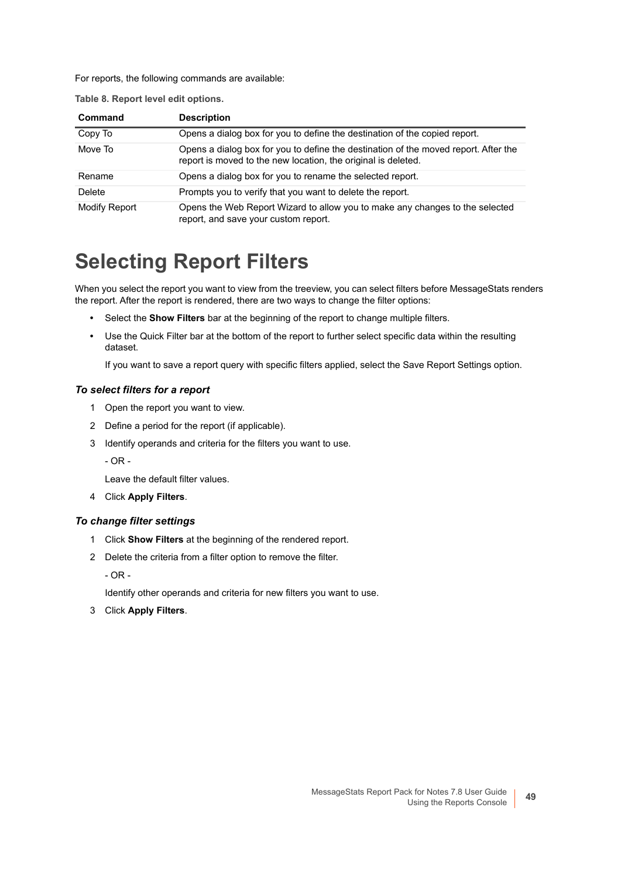For reports, the following commands are available:

**Table 8. Report level edit options.**

| Command | Description |
| --- | --- |
| Copy To | Opens a dialog box for you to define the destination of the copied report. |
| Move To | Opens a dialog box for you to define the destination of the moved report. After the report is moved to the new location, the original is deleted. |
| Rename | Opens a dialog box for you to rename the selected report. |
| Delete | Prompts you to verify that you want to delete the report. |
| Modify Report | Opens the Web Report Wizard to allow you to make any changes to the selected report, and save your custom report. |

# Selecting Report Filters

When you select the report you want to view from the treeview, you can select filters before MessageStats renders the report. After the report is rendered, there are two ways to change the filter options:

- Select the **Show Filters** bar at the beginning of the report to change multiple filters.
- Use the Quick Filter bar at the bottom of the report to further select specific data within the resulting dataset.

  If you want to save a report query with specific filters applied, select the Save Report Settings option.

### *To select filters for a report*

1. Open the report you want to view.
2. Define a period for the report (if applicable).
3. Identify operands and criteria for the filters you want to use.

   - OR -

   Leave the default filter values.
4. Click **Apply Filters**.

### *To change filter settings*

1. Click **Show Filters** at the beginning of the rendered report.
2. Delete the criteria from a filter option to remove the filter.

   - OR -

   Identify other operands and criteria for new filters you want to use.
3. Click **Apply Filters**.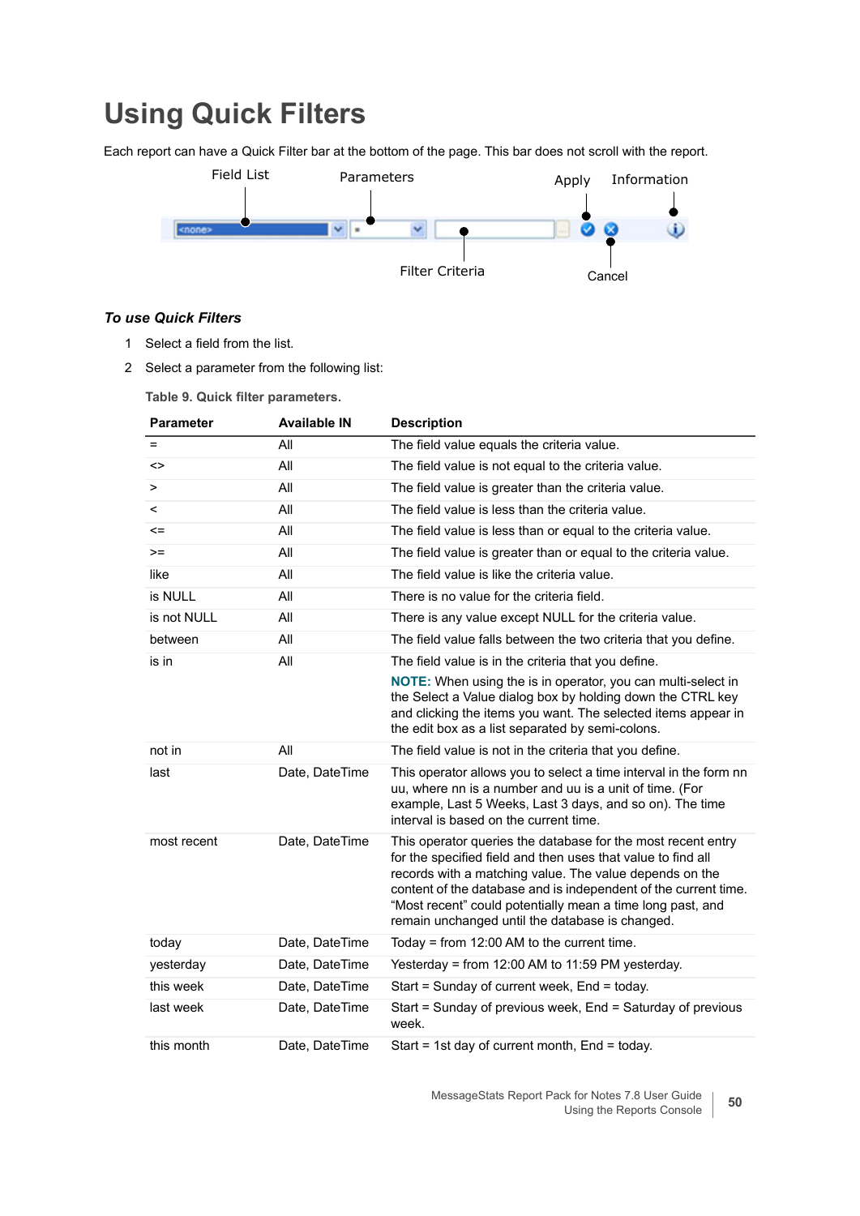# Using Quick Filters

Each report can have a Quick Filter bar at the bottom of the page. This bar does not scroll with the report.

Field List   Parameters   Apply   Information

Filter Criteria   Cancel

### *To use Quick Filters*

1. Select a field from the list.
2. Select a parameter from the following list:

**Table 9. Quick filter parameters.**

| Parameter | Available IN | Description |
|---|---|---|
| = | All | The field value equals the criteria value. |
| <> | All | The field value is not equal to the criteria value. |
| > | All | The field value is greater than the criteria value. |
| < | All | The field value is less than the criteria value. |
| <= | All | The field value is less than or equal to the criteria value. |
| >= | All | The field value is greater than or equal to the criteria value. |
| like | All | The field value is like the criteria value. |
| is NULL | All | There is no value for the criteria field. |
| is not NULL | All | There is any value except NULL for the criteria value. |
| between | All | The field value falls between the two criteria that you define. |
| is in | All | The field value is in the criteria that you define.<br>**NOTE:** When using the is in operator, you can multi-select in the Select a Value dialog box by holding down the CTRL key and clicking the items you want. The selected items appear in the edit box as a list separated by semi-colons. |
| not in | All | The field value is not in the criteria that you define. |
| last | Date, DateTime | This operator allows you to select a time interval in the form nn uu, where nn is a number and uu is a unit of time. (For example, Last 5 Weeks, Last 3 days, and so on). The time interval is based on the current time. |
| most recent | Date, DateTime | This operator queries the database for the most recent entry for the specified field and then uses that value to find all records with a matching value. The value depends on the content of the database and is independent of the current time. "Most recent" could potentially mean a time long past, and remain unchanged until the database is changed. |
| today | Date, DateTime | Today = from 12:00 AM to the current time. |
| yesterday | Date, DateTime | Yesterday = from 12:00 AM to 11:59 PM yesterday. |
| this week | Date, DateTime | Start = Sunday of current week, End = today. |
| last week | Date, DateTime | Start = Sunday of previous week, End = Saturday of previous week. |
| this month | Date, DateTime | Start = 1st day of current month, End = today. |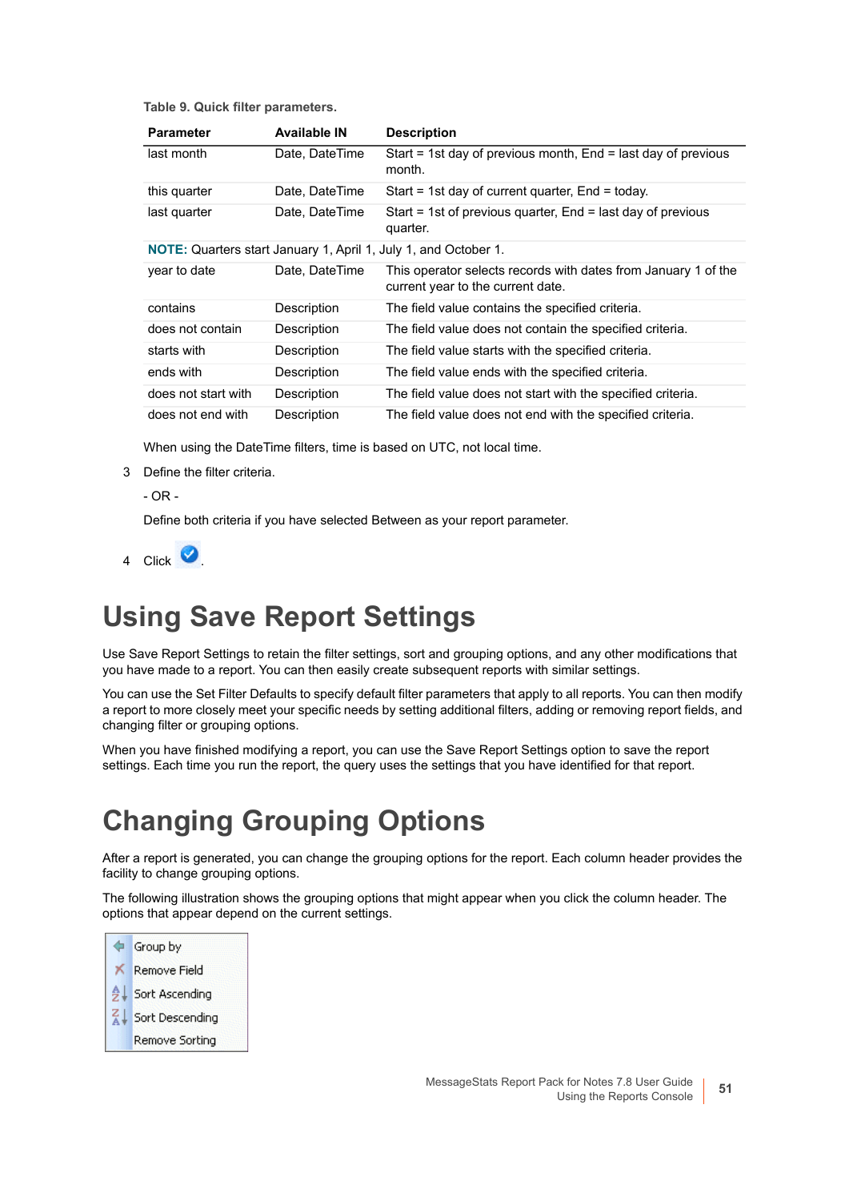**Table 9. Quick filter parameters.**

| Parameter | Available IN | Description |
|---|---|---|
| last month | Date, DateTime | Start = 1st day of previous month, End = last day of previous month. |
| this quarter | Date, DateTime | Start = 1st day of current quarter, End = today. |
| last quarter | Date, DateTime | Start = 1st of previous quarter, End = last day of previous quarter. |
| **NOTE:** Quarters start January 1, April 1, July 1, and October 1. | | |
| year to date | Date, DateTime | This operator selects records with dates from January 1 of the current year to the current date. |
| contains | Description | The field value contains the specified criteria. |
| does not contain | Description | The field value does not contain the specified criteria. |
| starts with | Description | The field value starts with the specified criteria. |
| ends with | Description | The field value ends with the specified criteria. |
| does not start with | Description | The field value does not start with the specified criteria. |
| does not end with | Description | The field value does not end with the specified criteria. |

When using the DateTime filters, time is based on UTC, not local time.

3 Define the filter criteria.

- OR -

Define both criteria if you have selected Between as your report parameter.

4 Click .

# Using Save Report Settings

Use Save Report Settings to retain the filter settings, sort and grouping options, and any other modifications that you have made to a report. You can then easily create subsequent reports with similar settings.

You can use the Set Filter Defaults to specify default filter parameters that apply to all reports. You can then modify a report to more closely meet your specific needs by setting additional filters, adding or removing report fields, and changing filter or grouping options.

When you have finished modifying a report, you can use the Save Report Settings option to save the report settings. Each time you run the report, the query uses the settings that you have identified for that report.

# Changing Grouping Options

After a report is generated, you can change the grouping options for the report. Each column header provides the facility to change grouping options.

The following illustration shows the grouping options that might appear when you click the column header. The options that appear depend on the current settings.

Group by
Remove Field
Sort Ascending
Sort Descending
Remove Sorting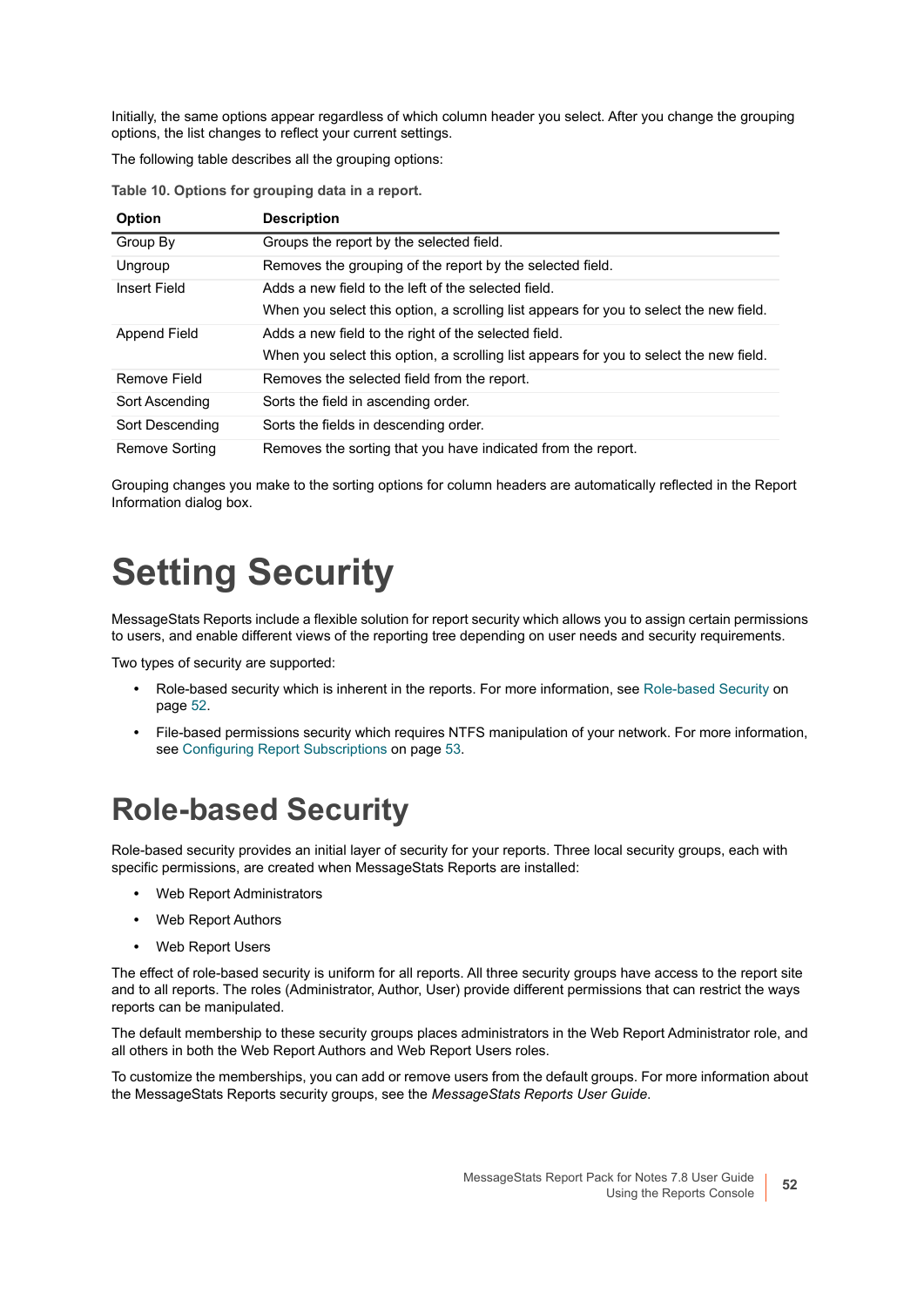Initially, the same options appear regardless of which column header you select. After you change the grouping options, the list changes to reflect your current settings.

The following table describes all the grouping options:

**Table 10. Options for grouping data in a report.**

| Option | Description |
|---|---|
| Group By | Groups the report by the selected field. |
| Ungroup | Removes the grouping of the report by the selected field. |
| Insert Field | Adds a new field to the left of the selected field.<br>When you select this option, a scrolling list appears for you to select the new field. |
| Append Field | Adds a new field to the right of the selected field.<br>When you select this option, a scrolling list appears for you to select the new field. |
| Remove Field | Removes the selected field from the report. |
| Sort Ascending | Sorts the field in ascending order. |
| Sort Descending | Sorts the fields in descending order. |
| Remove Sorting | Removes the sorting that you have indicated from the report. |

Grouping changes you make to the sorting options for column headers are automatically reflected in the Report Information dialog box.

# Setting Security

MessageStats Reports include a flexible solution for report security which allows you to assign certain permissions to users, and enable different views of the reporting tree depending on user needs and security requirements.

Two types of security are supported:

- Role-based security which is inherent in the reports. For more information, see Role-based Security on page 52.
- File-based permissions security which requires NTFS manipulation of your network. For more information, see Configuring Report Subscriptions on page 53.

## Role-based Security

Role-based security provides an initial layer of security for your reports. Three local security groups, each with specific permissions, are created when MessageStats Reports are installed:

- Web Report Administrators
- Web Report Authors
- Web Report Users

The effect of role-based security is uniform for all reports. All three security groups have access to the report site and to all reports. The roles (Administrator, Author, User) provide different permissions that can restrict the ways reports can be manipulated.

The default membership to these security groups places administrators in the Web Report Administrator role, and all others in both the Web Report Authors and Web Report Users roles.

To customize the memberships, you can add or remove users from the default groups. For more information about the MessageStats Reports security groups, see the *MessageStats Reports User Guide*.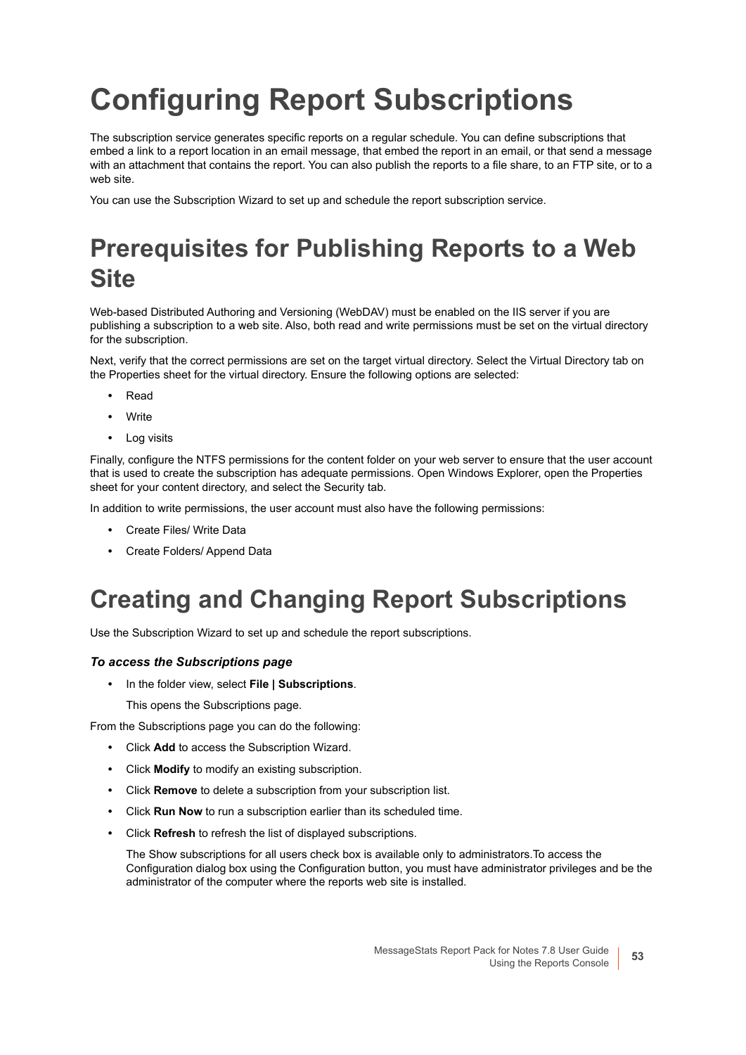# Configuring Report Subscriptions

The subscription service generates specific reports on a regular schedule. You can define subscriptions that embed a link to a report location in an email message, that embed the report in an email, or that send a message with an attachment that contains the report. You can also publish the reports to a file share, to an FTP site, or to a web site.

You can use the Subscription Wizard to set up and schedule the report subscription service.

## Prerequisites for Publishing Reports to a Web Site

Web-based Distributed Authoring and Versioning (WebDAV) must be enabled on the IIS server if you are publishing a subscription to a web site. Also, both read and write permissions must be set on the virtual directory for the subscription.

Next, verify that the correct permissions are set on the target virtual directory. Select the Virtual Directory tab on the Properties sheet for the virtual directory. Ensure the following options are selected:

- Read
- Write
- Log visits

Finally, configure the NTFS permissions for the content folder on your web server to ensure that the user account that is used to create the subscription has adequate permissions. Open Windows Explorer, open the Properties sheet for your content directory, and select the Security tab.

In addition to write permissions, the user account must also have the following permissions:

- Create Files/ Write Data
- Create Folders/ Append Data

## Creating and Changing Report Subscriptions

Use the Subscription Wizard to set up and schedule the report subscriptions.

### *To access the Subscriptions page*

- In the folder view, select **File | Subscriptions**.

  This opens the Subscriptions page.

From the Subscriptions page you can do the following:

- Click **Add** to access the Subscription Wizard.
- Click **Modify** to modify an existing subscription.
- Click **Remove** to delete a subscription from your subscription list.
- Click **Run Now** to run a subscription earlier than its scheduled time.
- Click **Refresh** to refresh the list of displayed subscriptions.

  The Show subscriptions for all users check box is available only to administrators.To access the Configuration dialog box using the Configuration button, you must have administrator privileges and be the administrator of the computer where the reports web site is installed.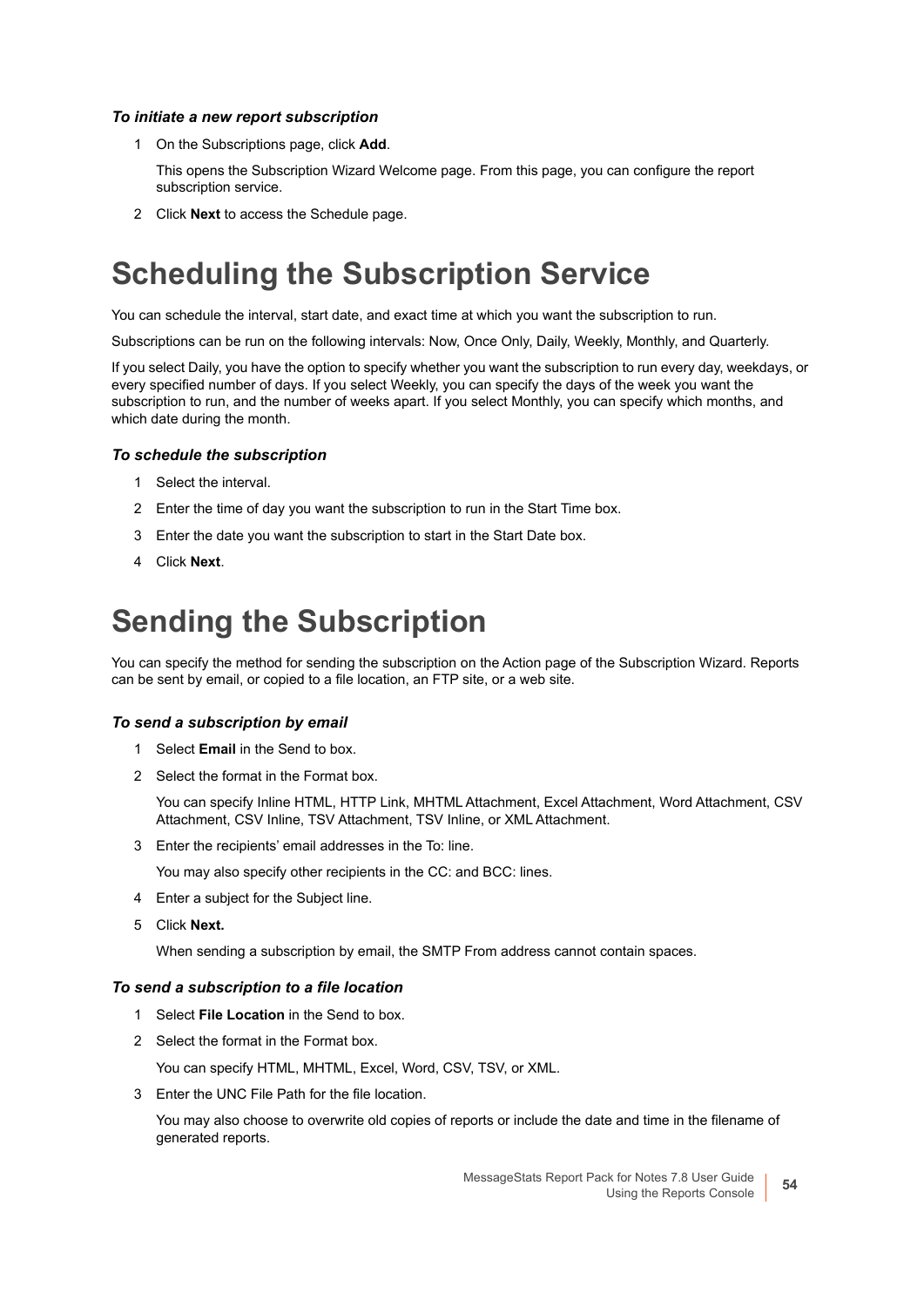*To initiate a new report subscription*

1. On the Subscriptions page, click **Add**.

   This opens the Subscription Wizard Welcome page. From this page, you can configure the report subscription service.

2. Click **Next** to access the Schedule page.

# Scheduling the Subscription Service

You can schedule the interval, start date, and exact time at which you want the subscription to run.

Subscriptions can be run on the following intervals: Now, Once Only, Daily, Weekly, Monthly, and Quarterly.

If you select Daily, you have the option to specify whether you want the subscription to run every day, weekdays, or every specified number of days. If you select Weekly, you can specify the days of the week you want the subscription to run, and the number of weeks apart. If you select Monthly, you can specify which months, and which date during the month.

*To schedule the subscription*

1. Select the interval.
2. Enter the time of day you want the subscription to run in the Start Time box.
3. Enter the date you want the subscription to start in the Start Date box.
4. Click **Next**.

# Sending the Subscription

You can specify the method for sending the subscription on the Action page of the Subscription Wizard. Reports can be sent by email, or copied to a file location, an FTP site, or a web site.

*To send a subscription by email*

1. Select **Email** in the Send to box.
2. Select the format in the Format box.

   You can specify Inline HTML, HTTP Link, MHTML Attachment, Excel Attachment, Word Attachment, CSV Attachment, CSV Inline, TSV Attachment, TSV Inline, or XML Attachment.

3. Enter the recipients' email addresses in the To: line.

   You may also specify other recipients in the CC: and BCC: lines.

4. Enter a subject for the Subject line.
5. Click **Next.**

   When sending a subscription by email, the SMTP From address cannot contain spaces.

*To send a subscription to a file location*

1. Select **File Location** in the Send to box.
2. Select the format in the Format box.

   You can specify HTML, MHTML, Excel, Word, CSV, TSV, or XML.

3. Enter the UNC File Path for the file location.

   You may also choose to overwrite old copies of reports or include the date and time in the filename of generated reports.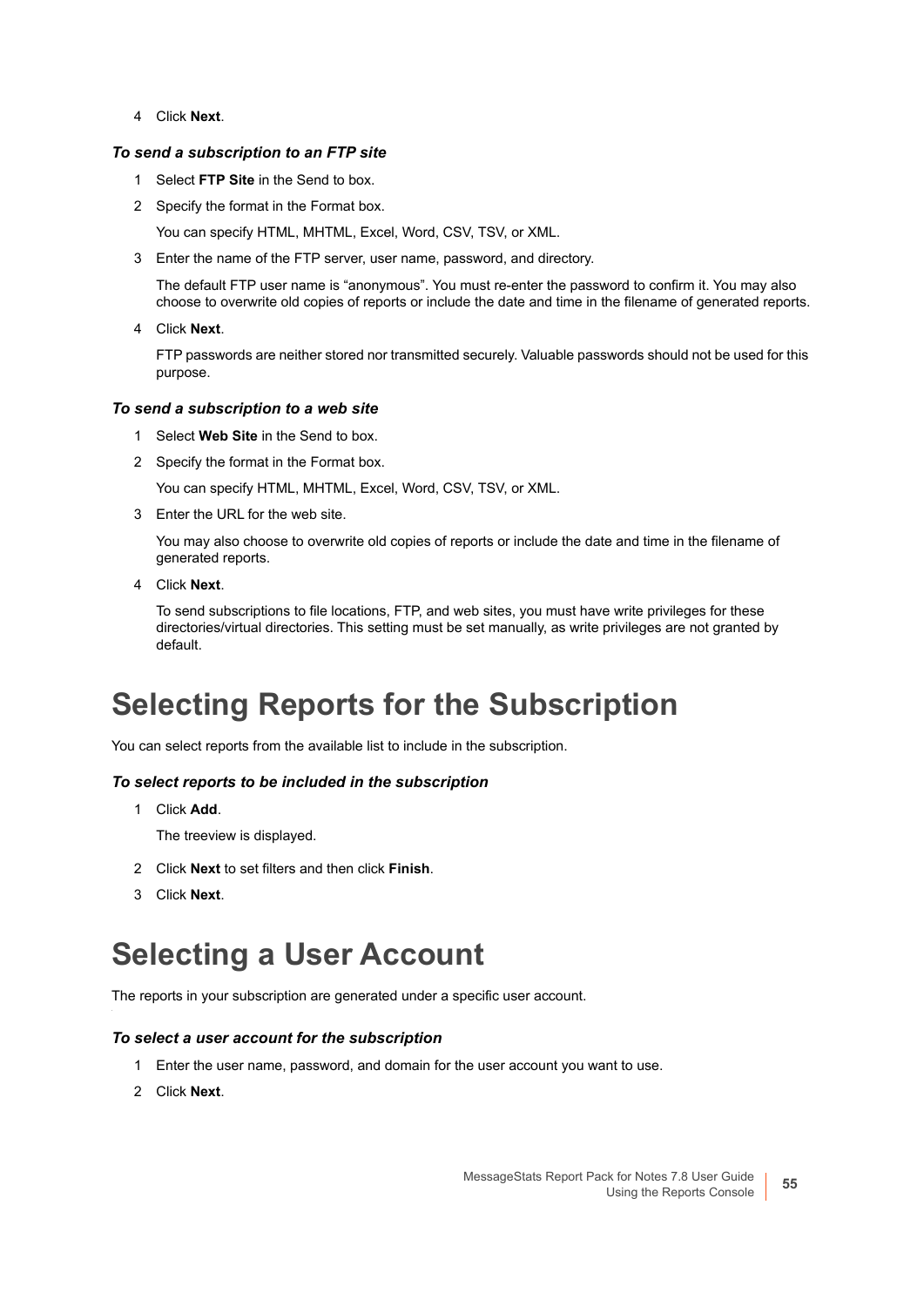4. Click **Next**.

### *To send a subscription to an FTP site*

1. Select **FTP Site** in the Send to box.
2. Specify the format in the Format box.

   You can specify HTML, MHTML, Excel, Word, CSV, TSV, or XML.
3. Enter the name of the FTP server, user name, password, and directory.

   The default FTP user name is “anonymous”. You must re-enter the password to confirm it. You may also choose to overwrite old copies of reports or include the date and time in the filename of generated reports.
4. Click **Next**.

   FTP passwords are neither stored nor transmitted securely. Valuable passwords should not be used for this purpose.

### *To send a subscription to a web site*

1. Select **Web Site** in the Send to box.
2. Specify the format in the Format box.

   You can specify HTML, MHTML, Excel, Word, CSV, TSV, or XML.
3. Enter the URL for the web site.

   You may also choose to overwrite old copies of reports or include the date and time in the filename of generated reports.
4. Click **Next**.

   To send subscriptions to file locations, FTP, and web sites, you must have write privileges for these directories/virtual directories. This setting must be set manually, as write privileges are not granted by default.

# Selecting Reports for the Subscription

You can select reports from the available list to include in the subscription.

### *To select reports to be included in the subscription*

1. Click **Add**.

   The treeview is displayed.
2. Click **Next** to set filters and then click **Finish**.
3. Click **Next**.

# Selecting a User Account

The reports in your subscription are generated under a specific user account.

### *To select a user account for the subscription*

1. Enter the user name, password, and domain for the user account you want to use.
2. Click **Next**.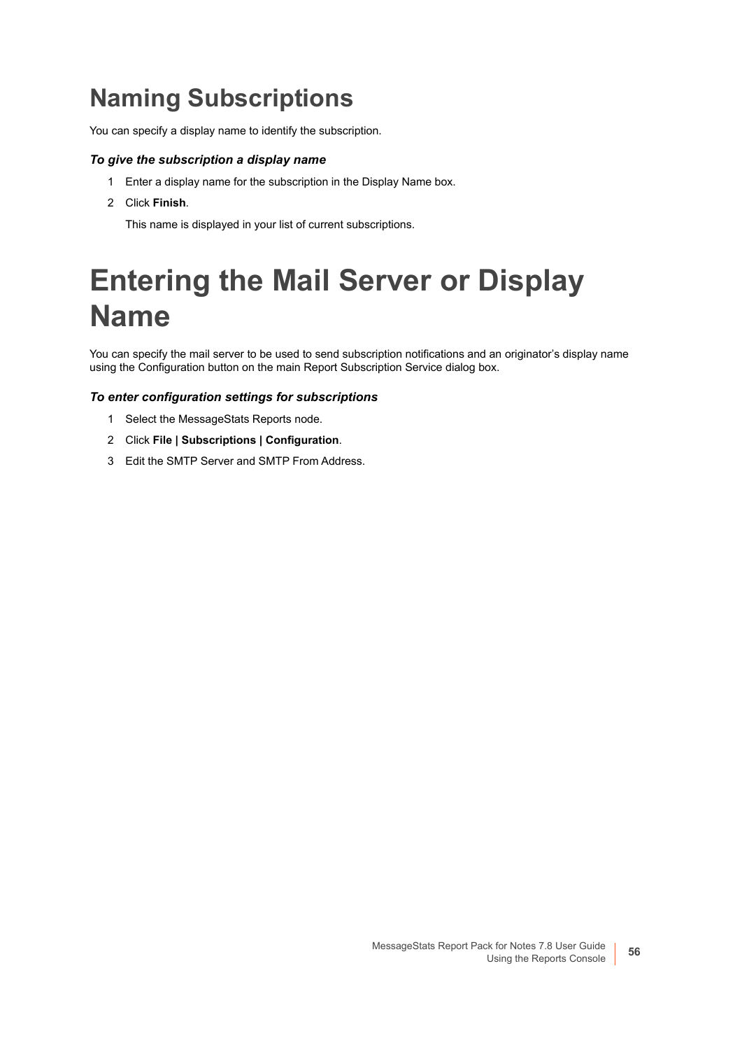## Naming Subscriptions

You can specify a display name to identify the subscription.

### *To give the subscription a display name*

1. Enter a display name for the subscription in the Display Name box.
2. Click **Finish**.

   This name is displayed in your list of current subscriptions.

# Entering the Mail Server or Display Name

You can specify the mail server to be used to send subscription notifications and an originator's display name using the Configuration button on the main Report Subscription Service dialog box.

### *To enter configuration settings for subscriptions*

1. Select the MessageStats Reports node.
2. Click **File | Subscriptions | Configuration**.
3. Edit the SMTP Server and SMTP From Address.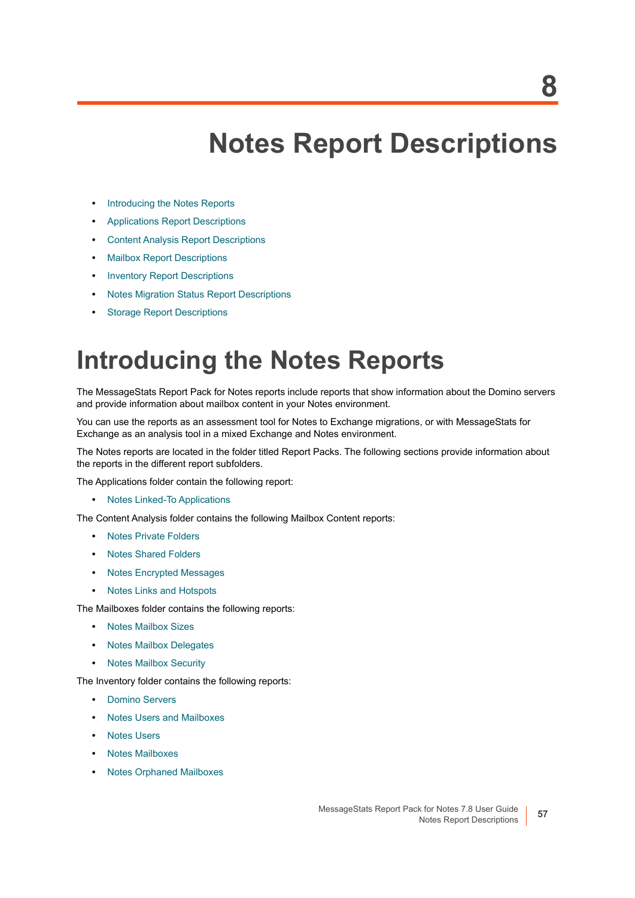8

# Notes Report Descriptions

- Introducing the Notes Reports
- Applications Report Descriptions
- Content Analysis Report Descriptions
- Mailbox Report Descriptions
- Inventory Report Descriptions
- Notes Migration Status Report Descriptions
- Storage Report Descriptions

# Introducing the Notes Reports

The MessageStats Report Pack for Notes reports include reports that show information about the Domino servers and provide information about mailbox content in your Notes environment.

You can use the reports as an assessment tool for Notes to Exchange migrations, or with MessageStats for Exchange as an analysis tool in a mixed Exchange and Notes environment.

The Notes reports are located in the folder titled Report Packs. The following sections provide information about the reports in the different report subfolders.

The Applications folder contain the following report:

- Notes Linked-To Applications

The Content Analysis folder contains the following Mailbox Content reports:

- Notes Private Folders
- Notes Shared Folders
- Notes Encrypted Messages
- Notes Links and Hotspots

The Mailboxes folder contains the following reports:

- Notes Mailbox Sizes
- Notes Mailbox Delegates
- Notes Mailbox Security

The Inventory folder contains the following reports:

- Domino Servers
- Notes Users and Mailboxes
- Notes Users
- Notes Mailboxes
- Notes Orphaned Mailboxes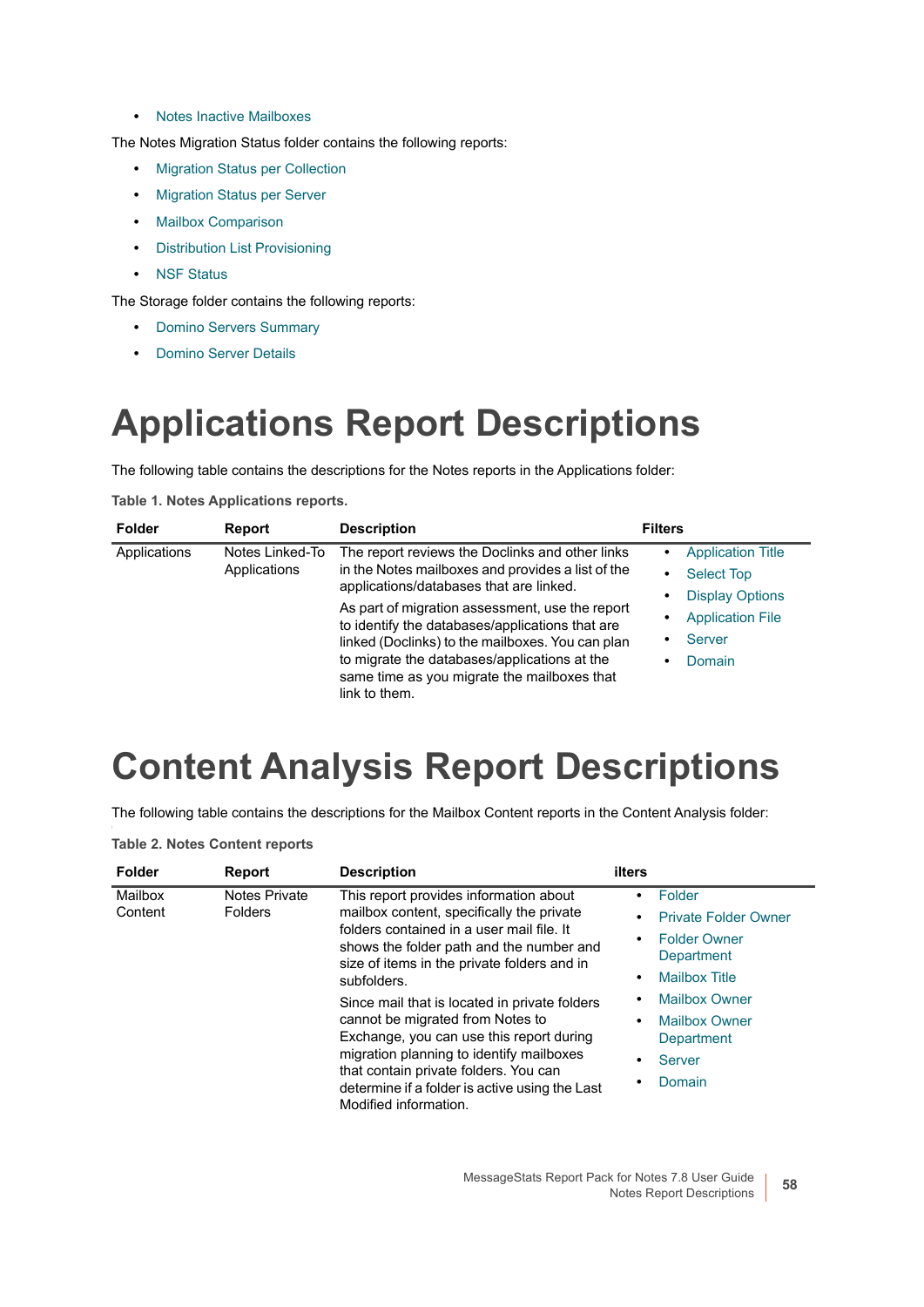- Notes Inactive Mailboxes

The Notes Migration Status folder contains the following reports:

- Migration Status per Collection
- Migration Status per Server
- Mailbox Comparison
- Distribution List Provisioning
- NSF Status

The Storage folder contains the following reports:

- Domino Servers Summary
- Domino Server Details

# Applications Report Descriptions

The following table contains the descriptions for the Notes reports in the Applications folder:

**Table 1. Notes Applications reports.**

| Folder | Report | Description | Filters |
|---|---|---|---|
| Applications | Notes Linked-To Applications | The report reviews the Doclinks and other links in the Notes mailboxes and provides a list of the applications/databases that are linked.<br><br>As part of migration assessment, use the report to identify the databases/applications that are linked (Doclinks) to the mailboxes. You can plan to migrate the databases/applications at the same time as you migrate the mailboxes that link to them. | • Application Title<br>• Select Top<br>• Display Options<br>• Application File<br>• Server<br>• Domain |

# Content Analysis Report Descriptions

The following table contains the descriptions for the Mailbox Content reports in the Content Analysis folder:

**Table 2. Notes Content reports**

| Folder | Report | Description | ilters |
|---|---|---|---|
| Mailbox Content | Notes Private Folders | This report provides information about mailbox content, specifically the private folders contained in a user mail file. It shows the folder path and the number and size of items in the private folders and in subfolders.<br><br>Since mail that is located in private folders cannot be migrated from Notes to Exchange, you can use this report during migration planning to identify mailboxes that contain private folders. You can determine if a folder is active using the Last Modified information. | • Folder<br>• Private Folder Owner<br>• Folder Owner Department<br>• Mailbox Title<br>• Mailbox Owner<br>• Mailbox Owner Department<br>• Server<br>• Domain |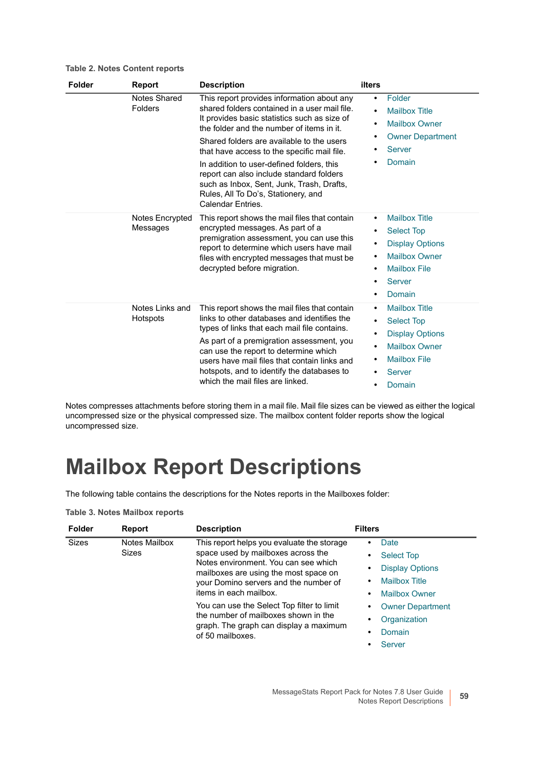Table 2. Notes Content reports

| Folder | Report | Description | ilters |
|---|---|---|---|
| | Notes Shared Folders | This report provides information about any shared folders contained in a user mail file. It provides basic statistics such as size of the folder and the number of items in it.<br><br>Shared folders are available to the users that have access to the specific mail file.<br><br>In addition to user-defined folders, this report can also include standard folders such as Inbox, Sent, Junk, Trash, Drafts, Rules, All To Do's, Stationery, and Calendar Entries. | • Folder<br>• Mailbox Title<br>• Mailbox Owner<br>• Owner Department<br>• Server<br>• Domain |
| | Notes Encrypted Messages | This report shows the mail files that contain encrypted messages. As part of a premigration assessment, you can use this report to determine which users have mail files with encrypted messages that must be decrypted before migration. | • Mailbox Title<br>• Select Top<br>• Display Options<br>• Mailbox Owner<br>• Mailbox File<br>• Server<br>• Domain |
| | Notes Links and Hotspots | This report shows the mail files that contain links to other databases and identifies the types of links that each mail file contains.<br><br>As part of a premigration assessment, you can use the report to determine which users have mail files that contain links and hotspots, and to identify the databases to which the mail files are linked. | • Mailbox Title<br>• Select Top<br>• Display Options<br>• Mailbox Owner<br>• Mailbox File<br>• Server<br>• Domain |

Notes compresses attachments before storing them in a mail file. Mail file sizes can be viewed as either the logical uncompressed size or the physical compressed size. The mailbox content folder reports show the logical uncompressed size.

# Mailbox Report Descriptions

The following table contains the descriptions for the Notes reports in the Mailboxes folder:

Table 3. Notes Mailbox reports

| Folder | Report | Description | Filters |
|---|---|---|---|
| Sizes | Notes Mailbox Sizes | This report helps you evaluate the storage space used by mailboxes across the Notes environment. You can see which mailboxes are using the most space on your Domino servers and the number of items in each mailbox.<br><br>You can use the Select Top filter to limit the number of mailboxes shown in the graph. The graph can display a maximum of 50 mailboxes. | • Date<br>• Select Top<br>• Display Options<br>• Mailbox Title<br>• Mailbox Owner<br>• Owner Department<br>• Organization<br>• Domain<br>• Server |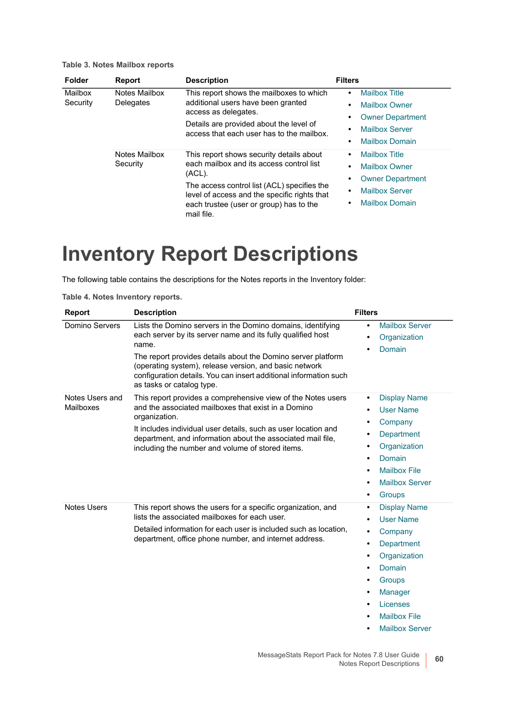**Table 3. Notes Mailbox reports**

| Folder | Report | Description | Filters |
|---|---|---|---|
| Mailbox Security | Notes Mailbox Delegates | This report shows the mailboxes to which additional users have been granted access as delegates.<br><br>Details are provided about the level of access that each user has to the mailbox. | • Mailbox Title<br>• Mailbox Owner<br>• Owner Department<br>• Mailbox Server<br>• Mailbox Domain |
| | Notes Mailbox Security | This report shows security details about each mailbox and its access control list (ACL).<br><br>The access control list (ACL) specifies the level of access and the specific rights that each trustee (user or group) has to the mail file. | • Mailbox Title<br>• Mailbox Owner<br>• Owner Department<br>• Mailbox Server<br>• Mailbox Domain |

# Inventory Report Descriptions

The following table contains the descriptions for the Notes reports in the Inventory folder:

**Table 4. Notes Inventory reports.**

| Report | Description | Filters |
|---|---|---|
| Domino Servers | Lists the Domino servers in the Domino domains, identifying each server by its server name and its fully qualified host name.<br><br>The report provides details about the Domino server platform (operating system), release version, and basic network configuration details. You can insert additional information such as tasks or catalog type. | • Mailbox Server<br>• Organization<br>• Domain |
| Notes Users and Mailboxes | This report provides a comprehensive view of the Notes users and the associated mailboxes that exist in a Domino organization.<br><br>It includes individual user details, such as user location and department, and information about the associated mail file, including the number and volume of stored items. | • Display Name<br>• User Name<br>• Company<br>• Department<br>• Organization<br>• Domain<br>• Mailbox File<br>• Mailbox Server<br>• Groups |
| Notes Users | This report shows the users for a specific organization, and lists the associated mailboxes for each user.<br><br>Detailed information for each user is included such as location, department, office phone number, and internet address. | • Display Name<br>• User Name<br>• Company<br>• Department<br>• Organization<br>• Domain<br>• Groups<br>• Manager<br>• Licenses<br>• Mailbox File<br>• Mailbox Server |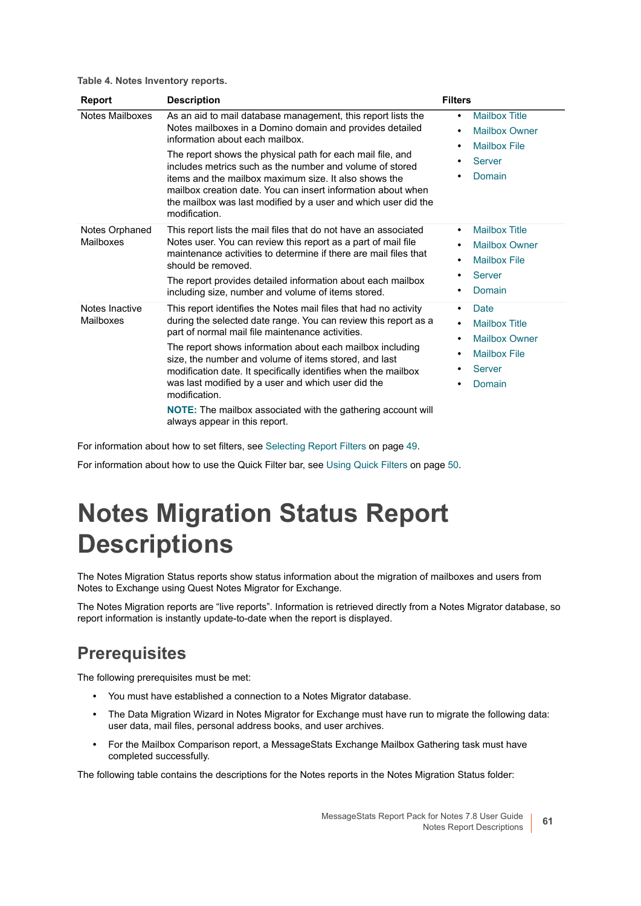**Table 4. Notes Inventory reports.**

| Report | Description | Filters |
|---|---|---|
| Notes Mailboxes | As an aid to mail database management, this report lists the Notes mailboxes in a Domino domain and provides detailed information about each mailbox.<br><br>The report shows the physical path for each mail file, and includes metrics such as the number and volume of stored items and the mailbox maximum size. It also shows the mailbox creation date. You can insert information about when the mailbox was last modified by a user and which user did the modification. | • Mailbox Title<br>• Mailbox Owner<br>• Mailbox File<br>• Server<br>• Domain |
| Notes Orphaned Mailboxes | This report lists the mail files that do not have an associated Notes user. You can review this report as a part of mail file maintenance activities to determine if there are mail files that should be removed.<br><br>The report provides detailed information about each mailbox including size, number and volume of items stored. | • Mailbox Title<br>• Mailbox Owner<br>• Mailbox File<br>• Server<br>• Domain |
| Notes Inactive Mailboxes | This report identifies the Notes mail files that had no activity during the selected date range. You can review this report as a part of normal mail file maintenance activities.<br><br>The report shows information about each mailbox including size, the number and volume of items stored, and last modification date. It specifically identifies when the mailbox was last modified by a user and which user did the modification.<br><br>**NOTE:** The mailbox associated with the gathering account will always appear in this report. | • Date<br>• Mailbox Title<br>• Mailbox Owner<br>• Mailbox File<br>• Server<br>• Domain |

For information about how to set filters, see Selecting Report Filters on page 49.

For information about how to use the Quick Filter bar, see Using Quick Filters on page 50.

# Notes Migration Status Report Descriptions

The Notes Migration Status reports show status information about the migration of mailboxes and users from Notes to Exchange using Quest Notes Migrator for Exchange.

The Notes Migration reports are "live reports". Information is retrieved directly from a Notes Migrator database, so report information is instantly update-to-date when the report is displayed.

## Prerequisites

The following prerequisites must be met:

- You must have established a connection to a Notes Migrator database.
- The Data Migration Wizard in Notes Migrator for Exchange must have run to migrate the following data: user data, mail files, personal address books, and user archives.
- For the Mailbox Comparison report, a MessageStats Exchange Mailbox Gathering task must have completed successfully.

The following table contains the descriptions for the Notes reports in the Notes Migration Status folder: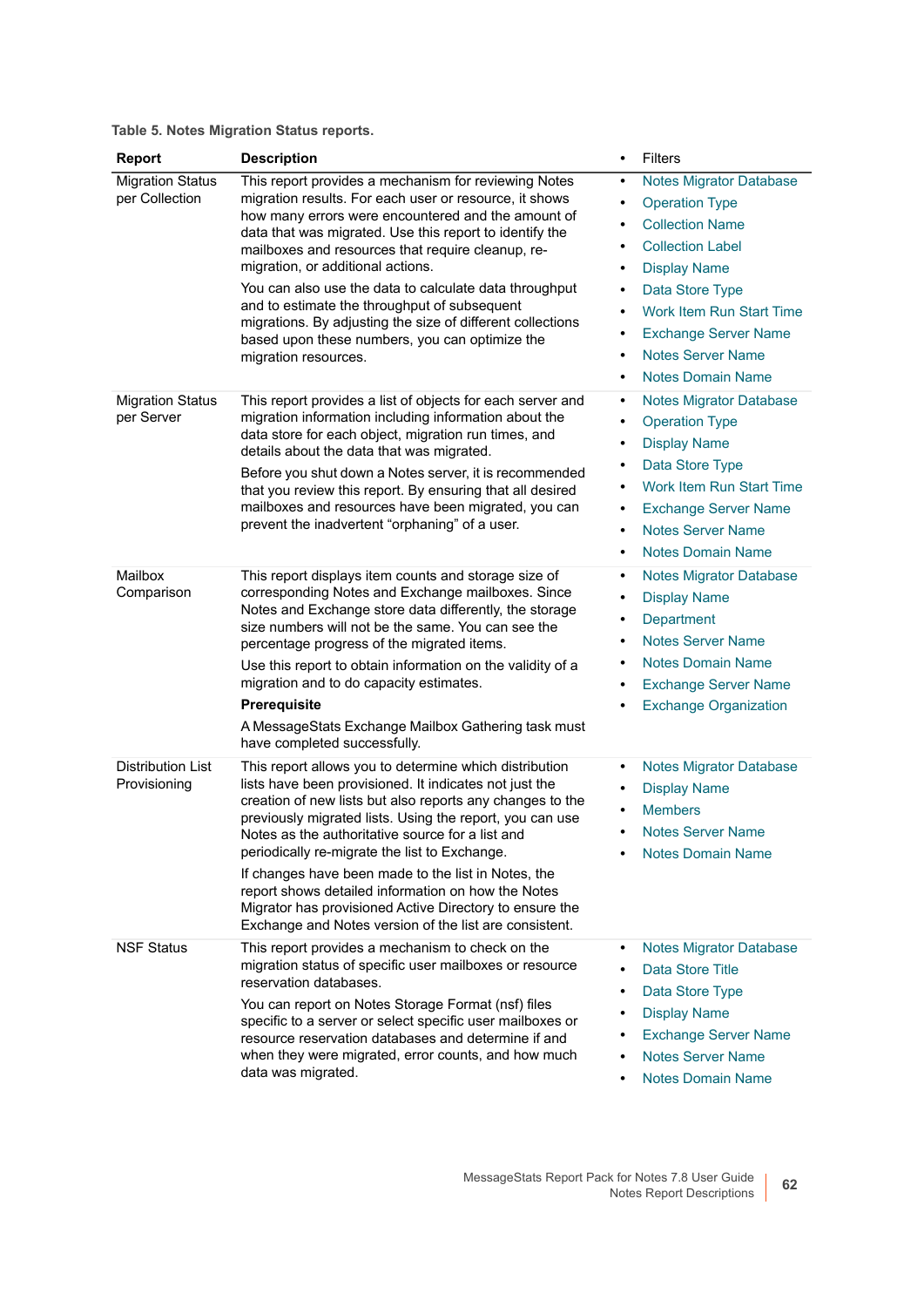**Table 5. Notes Migration Status reports.**

| Report | Description | Filters |
|---|---|---|
| Migration Status per Collection | This report provides a mechanism for reviewing Notes migration results. For each user or resource, it shows how many errors were encountered and the amount of data that was migrated. Use this report to identify the mailboxes and resources that require cleanup, re-migration, or additional actions.<br><br>You can also use the data to calculate data throughput and to estimate the throughput of subsequent migrations. By adjusting the size of different collections based upon these numbers, you can optimize the migration resources. | • Notes Migrator Database<br>• Operation Type<br>• Collection Name<br>• Collection Label<br>• Display Name<br>• Data Store Type<br>• Work Item Run Start Time<br>• Exchange Server Name<br>• Notes Server Name<br>• Notes Domain Name |
| Migration Status per Server | This report provides a list of objects for each server and migration information including information about the data store for each object, migration run times, and details about the data that was migrated.<br><br>Before you shut down a Notes server, it is recommended that you review this report. By ensuring that all desired mailboxes and resources have been migrated, you can prevent the inadvertent “orphaning” of a user. | • Notes Migrator Database<br>• Operation Type<br>• Display Name<br>• Data Store Type<br>• Work Item Run Start Time<br>• Exchange Server Name<br>• Notes Server Name<br>• Notes Domain Name |
| Mailbox Comparison | This report displays item counts and storage size of corresponding Notes and Exchange mailboxes. Since Notes and Exchange store data differently, the storage size numbers will not be the same. You can see the percentage progress of the migrated items.<br><br>Use this report to obtain information on the validity of a migration and to do capacity estimates.<br><br>**Prerequisite**<br><br>A MessageStats Exchange Mailbox Gathering task must have completed successfully. | • Notes Migrator Database<br>• Display Name<br>• Department<br>• Notes Server Name<br>• Notes Domain Name<br>• Exchange Server Name<br>• Exchange Organization |
| Distribution List Provisioning | This report allows you to determine which distribution lists have been provisioned. It indicates not just the creation of new lists but also reports any changes to the previously migrated lists. Using the report, you can use Notes as the authoritative source for a list and periodically re-migrate the list to Exchange.<br><br>If changes have been made to the list in Notes, the report shows detailed information on how the Notes Migrator has provisioned Active Directory to ensure the Exchange and Notes version of the list are consistent. | • Notes Migrator Database<br>• Display Name<br>• Members<br>• Notes Server Name<br>• Notes Domain Name |
| NSF Status | This report provides a mechanism to check on the migration status of specific user mailboxes or resource reservation databases.<br><br>You can report on Notes Storage Format (nsf) files specific to a server or select specific user mailboxes or resource reservation databases and determine if and when they were migrated, error counts, and how much data was migrated. | • Notes Migrator Database<br>• Data Store Title<br>• Data Store Type<br>• Display Name<br>• Exchange Server Name<br>• Notes Server Name<br>• Notes Domain Name |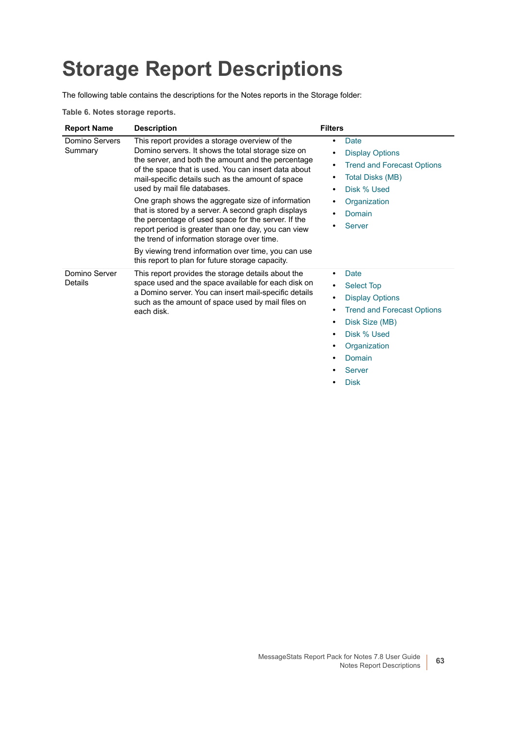# Storage Report Descriptions

The following table contains the descriptions for the Notes reports in the Storage folder:

**Table 6. Notes storage reports.**

| Report Name | Description | Filters |
|---|---|---|
| Domino Servers Summary | This report provides a storage overview of the Domino servers. It shows the total storage size on the server, and both the amount and the percentage of the space that is used. You can insert data about mail-specific details such as the amount of space used by mail file databases.<br><br>One graph shows the aggregate size of information that is stored by a server. A second graph displays the percentage of used space for the server. If the report period is greater than one day, you can view the trend of information storage over time.<br><br>By viewing trend information over time, you can use this report to plan for future storage capacity. | • Date<br>• Display Options<br>• Trend and Forecast Options<br>• Total Disks (MB)<br>• Disk % Used<br>• Organization<br>• Domain<br>• Server |
| Domino Server Details | This report provides the storage details about the space used and the space available for each disk on a Domino server. You can insert mail-specific details such as the amount of space used by mail files on each disk. | • Date<br>• Select Top<br>• Display Options<br>• Trend and Forecast Options<br>• Disk Size (MB)<br>• Disk % Used<br>• Organization<br>• Domain<br>• Server<br>• Disk |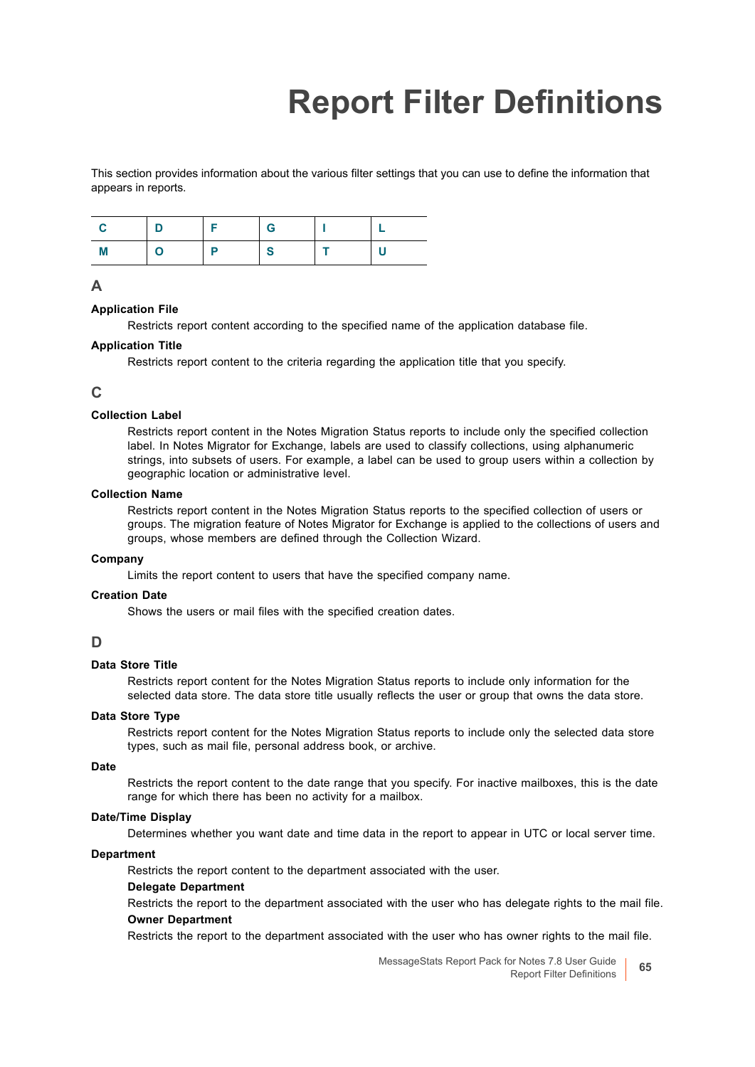# Report Filter Definitions

This section provides information about the various filter settings that you can use to define the information that appears in reports.

| C | D | F | G | I | L |
|---|---|---|---|---|---|
| M | O | P | S | T | U |

## A

**Application File**

Restricts report content according to the specified name of the application database file.

**Application Title**

Restricts report content to the criteria regarding the application title that you specify.

## C

**Collection Label**

Restricts report content in the Notes Migration Status reports to include only the specified collection label. In Notes Migrator for Exchange, labels are used to classify collections, using alphanumeric strings, into subsets of users. For example, a label can be used to group users within a collection by geographic location or administrative level.

**Collection Name**

Restricts report content in the Notes Migration Status reports to the specified collection of users or groups. The migration feature of Notes Migrator for Exchange is applied to the collections of users and groups, whose members are defined through the Collection Wizard.

**Company**

Limits the report content to users that have the specified company name.

**Creation Date**

Shows the users or mail files with the specified creation dates.

## D

**Data Store Title**

Restricts report content for the Notes Migration Status reports to include only information for the selected data store. The data store title usually reflects the user or group that owns the data store.

**Data Store Type**

Restricts report content for the Notes Migration Status reports to include only the selected data store types, such as mail file, personal address book, or archive.

**Date**

Restricts the report content to the date range that you specify. For inactive mailboxes, this is the date range for which there has been no activity for a mailbox.

**Date/Time Display**

Determines whether you want date and time data in the report to appear in UTC or local server time.

**Department**

Restricts the report content to the department associated with the user.

**Delegate Department**

Restricts the report to the department associated with the user who has delegate rights to the mail file.

**Owner Department**

Restricts the report to the department associated with the user who has owner rights to the mail file.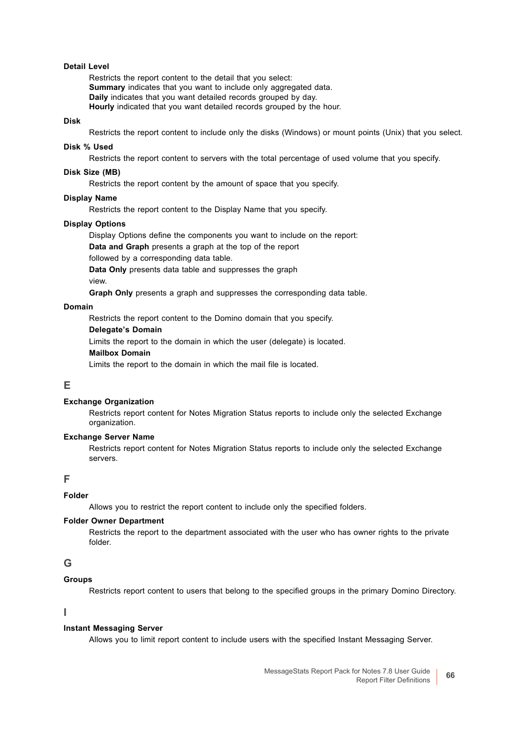**Detail Level**

Restricts the report content to the detail that you select:
**Summary** indicates that you want to include only aggregated data.
**Daily** indicates that you want detailed records grouped by day.
**Hourly** indicated that you want detailed records grouped by the hour.

**Disk**

Restricts the report content to include only the disks (Windows) or mount points (Unix) that you select.

**Disk % Used**

Restricts the report content to servers with the total percentage of used volume that you specify.

**Disk Size (MB)**

Restricts the report content by the amount of space that you specify.

**Display Name**

Restricts the report content to the Display Name that you specify.

**Display Options**

Display Options define the components you want to include on the report:

**Data and Graph** presents a graph at the top of the report

followed by a corresponding data table.

**Data Only** presents data table and suppresses the graph

view.

**Graph Only** presents a graph and suppresses the corresponding data table.

**Domain**

Restricts the report content to the Domino domain that you specify.

**Delegate's Domain**

Limits the report to the domain in which the user (delegate) is located.

**Mailbox Domain**

Limits the report to the domain in which the mail file is located.

## E

**Exchange Organization**

Restricts report content for Notes Migration Status reports to include only the selected Exchange organization.

**Exchange Server Name**

Restricts report content for Notes Migration Status reports to include only the selected Exchange servers.

## F

**Folder**

Allows you to restrict the report content to include only the specified folders.

**Folder Owner Department**

Restricts the report to the department associated with the user who has owner rights to the private folder.

## G

**Groups**

Restricts report content to users that belong to the specified groups in the primary Domino Directory.

## I

**Instant Messaging Server**

Allows you to limit report content to include users with the specified Instant Messaging Server.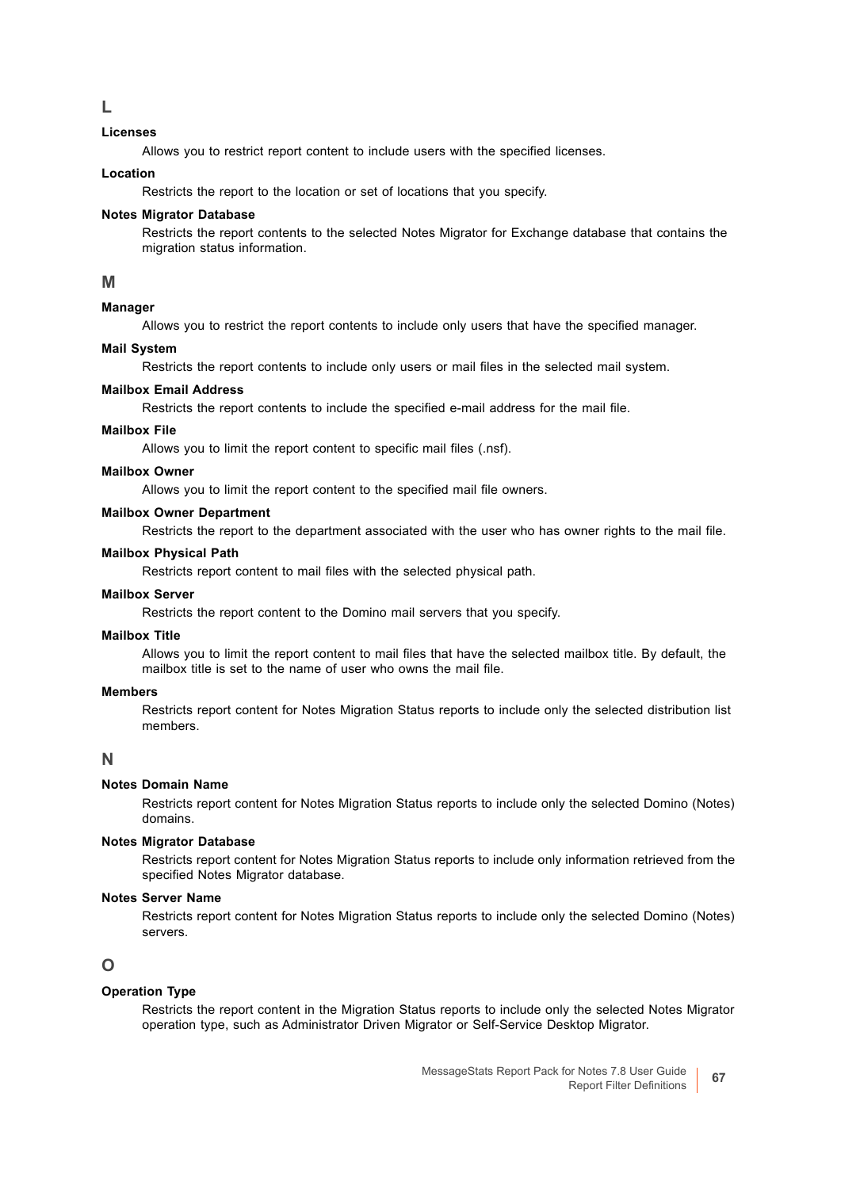## L

**Licenses**

Allows you to restrict report content to include users with the specified licenses.

**Location**

Restricts the report to the location or set of locations that you specify.

**Notes Migrator Database**

Restricts the report contents to the selected Notes Migrator for Exchange database that contains the migration status information.

## M

**Manager**

Allows you to restrict the report contents to include only users that have the specified manager.

**Mail System**

Restricts the report contents to include only users or mail files in the selected mail system.

**Mailbox Email Address**

Restricts the report contents to include the specified e-mail address for the mail file.

**Mailbox File**

Allows you to limit the report content to specific mail files (.nsf).

**Mailbox Owner**

Allows you to limit the report content to the specified mail file owners.

**Mailbox Owner Department**

Restricts the report to the department associated with the user who has owner rights to the mail file.

**Mailbox Physical Path**

Restricts report content to mail files with the selected physical path.

**Mailbox Server**

Restricts the report content to the Domino mail servers that you specify.

**Mailbox Title**

Allows you to limit the report content to mail files that have the selected mailbox title. By default, the mailbox title is set to the name of user who owns the mail file.

**Members**

Restricts report content for Notes Migration Status reports to include only the selected distribution list members.

## N

**Notes Domain Name**

Restricts report content for Notes Migration Status reports to include only the selected Domino (Notes) domains.

**Notes Migrator Database**

Restricts report content for Notes Migration Status reports to include only information retrieved from the specified Notes Migrator database.

**Notes Server Name**

Restricts report content for Notes Migration Status reports to include only the selected Domino (Notes) servers.

## O

**Operation Type**

Restricts the report content in the Migration Status reports to include only the selected Notes Migrator operation type, such as Administrator Driven Migrator or Self-Service Desktop Migrator.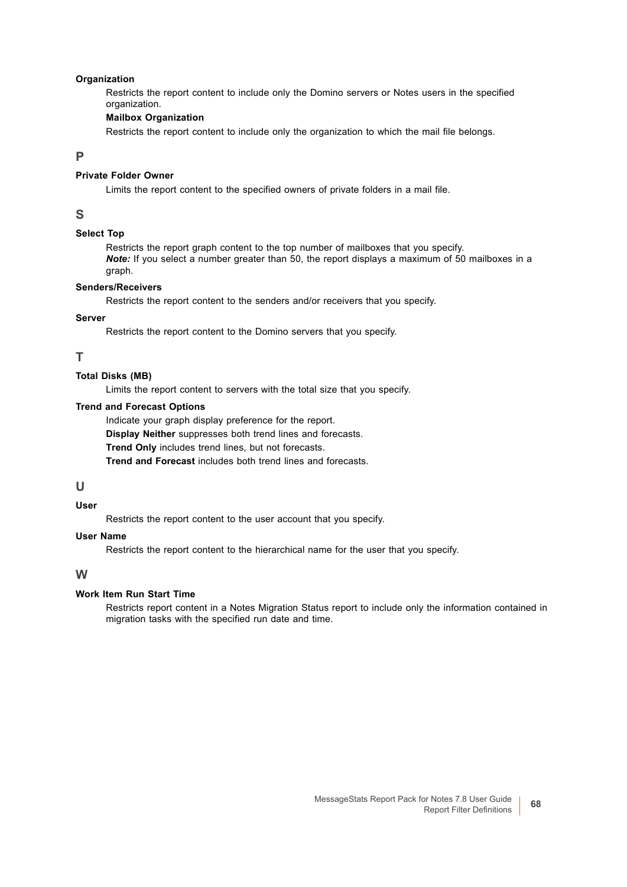**Organization**

Restricts the report content to include only the Domino servers or Notes users in the specified organization.

**Mailbox Organization**

Restricts the report content to include only the organization to which the mail file belongs.

## P

**Private Folder Owner**

Limits the report content to the specified owners of private folders in a mail file.

## S

**Select Top**

Restricts the report graph content to the top number of mailboxes that you specify.
***Note:*** If you select a number greater than 50, the report displays a maximum of 50 mailboxes in a graph.

**Senders/Receivers**

Restricts the report content to the senders and/or receivers that you specify.

**Server**

Restricts the report content to the Domino servers that you specify.

## T

**Total Disks (MB)**

Limits the report content to servers with the total size that you specify.

**Trend and Forecast Options**

Indicate your graph display preference for the report.

**Display Neither** suppresses both trend lines and forecasts.

**Trend Only** includes trend lines, but not forecasts.

**Trend and Forecast** includes both trend lines and forecasts.

## U

**User**

Restricts the report content to the user account that you specify.

**User Name**

Restricts the report content to the hierarchical name for the user that you specify.

## W

**Work Item Run Start Time**

Restricts report content in a Notes Migration Status report to include only the information contained in migration tasks with the specified run date and time.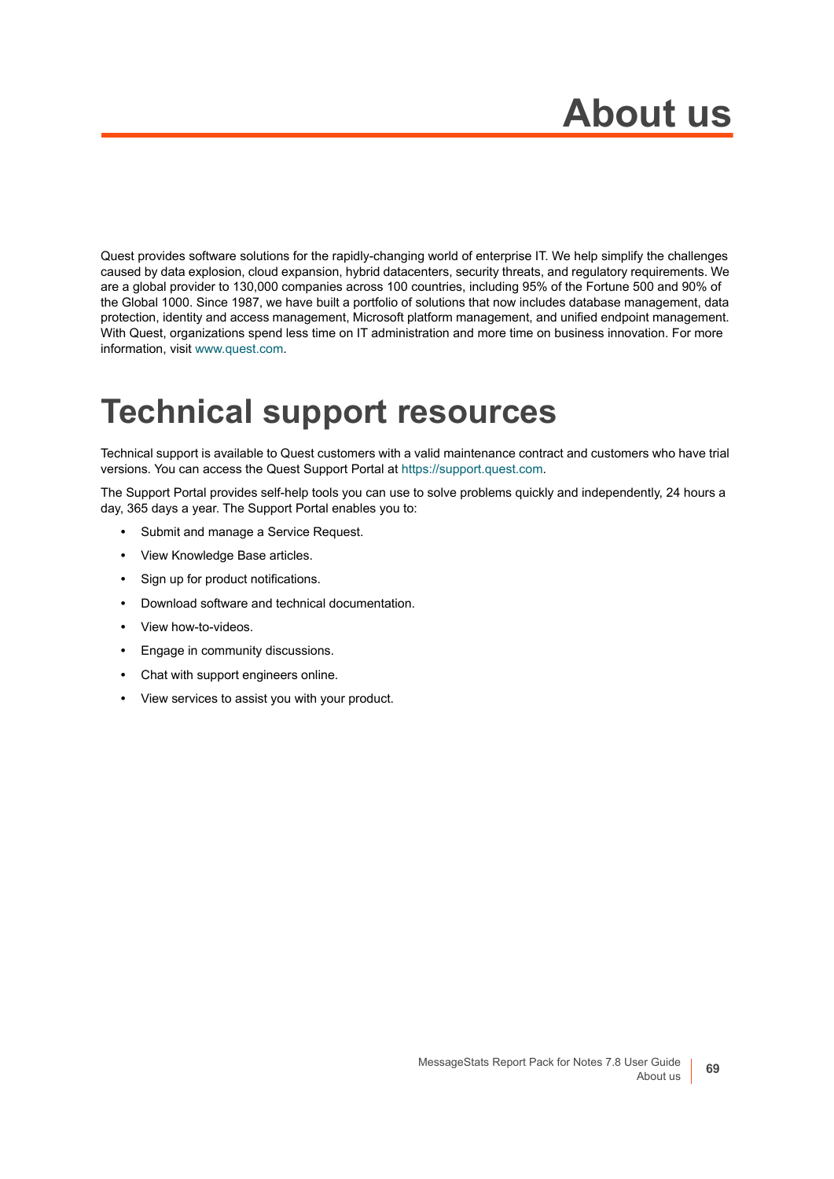# About us

Quest provides software solutions for the rapidly-changing world of enterprise IT. We help simplify the challenges caused by data explosion, cloud expansion, hybrid datacenters, security threats, and regulatory requirements. We are a global provider to 130,000 companies across 100 countries, including 95% of the Fortune 500 and 90% of the Global 1000. Since 1987, we have built a portfolio of solutions that now includes database management, data protection, identity and access management, Microsoft platform management, and unified endpoint management. With Quest, organizations spend less time on IT administration and more time on business innovation. For more information, visit www.quest.com.

# Technical support resources

Technical support is available to Quest customers with a valid maintenance contract and customers who have trial versions. You can access the Quest Support Portal at https://support.quest.com.

The Support Portal provides self-help tools you can use to solve problems quickly and independently, 24 hours a day, 365 days a year. The Support Portal enables you to:

- Submit and manage a Service Request.
- View Knowledge Base articles.
- Sign up for product notifications.
- Download software and technical documentation.
- View how-to-videos.
- Engage in community discussions.
- Chat with support engineers online.
- View services to assist you with your product.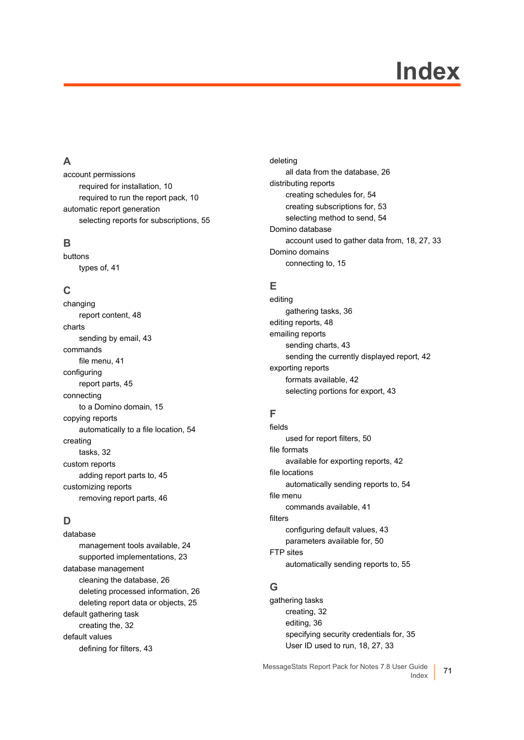# Index

## A

account permissions
- required for installation, 10
- required to run the report pack, 10

automatic report generation
- selecting reports for subscriptions, 55

## B

buttons
- types of, 41

## C

changing
- report content, 48

charts
- sending by email, 43

commands
- file menu, 41

configuring
- report parts, 45

connecting
- to a Domino domain, 15

copying reports
- automatically to a file location, 54

creating
- tasks, 32

custom reports
- adding report parts to, 45

customizing reports
- removing report parts, 46

## D

database
- management tools available, 24
- supported implementations, 23

database management
- cleaning the database, 26
- deleting processed information, 26
- deleting report data or objects, 25

default gathering task
- creating the, 32

default values
- defining for filters, 43

deleting
- all data from the database, 26

distributing reports
- creating schedules for, 54
- creating subscriptions for, 53
- selecting method to send, 54

Domino database
- account used to gather data from, 18, 27, 33

Domino domains
- connecting to, 15

## E

editing
- gathering tasks, 36

editing reports, 48

emailing reports
- sending charts, 43
- sending the currently displayed report, 42

exporting reports
- formats available, 42
- selecting portions for export, 43

## F

fields
- used for report filters, 50

file formats
- available for exporting reports, 42

file locations
- automatically sending reports to, 54

file menu
- commands available, 41

filters
- configuring default values, 43
- parameters available for, 50

FTP sites
- automatically sending reports to, 55

## G

gathering tasks
- creating, 32
- editing, 36
- specifying security credentials for, 35
- User ID used to run, 18, 27, 33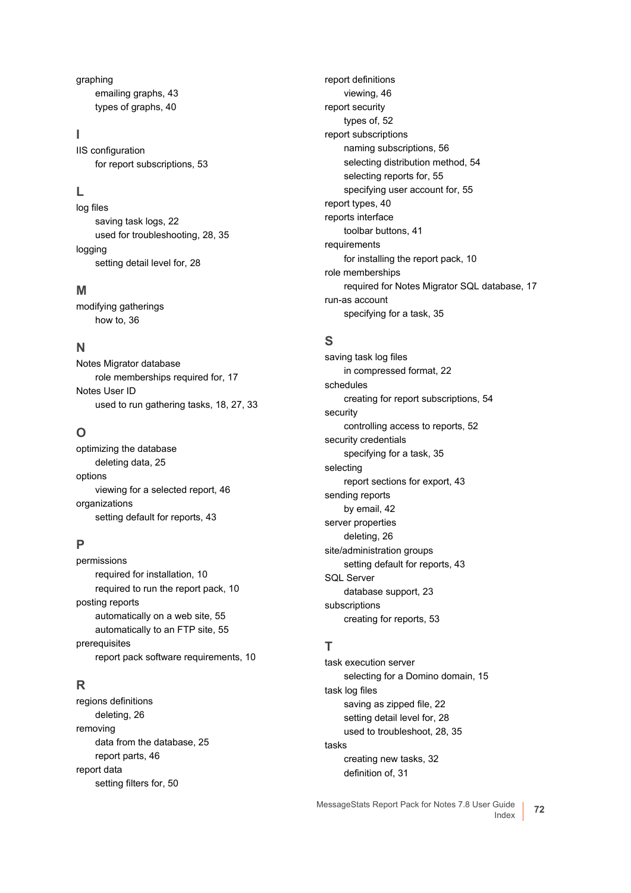graphing
- emailing graphs, 43
- types of graphs, 40

## I

IIS configuration
- for report subscriptions, 53

## L

log files
- saving task logs, 22
- used for troubleshooting, 28, 35

logging
- setting detail level for, 28

## M

modifying gatherings
- how to, 36

## N

Notes Migrator database
- role memberships required for, 17

Notes User ID
- used to run gathering tasks, 18, 27, 33

## O

optimizing the database
- deleting data, 25

options
- viewing for a selected report, 46

organizations
- setting default for reports, 43

## P

permissions
- required for installation, 10
- required to run the report pack, 10

posting reports
- automatically on a web site, 55
- automatically to an FTP site, 55

prerequisites
- report pack software requirements, 10

## R

regions definitions
- deleting, 26

removing
- data from the database, 25
- report parts, 46

report data
- setting filters for, 50

report definitions
- viewing, 46

report security
- types of, 52

report subscriptions
- naming subscriptions, 56
- selecting distribution method, 54
- selecting reports for, 55
- specifying user account for, 55

report types, 40

reports interface
- toolbar buttons, 41

requirements
- for installing the report pack, 10

role memberships
- required for Notes Migrator SQL database, 17

run-as account
- specifying for a task, 35

## S

saving task log files
- in compressed format, 22

schedules
- creating for report subscriptions, 54

security
- controlling access to reports, 52

security credentials
- specifying for a task, 35

selecting
- report sections for export, 43

sending reports
- by email, 42

server properties
- deleting, 26

site/administration groups
- setting default for reports, 43

SQL Server
- database support, 23

subscriptions
- creating for reports, 53

## T

task execution server
- selecting for a Domino domain, 15

task log files
- saving as zipped file, 22
- setting detail level for, 28
- used to troubleshoot, 28, 35

tasks
- creating new tasks, 32
- definition of, 31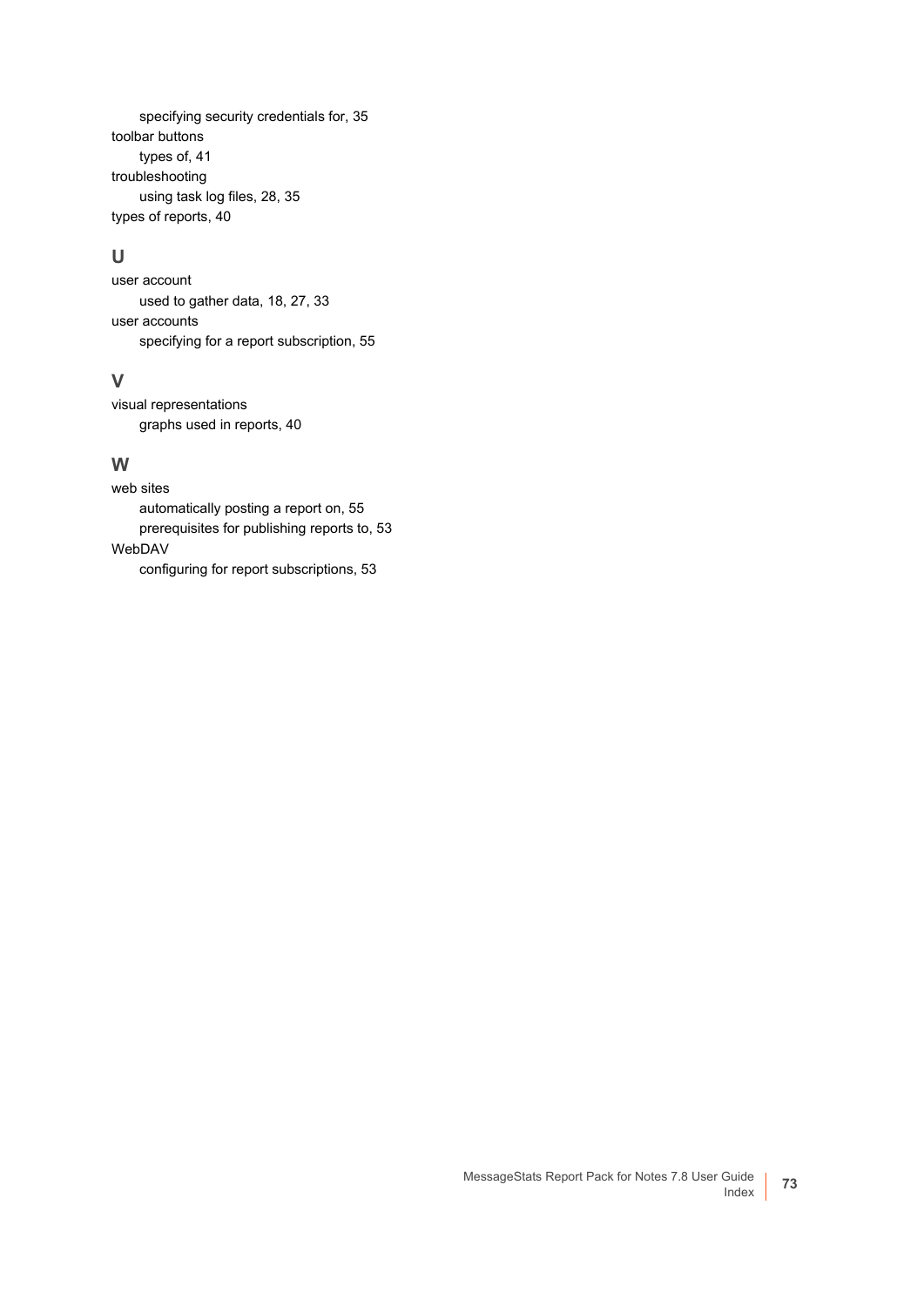specifying security credentials for, 35

toolbar buttons

types of, 41

troubleshooting

using task log files, 28, 35

types of reports, 40

## U

user account

used to gather data, 18, 27, 33

user accounts

specifying for a report subscription, 55

## V

visual representations

graphs used in reports, 40

## W

web sites

automatically posting a report on, 55

prerequisites for publishing reports to, 53

WebDAV

configuring for report subscriptions, 53